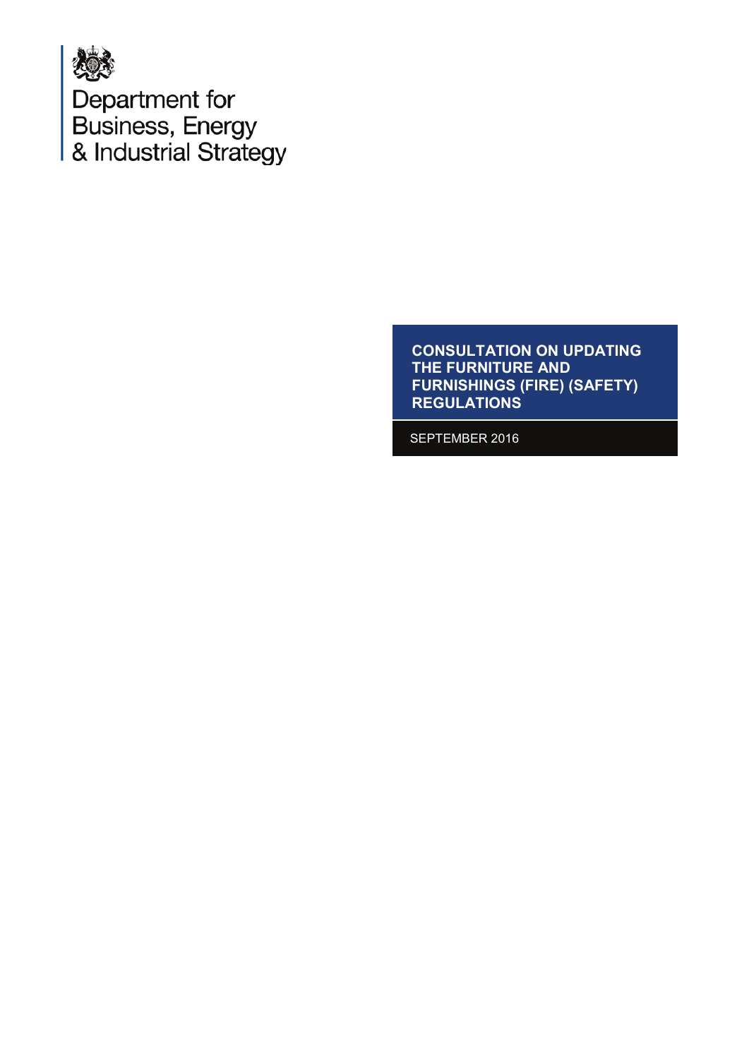Department for Business, Energy & Industrial Strategy

# CONSULTATION ON UPDATING THE FURNITURE AND FURNISHINGS (FIRE) (SAFETY) REGULATIONS

SEPTEMBER 2016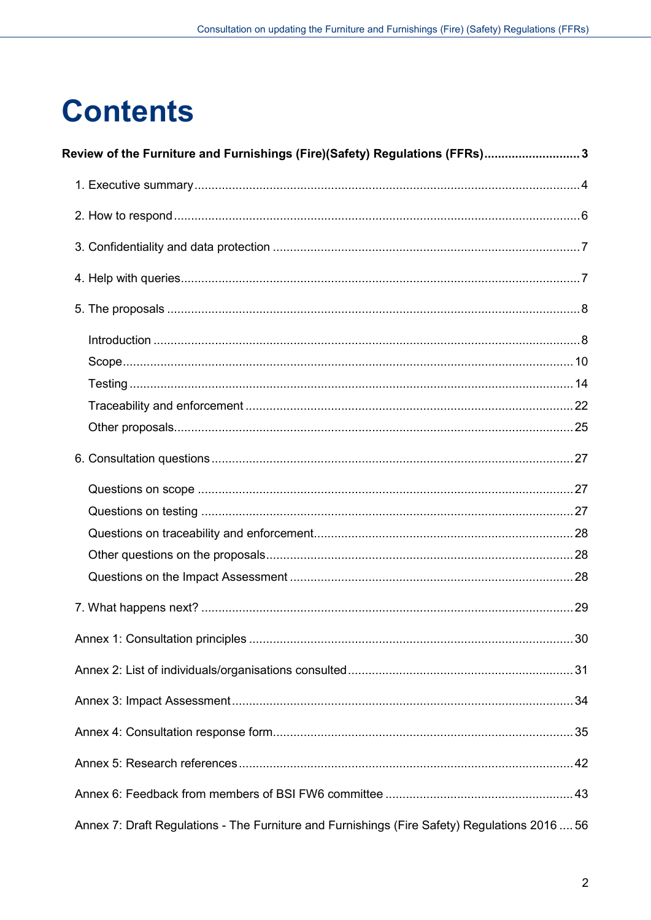# Contents

**Review of the Furniture and Furnishings (Fire)(Safety) Regulations (FFRs) ... 3**

1. Executive summary ... 4
2. How to respond ... 6
3. Confidentiality and data protection ... 7
4. Help with queries ... 7
5. The proposals ... 8
   - Introduction ... 8
   - Scope ... 10
   - Testing ... 14
   - Traceability and enforcement ... 22
   - Other proposals ... 25
6. Consultation questions ... 27
   - Questions on scope ... 27
   - Questions on testing ... 27
   - Questions on traceability and enforcement ... 28
   - Other questions on the proposals ... 28
   - Questions on the Impact Assessment ... 28
7. What happens next? ... 29

Annex 1: Consultation principles ... 30

Annex 2: List of individuals/organisations consulted ... 31

Annex 3: Impact Assessment ... 34

Annex 4: Consultation response form ... 35

Annex 5: Research references ... 42

Annex 6: Feedback from members of BSI FW6 committee ... 43

Annex 7: Draft Regulations - The Furniture and Furnishings (Fire Safety) Regulations 2016 ... 56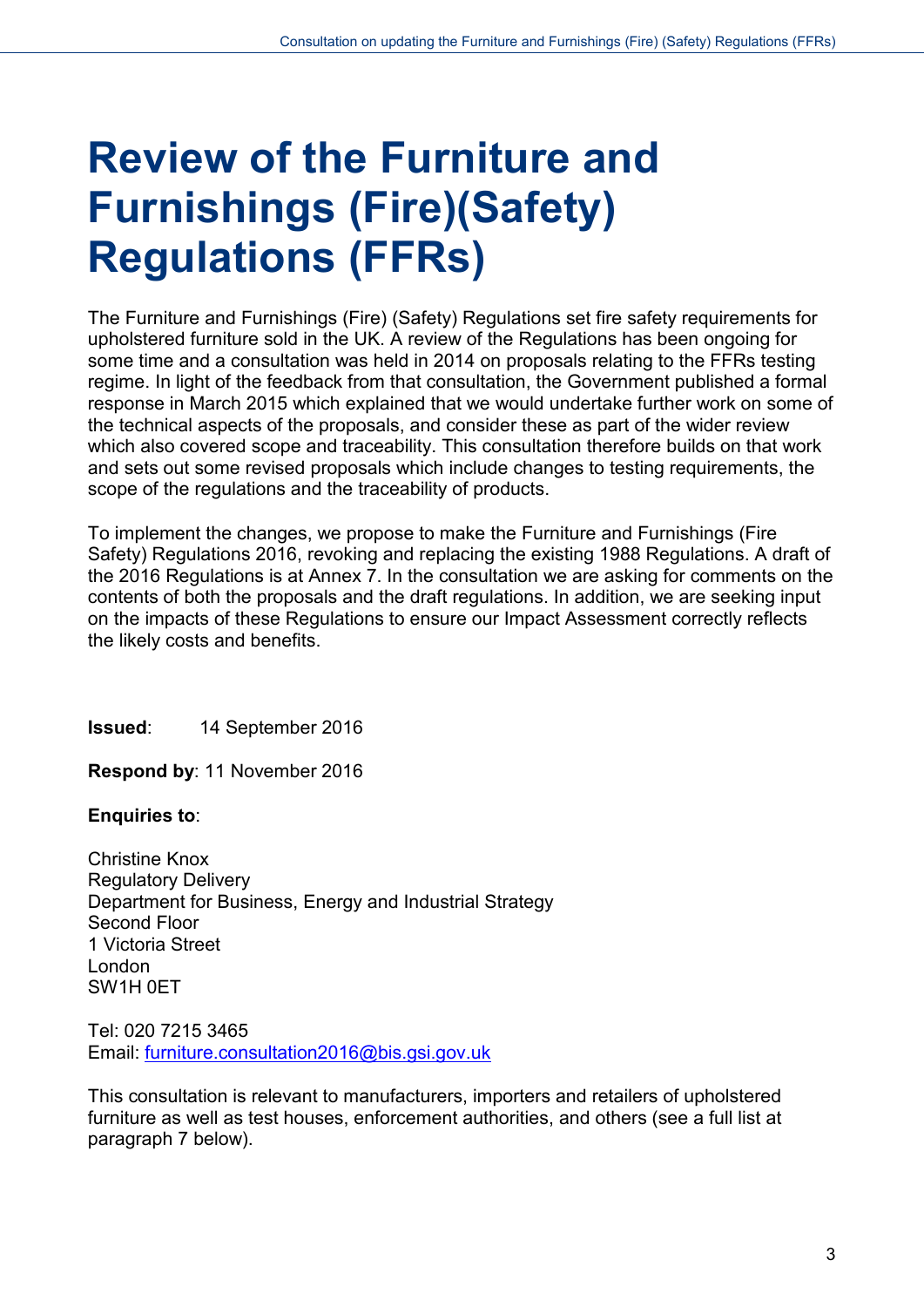# Review of the Furniture and Furnishings (Fire)(Safety) Regulations (FFRs)

The Furniture and Furnishings (Fire) (Safety) Regulations set fire safety requirements for upholstered furniture sold in the UK. A review of the Regulations has been ongoing for some time and a consultation was held in 2014 on proposals relating to the FFRs testing regime. In light of the feedback from that consultation, the Government published a formal response in March 2015 which explained that we would undertake further work on some of the technical aspects of the proposals, and consider these as part of the wider review which also covered scope and traceability. This consultation therefore builds on that work and sets out some revised proposals which include changes to testing requirements, the scope of the regulations and the traceability of products.

To implement the changes, we propose to make the Furniture and Furnishings (Fire Safety) Regulations 2016, revoking and replacing the existing 1988 Regulations. A draft of the 2016 Regulations is at Annex 7. In the consultation we are asking for comments on the contents of both the proposals and the draft regulations. In addition, we are seeking input on the impacts of these Regulations to ensure our Impact Assessment correctly reflects the likely costs and benefits.

**Issued**: 14 September 2016

**Respond by**: 11 November 2016

**Enquiries to**:

Christine Knox
Regulatory Delivery
Department for Business, Energy and Industrial Strategy
Second Floor
1 Victoria Street
London
SW1H 0ET

Tel: 020 7215 3465
Email: furniture.consultation2016@bis.gsi.gov.uk

This consultation is relevant to manufacturers, importers and retailers of upholstered furniture as well as test houses, enforcement authorities, and others (see a full list at paragraph 7 below).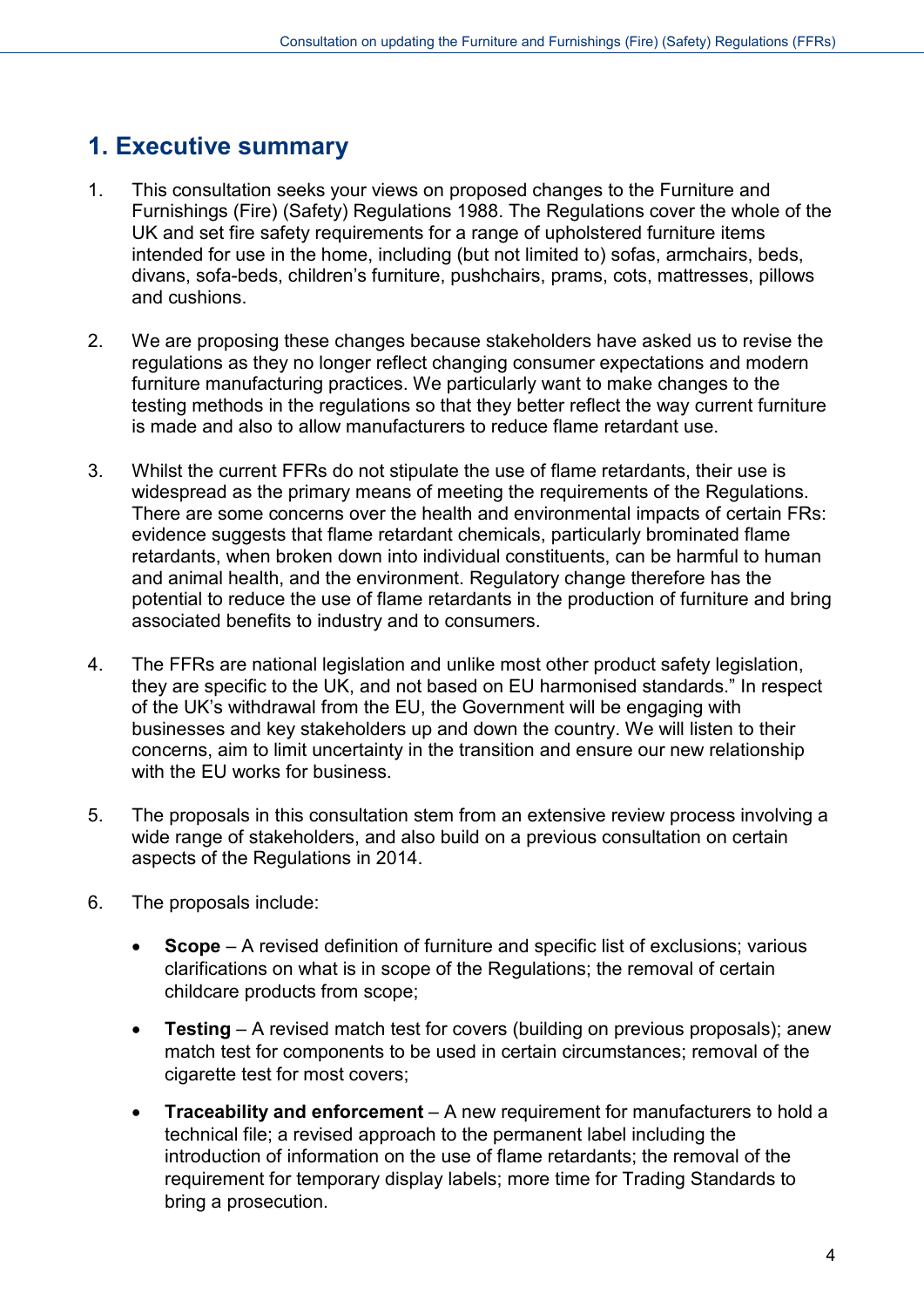# 1. Executive summary

1. This consultation seeks your views on proposed changes to the Furniture and Furnishings (Fire) (Safety) Regulations 1988. The Regulations cover the whole of the UK and set fire safety requirements for a range of upholstered furniture items intended for use in the home, including (but not limited to) sofas, armchairs, beds, divans, sofa-beds, children's furniture, pushchairs, prams, cots, mattresses, pillows and cushions.

2. We are proposing these changes because stakeholders have asked us to revise the regulations as they no longer reflect changing consumer expectations and modern furniture manufacturing practices. We particularly want to make changes to the testing methods in the regulations so that they better reflect the way current furniture is made and also to allow manufacturers to reduce flame retardant use.

3. Whilst the current FFRs do not stipulate the use of flame retardants, their use is widespread as the primary means of meeting the requirements of the Regulations. There are some concerns over the health and environmental impacts of certain FRs: evidence suggests that flame retardant chemicals, particularly brominated flame retardants, when broken down into individual constituents, can be harmful to human and animal health, and the environment. Regulatory change therefore has the potential to reduce the use of flame retardants in the production of furniture and bring associated benefits to industry and to consumers.

4. The FFRs are national legislation and unlike most other product safety legislation, they are specific to the UK, and not based on EU harmonised standards." In respect of the UK's withdrawal from the EU, the Government will be engaging with businesses and key stakeholders up and down the country. We will listen to their concerns, aim to limit uncertainty in the transition and ensure our new relationship with the EU works for business.

5. The proposals in this consultation stem from an extensive review process involving a wide range of stakeholders, and also build on a previous consultation on certain aspects of the Regulations in 2014.

6. The proposals include:

   - **Scope** – A revised definition of furniture and specific list of exclusions; various clarifications on what is in scope of the Regulations; the removal of certain childcare products from scope;
   - **Testing** – A revised match test for covers (building on previous proposals); anew match test for components to be used in certain circumstances; removal of the cigarette test for most covers;
   - **Traceability and enforcement** – A new requirement for manufacturers to hold a technical file; a revised approach to the permanent label including the introduction of information on the use of flame retardants; the removal of the requirement for temporary display labels; more time for Trading Standards to bring a prosecution.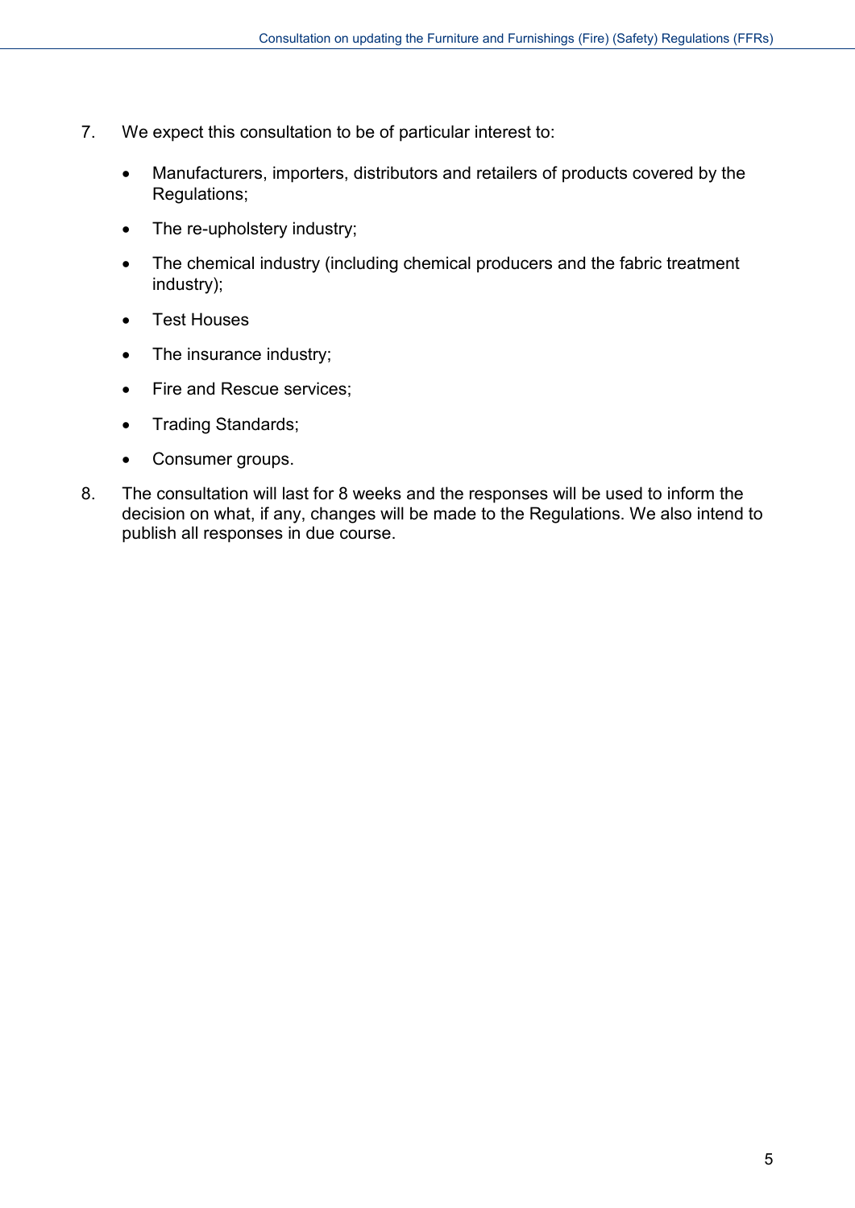7. We expect this consultation to be of particular interest to:

   - Manufacturers, importers, distributors and retailers of products covered by the Regulations;
   - The re-upholstery industry;
   - The chemical industry (including chemical producers and the fabric treatment industry);
   - Test Houses
   - The insurance industry;
   - Fire and Rescue services;
   - Trading Standards;
   - Consumer groups.

8. The consultation will last for 8 weeks and the responses will be used to inform the decision on what, if any, changes will be made to the Regulations. We also intend to publish all responses in due course.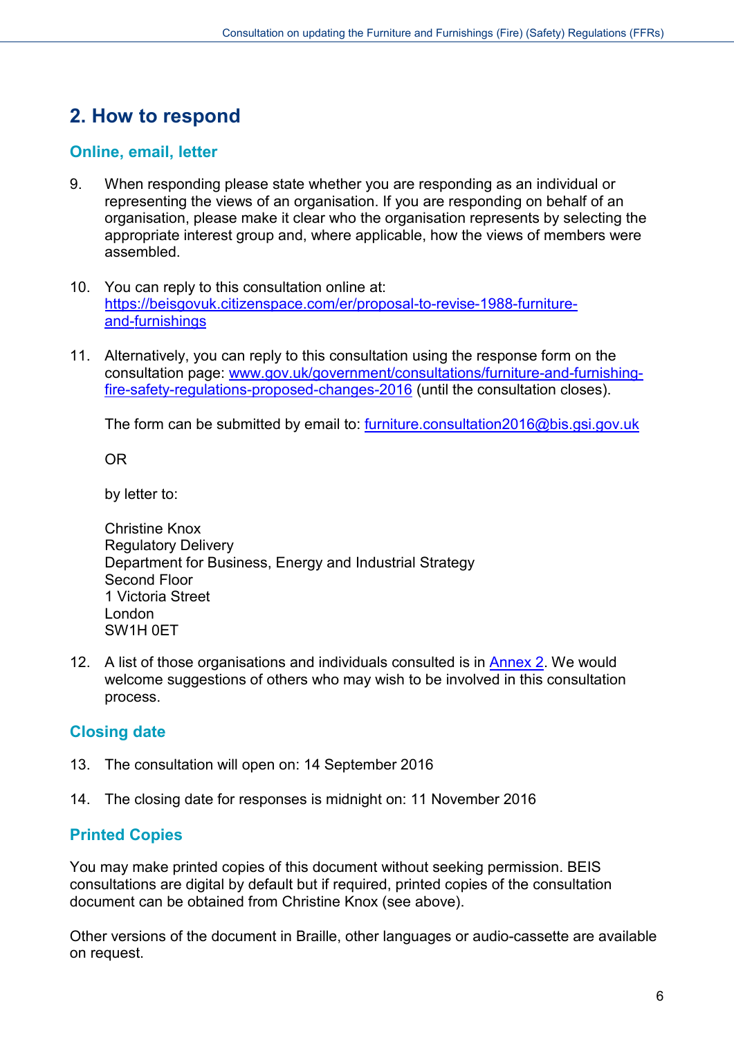## 2. How to respond

### Online, email, letter

9. When responding please state whether you are responding as an individual or representing the views of an organisation. If you are responding on behalf of an organisation, please make it clear who the organisation represents by selecting the appropriate interest group and, where applicable, how the views of members were assembled.

10. You can reply to this consultation online at: [https://beisgovuk.citizenspace.com/er/proposal-to-revise-1988-furniture-and-furnishings](https://beisgovuk.citizenspace.com/er/proposal-to-revise-1988-furniture-and-furnishings)

11. Alternatively, you can reply to this consultation using the response form on the consultation page: [www.gov.uk/government/consultations/furniture-and-furnishing-fire-safety-regulations-proposed-changes-2016](www.gov.uk/government/consultations/furniture-and-furnishing-fire-safety-regulations-proposed-changes-2016) (until the consultation closes).

    The form can be submitted by email to: [furniture.consultation2016@bis.gsi.gov.uk](mailto:furniture.consultation2016@bis.gsi.gov.uk)

    OR

    by letter to:

    Christine Knox
    Regulatory Delivery
    Department for Business, Energy and Industrial Strategy
    Second Floor
    1 Victoria Street
    London
    SW1H 0ET

12. A list of those organisations and individuals consulted is in Annex 2. We would welcome suggestions of others who may wish to be involved in this consultation process.

### Closing date

13. The consultation will open on: 14 September 2016

14. The closing date for responses is midnight on: 11 November 2016

### Printed Copies

You may make printed copies of this document without seeking permission. BEIS consultations are digital by default but if required, printed copies of the consultation document can be obtained from Christine Knox (see above).

Other versions of the document in Braille, other languages or audio-cassette are available on request.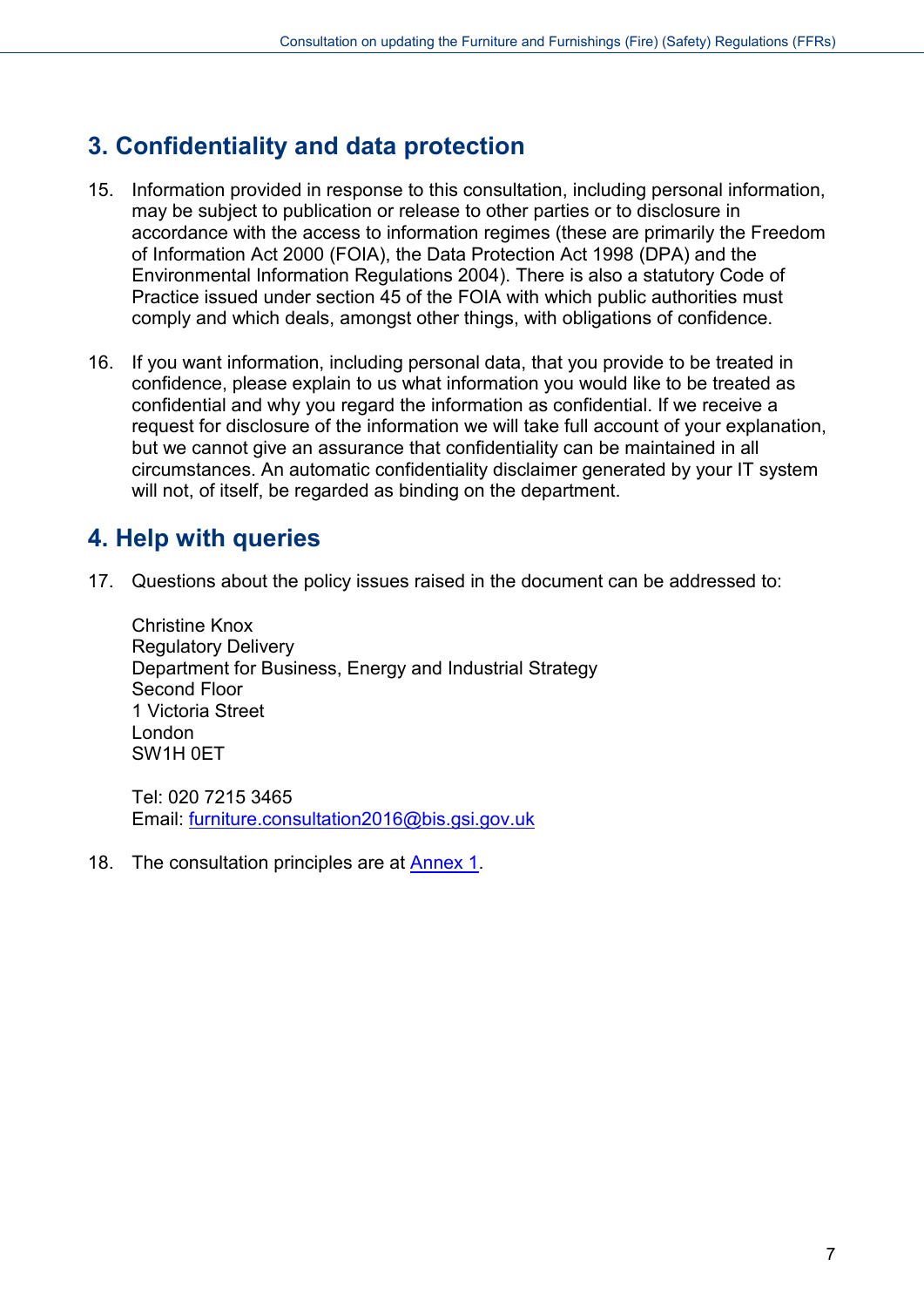## 3. Confidentiality and data protection

15. Information provided in response to this consultation, including personal information, may be subject to publication or release to other parties or to disclosure in accordance with the access to information regimes (these are primarily the Freedom of Information Act 2000 (FOIA), the Data Protection Act 1998 (DPA) and the Environmental Information Regulations 2004). There is also a statutory Code of Practice issued under section 45 of the FOIA with which public authorities must comply and which deals, amongst other things, with obligations of confidence.

16. If you want information, including personal data, that you provide to be treated in confidence, please explain to us what information you would like to be treated as confidential and why you regard the information as confidential. If we receive a request for disclosure of the information we will take full account of your explanation, but we cannot give an assurance that confidentiality can be maintained in all circumstances. An automatic confidentiality disclaimer generated by your IT system will not, of itself, be regarded as binding on the department.

## 4. Help with queries

17. Questions about the policy issues raised in the document can be addressed to:

    Christine Knox
    Regulatory Delivery
    Department for Business, Energy and Industrial Strategy
    Second Floor
    1 Victoria Street
    London
    SW1H 0ET

    Tel: 020 7215 3465
    Email: furniture.consultation2016@bis.gsi.gov.uk

18. The consultation principles are at Annex 1.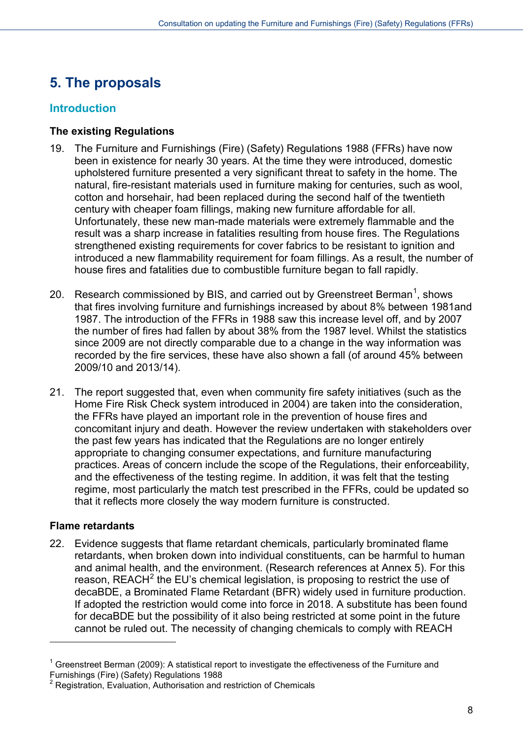## 5. The proposals

### Introduction

#### The existing Regulations

19. The Furniture and Furnishings (Fire) (Safety) Regulations 1988 (FFRs) have now been in existence for nearly 30 years. At the time they were introduced, domestic upholstered furniture presented a very significant threat to safety in the home. The natural, fire-resistant materials used in furniture making for centuries, such as wool, cotton and horsehair, had been replaced during the second half of the twentieth century with cheaper foam fillings, making new furniture affordable for all. Unfortunately, these new man-made materials were extremely flammable and the result was a sharp increase in fatalities resulting from house fires. The Regulations strengthened existing requirements for cover fabrics to be resistant to ignition and introduced a new flammability requirement for foam fillings. As a result, the number of house fires and fatalities due to combustible furniture began to fall rapidly.

20. Research commissioned by BIS, and carried out by Greenstreet Berman[1], shows that fires involving furniture and furnishings increased by about 8% between 1981and 1987. The introduction of the FFRs in 1988 saw this increase level off, and by 2007 the number of fires had fallen by about 38% from the 1987 level. Whilst the statistics since 2009 are not directly comparable due to a change in the way information was recorded by the fire services, these have also shown a fall (of around 45% between 2009/10 and 2013/14).

21. The report suggested that, even when community fire safety initiatives (such as the Home Fire Risk Check system introduced in 2004) are taken into the consideration, the FFRs have played an important role in the prevention of house fires and concomitant injury and death. However the review undertaken with stakeholders over the past few years has indicated that the Regulations are no longer entirely appropriate to changing consumer expectations, and furniture manufacturing practices. Areas of concern include the scope of the Regulations, their enforceability, and the effectiveness of the testing regime. In addition, it was felt that the testing regime, most particularly the match test prescribed in the FFRs, could be updated so that it reflects more closely the way modern furniture is constructed.

#### Flame retardants

22. Evidence suggests that flame retardant chemicals, particularly brominated flame retardants, when broken down into individual constituents, can be harmful to human and animal health, and the environment. (Research references at Annex 5). For this reason, REACH[2] the EU's chemical legislation, is proposing to restrict the use of decaBDE, a Brominated Flame Retardant (BFR) widely used in furniture production. If adopted the restriction would come into force in 2018. A substitute has been found for decaBDE but the possibility of it also being restricted at some point in the future cannot be ruled out. The necessity of changing chemicals to comply with REACH

---

[1] Greenstreet Berman (2009): A statistical report to investigate the effectiveness of the Furniture and Furnishings (Fire) (Safety) Regulations 1988

[2] Registration, Evaluation, Authorisation and restriction of Chemicals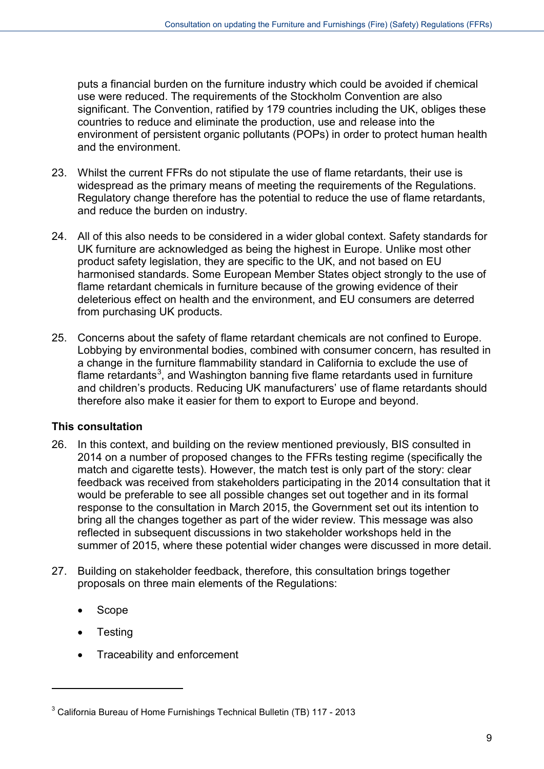puts a financial burden on the furniture industry which could be avoided if chemical use were reduced. The requirements of the Stockholm Convention are also significant. The Convention, ratified by 179 countries including the UK, obliges these countries to reduce and eliminate the production, use and release into the environment of persistent organic pollutants (POPs) in order to protect human health and the environment.

23. Whilst the current FFRs do not stipulate the use of flame retardants, their use is widespread as the primary means of meeting the requirements of the Regulations. Regulatory change therefore has the potential to reduce the use of flame retardants, and reduce the burden on industry.

24. All of this also needs to be considered in a wider global context. Safety standards for UK furniture are acknowledged as being the highest in Europe. Unlike most other product safety legislation, they are specific to the UK, and not based on EU harmonised standards. Some European Member States object strongly to the use of flame retardant chemicals in furniture because of the growing evidence of their deleterious effect on health and the environment, and EU consumers are deterred from purchasing UK products.

25. Concerns about the safety of flame retardant chemicals are not confined to Europe. Lobbying by environmental bodies, combined with consumer concern, has resulted in a change in the furniture flammability standard in California to exclude the use of flame retardants[3], and Washington banning five flame retardants used in furniture and children's products. Reducing UK manufacturers' use of flame retardants should therefore also make it easier for them to export to Europe and beyond.

**This consultation**

26. In this context, and building on the review mentioned previously, BIS consulted in 2014 on a number of proposed changes to the FFRs testing regime (specifically the match and cigarette tests). However, the match test is only part of the story: clear feedback was received from stakeholders participating in the 2014 consultation that it would be preferable to see all possible changes set out together and in its formal response to the consultation in March 2015, the Government set out its intention to bring all the changes together as part of the wider review. This message was also reflected in subsequent discussions in two stakeholder workshops held in the summer of 2015, where these potential wider changes were discussed in more detail.

27. Building on stakeholder feedback, therefore, this consultation brings together proposals on three main elements of the Regulations:

- Scope
- Testing
- Traceability and enforcement

---

[3] California Bureau of Home Furnishings Technical Bulletin (TB) 117 - 2013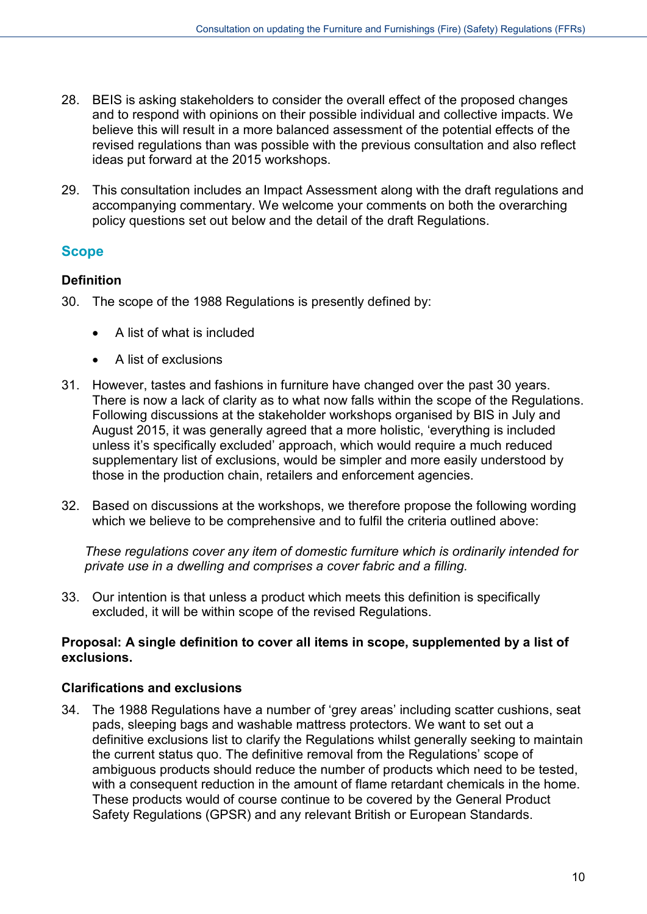28. BEIS is asking stakeholders to consider the overall effect of the proposed changes and to respond with opinions on their possible individual and collective impacts. We believe this will result in a more balanced assessment of the potential effects of the revised regulations than was possible with the previous consultation and also reflect ideas put forward at the 2015 workshops.

29. This consultation includes an Impact Assessment along with the draft regulations and accompanying commentary. We welcome your comments on both the overarching policy questions set out below and the detail of the draft Regulations.

## Scope

### Definition

30. The scope of the 1988 Regulations is presently defined by:

    - A list of what is included
    - A list of exclusions

31. However, tastes and fashions in furniture have changed over the past 30 years. There is now a lack of clarity as to what now falls within the scope of the Regulations. Following discussions at the stakeholder workshops organised by BIS in July and August 2015, it was generally agreed that a more holistic, 'everything is included unless it's specifically excluded' approach, which would require a much reduced supplementary list of exclusions, would be simpler and more easily understood by those in the production chain, retailers and enforcement agencies.

32. Based on discussions at the workshops, we therefore propose the following wording which we believe to be comprehensive and to fulfil the criteria outlined above:

    *These regulations cover any item of domestic furniture which is ordinarily intended for private use in a dwelling and comprises a cover fabric and a filling.*

33. Our intention is that unless a product which meets this definition is specifically excluded, it will be within scope of the revised Regulations.

**Proposal: A single definition to cover all items in scope, supplemented by a list of exclusions.**

### Clarifications and exclusions

34. The 1988 Regulations have a number of 'grey areas' including scatter cushions, seat pads, sleeping bags and washable mattress protectors. We want to set out a definitive exclusions list to clarify the Regulations whilst generally seeking to maintain the current status quo. The definitive removal from the Regulations' scope of ambiguous products should reduce the number of products which need to be tested, with a consequent reduction in the amount of flame retardant chemicals in the home. These products would of course continue to be covered by the General Product Safety Regulations (GPSR) and any relevant British or European Standards.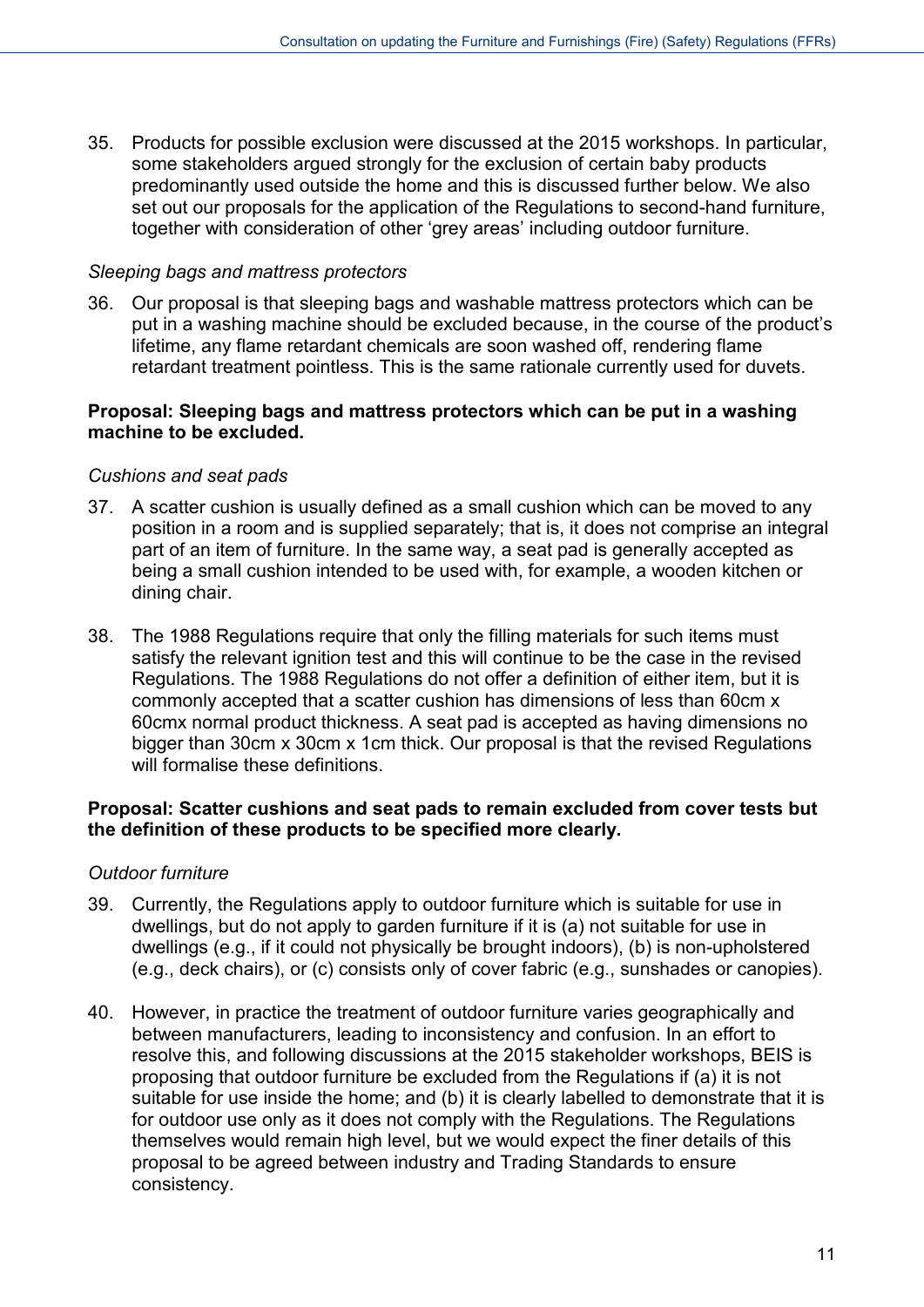35. Products for possible exclusion were discussed at the 2015 workshops. In particular, some stakeholders argued strongly for the exclusion of certain baby products predominantly used outside the home and this is discussed further below. We also set out our proposals for the application of the Regulations to second-hand furniture, together with consideration of other 'grey areas' including outdoor furniture.

*Sleeping bags and mattress protectors*

36. Our proposal is that sleeping bags and washable mattress protectors which can be put in a washing machine should be excluded because, in the course of the product's lifetime, any flame retardant chemicals are soon washed off, rendering flame retardant treatment pointless. This is the same rationale currently used for duvets.

**Proposal: Sleeping bags and mattress protectors which can be put in a washing machine to be excluded.**

*Cushions and seat pads*

37. A scatter cushion is usually defined as a small cushion which can be moved to any position in a room and is supplied separately; that is, it does not comprise an integral part of an item of furniture. In the same way, a seat pad is generally accepted as being a small cushion intended to be used with, for example, a wooden kitchen or dining chair.

38. The 1988 Regulations require that only the filling materials for such items must satisfy the relevant ignition test and this will continue to be the case in the revised Regulations. The 1988 Regulations do not offer a definition of either item, but it is commonly accepted that a scatter cushion has dimensions of less than 60cm x 60cmx normal product thickness. A seat pad is accepted as having dimensions no bigger than 30cm x 30cm x 1cm thick. Our proposal is that the revised Regulations will formalise these definitions.

**Proposal: Scatter cushions and seat pads to remain excluded from cover tests but the definition of these products to be specified more clearly.**

*Outdoor furniture*

39. Currently, the Regulations apply to outdoor furniture which is suitable for use in dwellings, but do not apply to garden furniture if it is (a) not suitable for use in dwellings (e.g., if it could not physically be brought indoors), (b) is non-upholstered (e.g., deck chairs), or (c) consists only of cover fabric (e.g., sunshades or canopies).

40. However, in practice the treatment of outdoor furniture varies geographically and between manufacturers, leading to inconsistency and confusion. In an effort to resolve this, and following discussions at the 2015 stakeholder workshops, BEIS is proposing that outdoor furniture be excluded from the Regulations if (a) it is not suitable for use inside the home; and (b) it is clearly labelled to demonstrate that it is for outdoor use only as it does not comply with the Regulations. The Regulations themselves would remain high level, but we would expect the finer details of this proposal to be agreed between industry and Trading Standards to ensure consistency.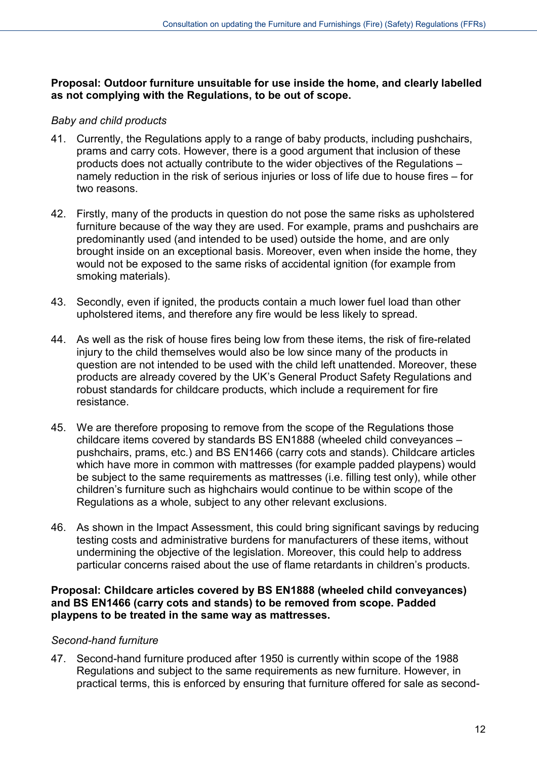**Proposal: Outdoor furniture unsuitable for use inside the home, and clearly labelled as not complying with the Regulations, to be out of scope.**

*Baby and child products*

41. Currently, the Regulations apply to a range of baby products, including pushchairs, prams and carry cots. However, there is a good argument that inclusion of these products does not actually contribute to the wider objectives of the Regulations – namely reduction in the risk of serious injuries or loss of life due to house fires – for two reasons.

42. Firstly, many of the products in question do not pose the same risks as upholstered furniture because of the way they are used. For example, prams and pushchairs are predominantly used (and intended to be used) outside the home, and are only brought inside on an exceptional basis. Moreover, even when inside the home, they would not be exposed to the same risks of accidental ignition (for example from smoking materials).

43. Secondly, even if ignited, the products contain a much lower fuel load than other upholstered items, and therefore any fire would be less likely to spread.

44. As well as the risk of house fires being low from these items, the risk of fire-related injury to the child themselves would also be low since many of the products in question are not intended to be used with the child left unattended. Moreover, these products are already covered by the UK's General Product Safety Regulations and robust standards for childcare products, which include a requirement for fire resistance.

45. We are therefore proposing to remove from the scope of the Regulations those childcare items covered by standards BS EN1888 (wheeled child conveyances – pushchairs, prams, etc.) and BS EN1466 (carry cots and stands). Childcare articles which have more in common with mattresses (for example padded playpens) would be subject to the same requirements as mattresses (i.e. filling test only), while other children's furniture such as highchairs would continue to be within scope of the Regulations as a whole, subject to any other relevant exclusions.

46. As shown in the Impact Assessment, this could bring significant savings by reducing testing costs and administrative burdens for manufacturers of these items, without undermining the objective of the legislation. Moreover, this could help to address particular concerns raised about the use of flame retardants in children's products.

**Proposal: Childcare articles covered by BS EN1888 (wheeled child conveyances) and BS EN1466 (carry cots and stands) to be removed from scope. Padded playpens to be treated in the same way as mattresses.**

*Second-hand furniture*

47. Second-hand furniture produced after 1950 is currently within scope of the 1988 Regulations and subject to the same requirements as new furniture. However, in practical terms, this is enforced by ensuring that furniture offered for sale as second-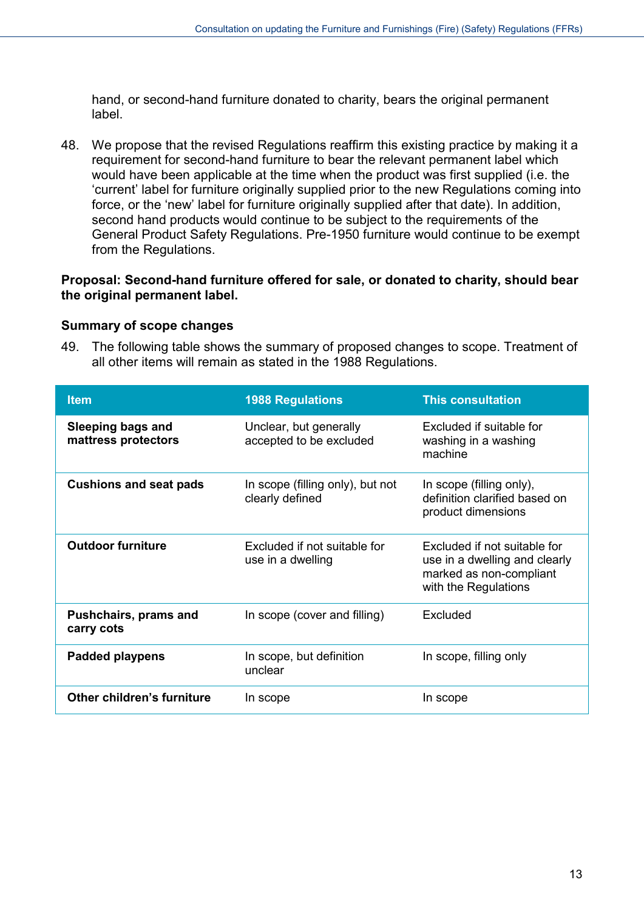hand, or second-hand furniture donated to charity, bears the original permanent label.

48. We propose that the revised Regulations reaffirm this existing practice by making it a requirement for second-hand furniture to bear the relevant permanent label which would have been applicable at the time when the product was first supplied (i.e. the 'current' label for furniture originally supplied prior to the new Regulations coming into force, or the 'new' label for furniture originally supplied after that date). In addition, second hand products would continue to be subject to the requirements of the General Product Safety Regulations. Pre-1950 furniture would continue to be exempt from the Regulations.

**Proposal: Second-hand furniture offered for sale, or donated to charity, should bear the original permanent label.**

### Summary of scope changes

49. The following table shows the summary of proposed changes to scope. Treatment of all other items will remain as stated in the 1988 Regulations.

| Item | 1988 Regulations | This consultation |
|---|---|---|
| **Sleeping bags and mattress protectors** | Unclear, but generally accepted to be excluded | Excluded if suitable for washing in a washing machine |
| **Cushions and seat pads** | In scope (filling only), but not clearly defined | In scope (filling only), definition clarified based on product dimensions |
| **Outdoor furniture** | Excluded if not suitable for use in a dwelling | Excluded if not suitable for use in a dwelling and clearly marked as non-compliant with the Regulations |
| **Pushchairs, prams and carry cots** | In scope (cover and filling) | Excluded |
| **Padded playpens** | In scope, but definition unclear | In scope, filling only |
| **Other children's furniture** | In scope | In scope |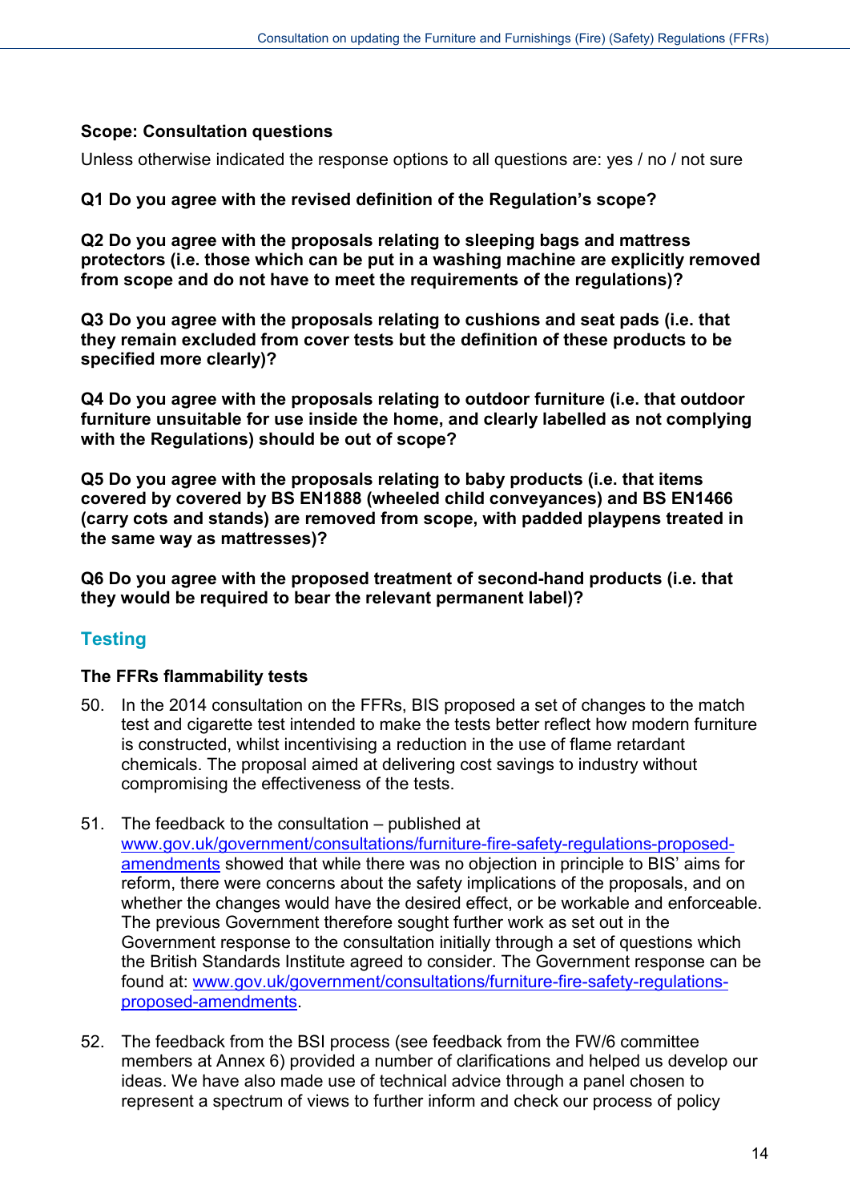**Scope: Consultation questions**

Unless otherwise indicated the response options to all questions are: yes / no / not sure

**Q1 Do you agree with the revised definition of the Regulation's scope?**

**Q2 Do you agree with the proposals relating to sleeping bags and mattress protectors (i.e. those which can be put in a washing machine are explicitly removed from scope and do not have to meet the requirements of the regulations)?**

**Q3 Do you agree with the proposals relating to cushions and seat pads (i.e. that they remain excluded from cover tests but the definition of these products to be specified more clearly)?**

**Q4 Do you agree with the proposals relating to outdoor furniture (i.e. that outdoor furniture unsuitable for use inside the home, and clearly labelled as not complying with the Regulations) should be out of scope?**

**Q5 Do you agree with the proposals relating to baby products (i.e. that items covered by covered by BS EN1888 (wheeled child conveyances) and BS EN1466 (carry cots and stands) are removed from scope, with padded playpens treated in the same way as mattresses)?**

**Q6 Do you agree with the proposed treatment of second-hand products (i.e. that they would be required to bear the relevant permanent label)?**

## Testing

### The FFRs flammability tests

50. In the 2014 consultation on the FFRs, BIS proposed a set of changes to the match test and cigarette test intended to make the tests better reflect how modern furniture is constructed, whilst incentivising a reduction in the use of flame retardant chemicals. The proposal aimed at delivering cost savings to industry without compromising the effectiveness of the tests.

51. The feedback to the consultation – published at [www.gov.uk/government/consultations/furniture-fire-safety-regulations-proposed-amendments](www.gov.uk/government/consultations/furniture-fire-safety-regulations-proposed-amendments) showed that while there was no objection in principle to BIS' aims for reform, there were concerns about the safety implications of the proposals, and on whether the changes would have the desired effect, or be workable and enforceable. The previous Government therefore sought further work as set out in the Government response to the consultation initially through a set of questions which the British Standards Institute agreed to consider. The Government response can be found at: [www.gov.uk/government/consultations/furniture-fire-safety-regulations-proposed-amendments](www.gov.uk/government/consultations/furniture-fire-safety-regulations-proposed-amendments).

52. The feedback from the BSI process (see feedback from the FW/6 committee members at Annex 6) provided a number of clarifications and helped us develop our ideas. We have also made use of technical advice through a panel chosen to represent a spectrum of views to further inform and check our process of policy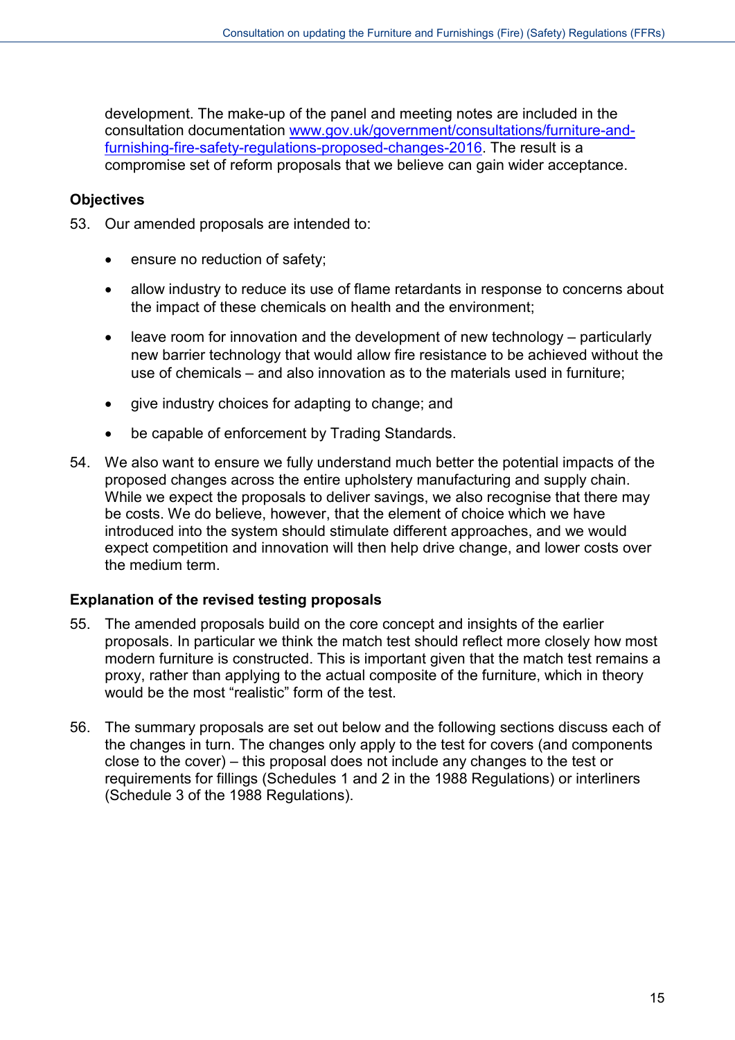development. The make-up of the panel and meeting notes are included in the consultation documentation [www.gov.uk/government/consultations/furniture-and-furnishing-fire-safety-regulations-proposed-changes-2016](www.gov.uk/government/consultations/furniture-and-furnishing-fire-safety-regulations-proposed-changes-2016). The result is a compromise set of reform proposals that we believe can gain wider acceptance.

## Objectives

53. Our amended proposals are intended to:

- ensure no reduction of safety;
- allow industry to reduce its use of flame retardants in response to concerns about the impact of these chemicals on health and the environment;
- leave room for innovation and the development of new technology – particularly new barrier technology that would allow fire resistance to be achieved without the use of chemicals – and also innovation as to the materials used in furniture;
- give industry choices for adapting to change; and
- be capable of enforcement by Trading Standards.

54. We also want to ensure we fully understand much better the potential impacts of the proposed changes across the entire upholstery manufacturing and supply chain. While we expect the proposals to deliver savings, we also recognise that there may be costs. We do believe, however, that the element of choice which we have introduced into the system should stimulate different approaches, and we would expect competition and innovation will then help drive change, and lower costs over the medium term.

## Explanation of the revised testing proposals

55. The amended proposals build on the core concept and insights of the earlier proposals. In particular we think the match test should reflect more closely how most modern furniture is constructed. This is important given that the match test remains a proxy, rather than applying to the actual composite of the furniture, which in theory would be the most "realistic" form of the test.

56. The summary proposals are set out below and the following sections discuss each of the changes in turn. The changes only apply to the test for covers (and components close to the cover) – this proposal does not include any changes to the test or requirements for fillings (Schedules 1 and 2 in the 1988 Regulations) or interliners (Schedule 3 of the 1988 Regulations).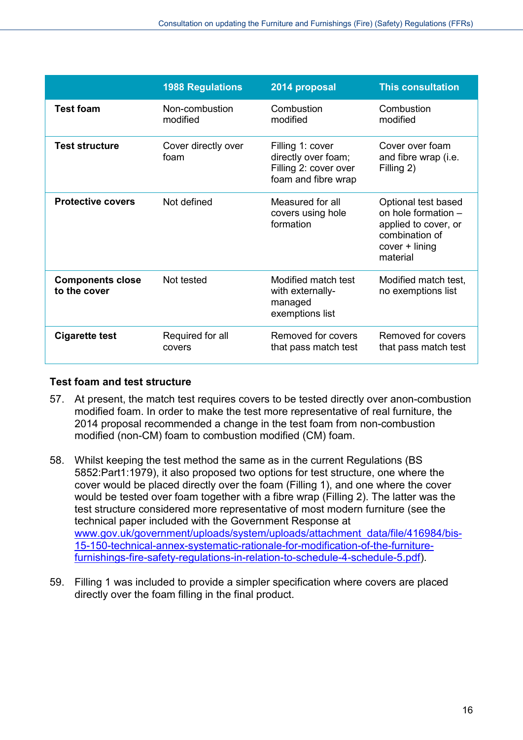| | 1988 Regulations | 2014 proposal | This consultation |
|---|---|---|---|
| **Test foam** | Non-combustion modified | Combustion modified | Combustion modified |
| **Test structure** | Cover directly over foam | Filling 1: cover directly over foam; Filling 2: cover over foam and fibre wrap | Cover over foam and fibre wrap (i.e. Filling 2) |
| **Protective covers** | Not defined | Measured for all covers using hole formation | Optional test based on hole formation – applied to cover, or combination of cover + lining material |
| **Components close to the cover** | Not tested | Modified match test with externally-managed exemptions list | Modified match test, no exemptions list |
| **Cigarette test** | Required for all covers | Removed for covers that pass match test | Removed for covers that pass match test |

### Test foam and test structure

57. At present, the match test requires covers to be tested directly over anon-combustion modified foam. In order to make the test more representative of real furniture, the 2014 proposal recommended a change in the test foam from non-combustion modified (non-CM) foam to combustion modified (CM) foam.

58. Whilst keeping the test method the same as in the current Regulations (BS 5852:Part1:1979), it also proposed two options for test structure, one where the cover would be placed directly over the foam (Filling 1), and one where the cover would be tested over foam together with a fibre wrap (Filling 2). The latter was the test structure considered more representative of most modern furniture (see the technical paper included with the Government Response at www.gov.uk/government/uploads/system/uploads/attachment_data/file/416984/bis-15-150-technical-annex-systematic-rationale-for-modification-of-the-furniture-furnishings-fire-safety-regulations-in-relation-to-schedule-4-schedule-5.pdf).

59. Filling 1 was included to provide a simpler specification where covers are placed directly over the foam filling in the final product.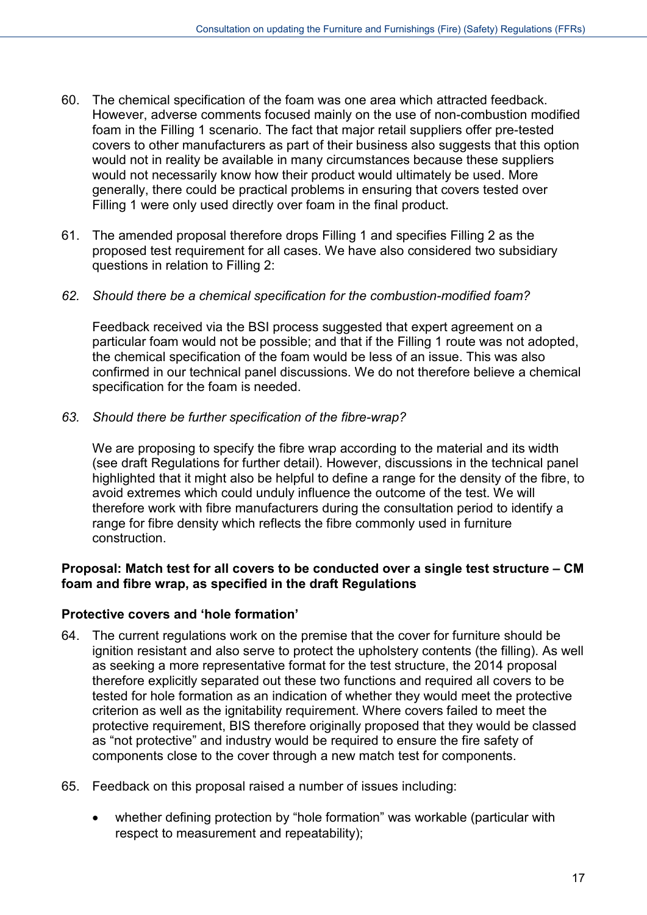60. The chemical specification of the foam was one area which attracted feedback. However, adverse comments focused mainly on the use of non-combustion modified foam in the Filling 1 scenario. The fact that major retail suppliers offer pre-tested covers to other manufacturers as part of their business also suggests that this option would not in reality be available in many circumstances because these suppliers would not necessarily know how their product would ultimately be used. More generally, there could be practical problems in ensuring that covers tested over Filling 1 were only used directly over foam in the final product.

61. The amended proposal therefore drops Filling 1 and specifies Filling 2 as the proposed test requirement for all cases. We have also considered two subsidiary questions in relation to Filling 2:

62. *Should there be a chemical specification for the combustion-modified foam?*

    Feedback received via the BSI process suggested that expert agreement on a particular foam would not be possible; and that if the Filling 1 route was not adopted, the chemical specification of the foam would be less of an issue. This was also confirmed in our technical panel discussions. We do not therefore believe a chemical specification for the foam is needed.

63. *Should there be further specification of the fibre-wrap?*

    We are proposing to specify the fibre wrap according to the material and its width (see draft Regulations for further detail). However, discussions in the technical panel highlighted that it might also be helpful to define a range for the density of the fibre, to avoid extremes which could unduly influence the outcome of the test. We will therefore work with fibre manufacturers during the consultation period to identify a range for fibre density which reflects the fibre commonly used in furniture construction.

**Proposal: Match test for all covers to be conducted over a single test structure – CM foam and fibre wrap, as specified in the draft Regulations**

**Protective covers and 'hole formation'**

64. The current regulations work on the premise that the cover for furniture should be ignition resistant and also serve to protect the upholstery contents (the filling). As well as seeking a more representative format for the test structure, the 2014 proposal therefore explicitly separated out these two functions and required all covers to be tested for hole formation as an indication of whether they would meet the protective criterion as well as the ignitability requirement. Where covers failed to meet the protective requirement, BIS therefore originally proposed that they would be classed as "not protective" and industry would be required to ensure the fire safety of components close to the cover through a new match test for components.

65. Feedback on this proposal raised a number of issues including:

    - whether defining protection by "hole formation" was workable (particular with respect to measurement and repeatability);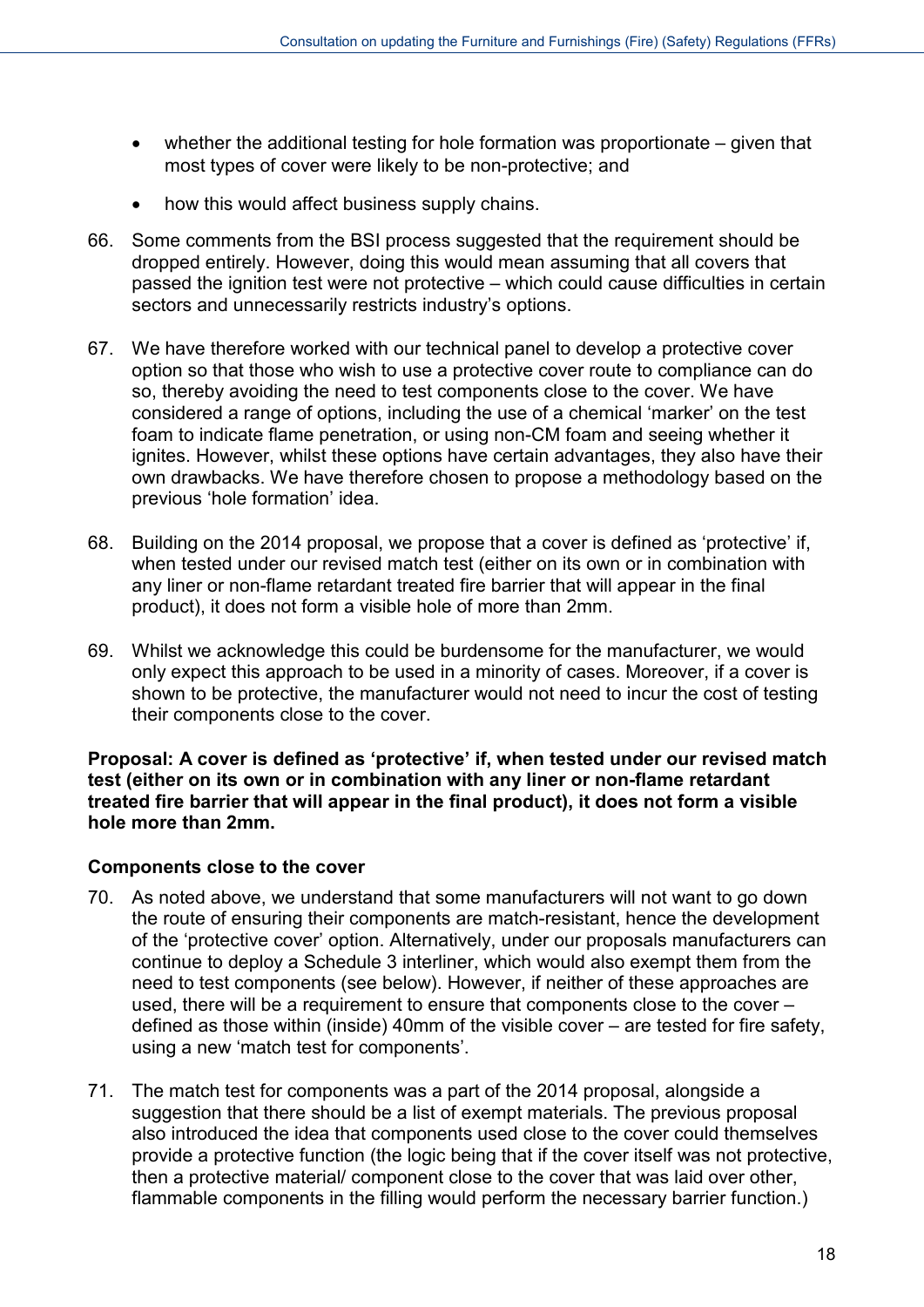- whether the additional testing for hole formation was proportionate – given that most types of cover were likely to be non-protective; and
- how this would affect business supply chains.

66. Some comments from the BSI process suggested that the requirement should be dropped entirely. However, doing this would mean assuming that all covers that passed the ignition test were not protective – which could cause difficulties in certain sectors and unnecessarily restricts industry's options.

67. We have therefore worked with our technical panel to develop a protective cover option so that those who wish to use a protective cover route to compliance can do so, thereby avoiding the need to test components close to the cover. We have considered a range of options, including the use of a chemical 'marker' on the test foam to indicate flame penetration, or using non-CM foam and seeing whether it ignites. However, whilst these options have certain advantages, they also have their own drawbacks. We have therefore chosen to propose a methodology based on the previous 'hole formation' idea.

68. Building on the 2014 proposal, we propose that a cover is defined as 'protective' if, when tested under our revised match test (either on its own or in combination with any liner or non-flame retardant treated fire barrier that will appear in the final product), it does not form a visible hole of more than 2mm.

69. Whilst we acknowledge this could be burdensome for the manufacturer, we would only expect this approach to be used in a minority of cases. Moreover, if a cover is shown to be protective, the manufacturer would not need to incur the cost of testing their components close to the cover.

**Proposal: A cover is defined as 'protective' if, when tested under our revised match test (either on its own or in combination with any liner or non-flame retardant treated fire barrier that will appear in the final product), it does not form a visible hole more than 2mm.**

**Components close to the cover**

70. As noted above, we understand that some manufacturers will not want to go down the route of ensuring their components are match-resistant, hence the development of the 'protective cover' option. Alternatively, under our proposals manufacturers can continue to deploy a Schedule 3 interliner, which would also exempt them from the need to test components (see below). However, if neither of these approaches are used, there will be a requirement to ensure that components close to the cover – defined as those within (inside) 40mm of the visible cover – are tested for fire safety, using a new 'match test for components'.

71. The match test for components was a part of the 2014 proposal, alongside a suggestion that there should be a list of exempt materials. The previous proposal also introduced the idea that components used close to the cover could themselves provide a protective function (the logic being that if the cover itself was not protective, then a protective material/ component close to the cover that was laid over other, flammable components in the filling would perform the necessary barrier function.)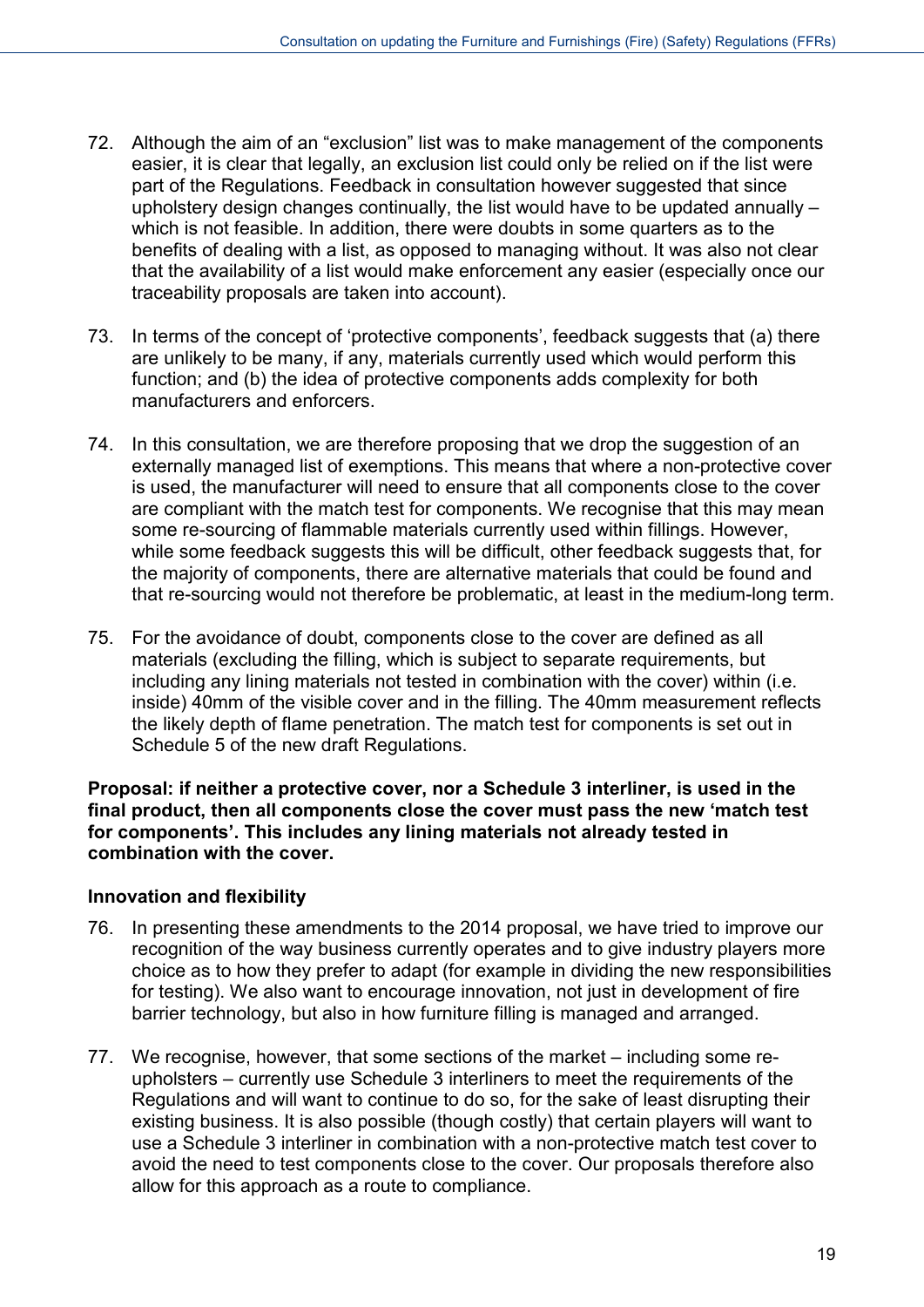72. Although the aim of an "exclusion" list was to make management of the components easier, it is clear that legally, an exclusion list could only be relied on if the list were part of the Regulations. Feedback in consultation however suggested that since upholstery design changes continually, the list would have to be updated annually – which is not feasible. In addition, there were doubts in some quarters as to the benefits of dealing with a list, as opposed to managing without. It was also not clear that the availability of a list would make enforcement any easier (especially once our traceability proposals are taken into account).

73. In terms of the concept of 'protective components', feedback suggests that (a) there are unlikely to be many, if any, materials currently used which would perform this function; and (b) the idea of protective components adds complexity for both manufacturers and enforcers.

74. In this consultation, we are therefore proposing that we drop the suggestion of an externally managed list of exemptions. This means that where a non-protective cover is used, the manufacturer will need to ensure that all components close to the cover are compliant with the match test for components. We recognise that this may mean some re-sourcing of flammable materials currently used within fillings. However, while some feedback suggests this will be difficult, other feedback suggests that, for the majority of components, there are alternative materials that could be found and that re-sourcing would not therefore be problematic, at least in the medium-long term.

75. For the avoidance of doubt, components close to the cover are defined as all materials (excluding the filling, which is subject to separate requirements, but including any lining materials not tested in combination with the cover) within (i.e. inside) 40mm of the visible cover and in the filling. The 40mm measurement reflects the likely depth of flame penetration. The match test for components is set out in Schedule 5 of the new draft Regulations.

**Proposal: if neither a protective cover, nor a Schedule 3 interliner, is used in the final product, then all components close the cover must pass the new 'match test for components'. This includes any lining materials not already tested in combination with the cover.**

### Innovation and flexibility

76. In presenting these amendments to the 2014 proposal, we have tried to improve our recognition of the way business currently operates and to give industry players more choice as to how they prefer to adapt (for example in dividing the new responsibilities for testing). We also want to encourage innovation, not just in development of fire barrier technology, but also in how furniture filling is managed and arranged.

77. We recognise, however, that some sections of the market – including some re-upholsters – currently use Schedule 3 interliners to meet the requirements of the Regulations and will want to continue to do so, for the sake of least disrupting their existing business. It is also possible (though costly) that certain players will want to use a Schedule 3 interliner in combination with a non-protective match test cover to avoid the need to test components close to the cover. Our proposals therefore also allow for this approach as a route to compliance.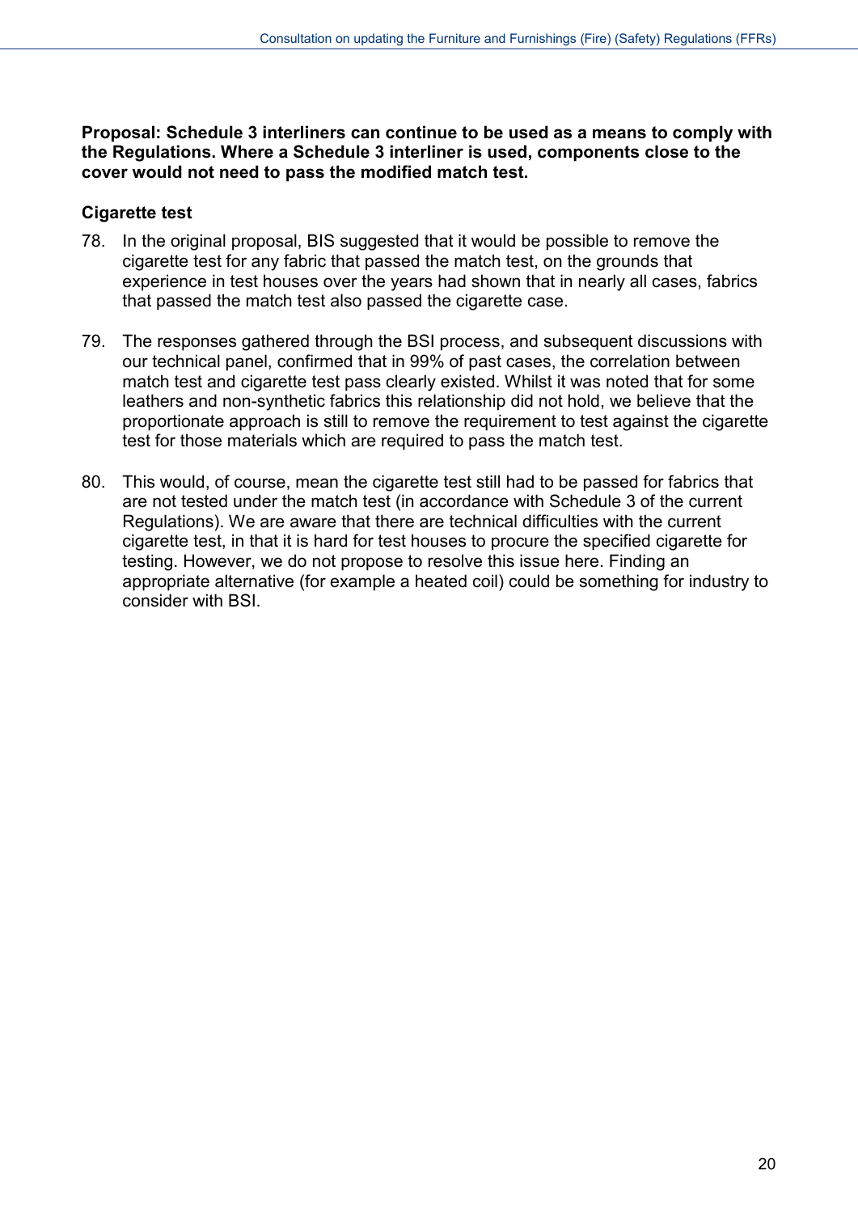**Proposal: Schedule 3 interliners can continue to be used as a means to comply with the Regulations. Where a Schedule 3 interliner is used, components close to the cover would not need to pass the modified match test.**

### Cigarette test

78. In the original proposal, BIS suggested that it would be possible to remove the cigarette test for any fabric that passed the match test, on the grounds that experience in test houses over the years had shown that in nearly all cases, fabrics that passed the match test also passed the cigarette case.

79. The responses gathered through the BSI process, and subsequent discussions with our technical panel, confirmed that in 99% of past cases, the correlation between match test and cigarette test pass clearly existed. Whilst it was noted that for some leathers and non-synthetic fabrics this relationship did not hold, we believe that the proportionate approach is still to remove the requirement to test against the cigarette test for those materials which are required to pass the match test.

80. This would, of course, mean the cigarette test still had to be passed for fabrics that are not tested under the match test (in accordance with Schedule 3 of the current Regulations). We are aware that there are technical difficulties with the current cigarette test, in that it is hard for test houses to procure the specified cigarette for testing. However, we do not propose to resolve this issue here. Finding an appropriate alternative (for example a heated coil) could be something for industry to consider with BSI.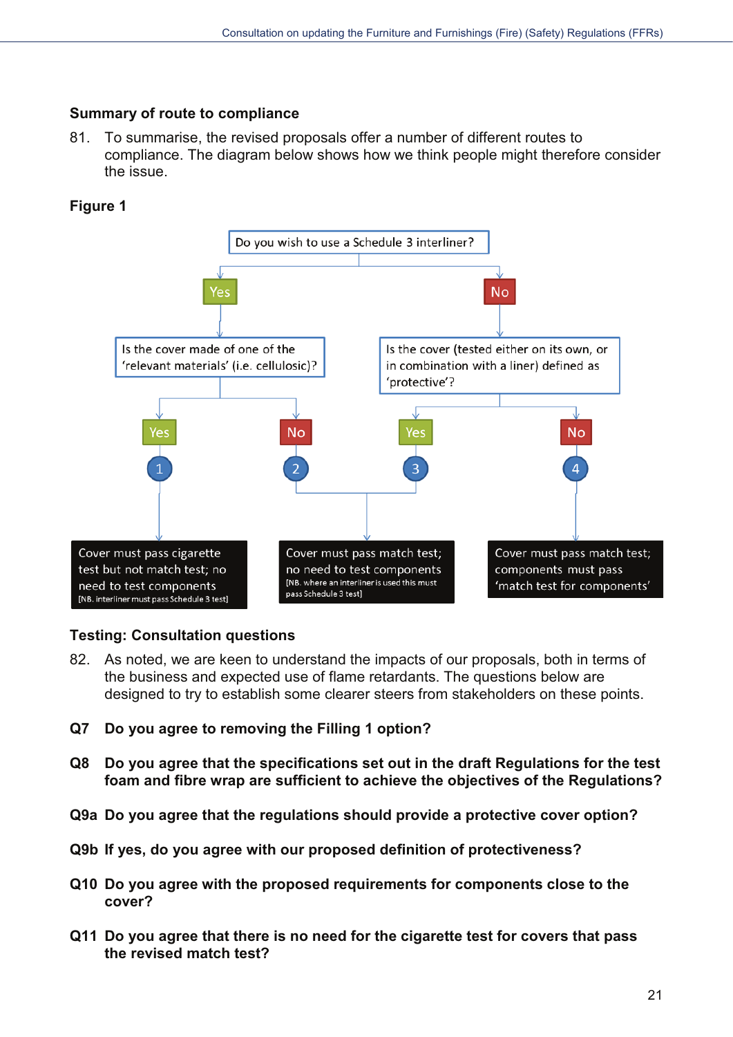### Summary of route to compliance

81. To summarise, the revised proposals offer a number of different routes to compliance. The diagram below shows how we think people might therefore consider the issue.

**Figure 1**

Do you wish to use a Schedule 3 interliner?

- **Yes** → Is the cover made of one of the 'relevant materials' (i.e. cellulosic)?
  - **Yes** (1) → Cover must pass cigarette test but not match test; no need to test components [NB. interliner must pass Schedule 3 test]
  - **No** (2) → Cover must pass match test; no need to test components [NB. where an interliner is used this must pass Schedule 3 test]
- **No** → Is the cover (tested either on its own, or in combination with a liner) defined as 'protective'?
  - **Yes** (3) → Cover must pass match test; no need to test components [NB. where an interliner is used this must pass Schedule 3 test]
  - **No** (4) → Cover must pass match test; components must pass 'match test for components'

### Testing: Consultation questions

82. As noted, we are keen to understand the impacts of our proposals, both in terms of the business and expected use of flame retardants. The questions below are designed to try to establish some clearer steers from stakeholders on these points.

**Q7 Do you agree to removing the Filling 1 option?**

**Q8 Do you agree that the specifications set out in the draft Regulations for the test foam and fibre wrap are sufficient to achieve the objectives of the Regulations?**

**Q9a Do you agree that the regulations should provide a protective cover option?**

**Q9b If yes, do you agree with our proposed definition of protectiveness?**

**Q10 Do you agree with the proposed requirements for components close to the cover?**

**Q11 Do you agree that there is no need for the cigarette test for covers that pass the revised match test?**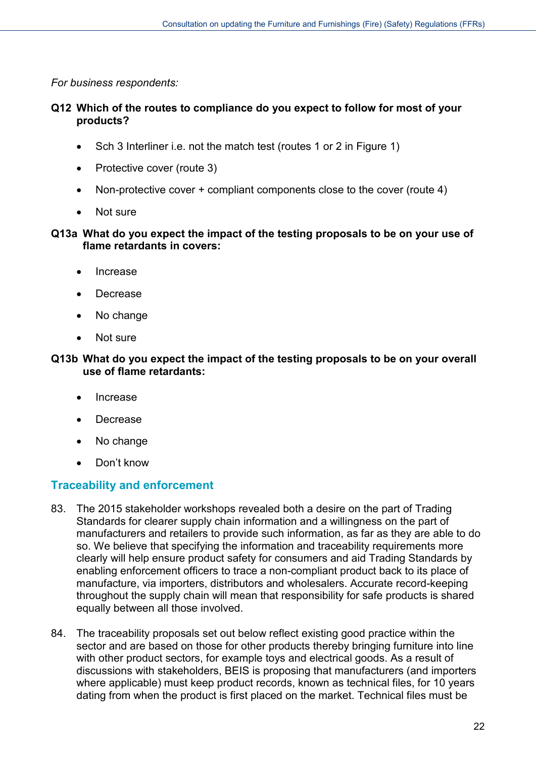*For business respondents:*

**Q12 Which of the routes to compliance do you expect to follow for most of your products?**

- Sch 3 Interliner i.e. not the match test (routes 1 or 2 in Figure 1)
- Protective cover (route 3)
- Non-protective cover + compliant components close to the cover (route 4)
- Not sure

**Q13a What do you expect the impact of the testing proposals to be on your use of flame retardants in covers:**

- Increase
- Decrease
- No change
- Not sure

**Q13b What do you expect the impact of the testing proposals to be on your overall use of flame retardants:**

- Increase
- Decrease
- No change
- Don't know

## Traceability and enforcement

83. The 2015 stakeholder workshops revealed both a desire on the part of Trading Standards for clearer supply chain information and a willingness on the part of manufacturers and retailers to provide such information, as far as they are able to do so. We believe that specifying the information and traceability requirements more clearly will help ensure product safety for consumers and aid Trading Standards by enabling enforcement officers to trace a non-compliant product back to its place of manufacture, via importers, distributors and wholesalers. Accurate record-keeping throughout the supply chain will mean that responsibility for safe products is shared equally between all those involved.

84. The traceability proposals set out below reflect existing good practice within the sector and are based on those for other products thereby bringing furniture into line with other product sectors, for example toys and electrical goods. As a result of discussions with stakeholders, BEIS is proposing that manufacturers (and importers where applicable) must keep product records, known as technical files, for 10 years dating from when the product is first placed on the market. Technical files must be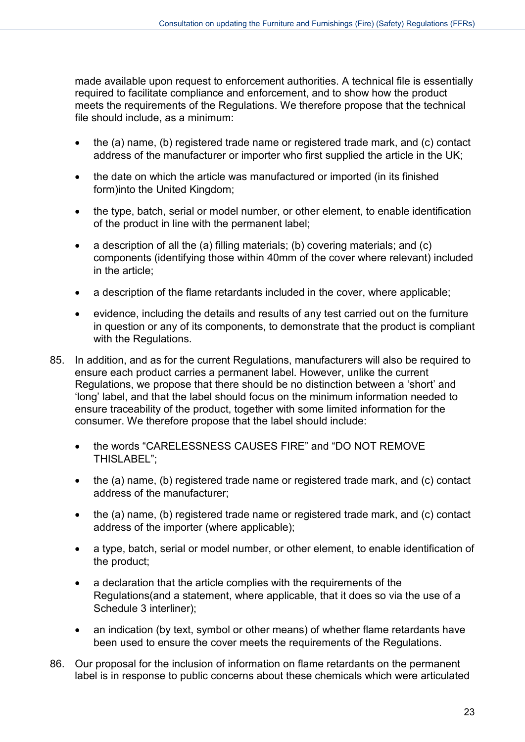made available upon request to enforcement authorities. A technical file is essentially required to facilitate compliance and enforcement, and to show how the product meets the requirements of the Regulations. We therefore propose that the technical file should include, as a minimum:

- the (a) name, (b) registered trade name or registered trade mark, and (c) contact address of the manufacturer or importer who first supplied the article in the UK;
- the date on which the article was manufactured or imported (in its finished form)into the United Kingdom;
- the type, batch, serial or model number, or other element, to enable identification of the product in line with the permanent label;
- a description of all the (a) filling materials; (b) covering materials; and (c) components (identifying those within 40mm of the cover where relevant) included in the article;
- a description of the flame retardants included in the cover, where applicable;
- evidence, including the details and results of any test carried out on the furniture in question or any of its components, to demonstrate that the product is compliant with the Regulations.

85. In addition, and as for the current Regulations, manufacturers will also be required to ensure each product carries a permanent label. However, unlike the current Regulations, we propose that there should be no distinction between a 'short' and 'long' label, and that the label should focus on the minimum information needed to ensure traceability of the product, together with some limited information for the consumer. We therefore propose that the label should include:

   - the words "CARELESSNESS CAUSES FIRE" and "DO NOT REMOVE THISLABEL";
   - the (a) name, (b) registered trade name or registered trade mark, and (c) contact address of the manufacturer;
   - the (a) name, (b) registered trade name or registered trade mark, and (c) contact address of the importer (where applicable);
   - a type, batch, serial or model number, or other element, to enable identification of the product;
   - a declaration that the article complies with the requirements of the Regulations(and a statement, where applicable, that it does so via the use of a Schedule 3 interliner);
   - an indication (by text, symbol or other means) of whether flame retardants have been used to ensure the cover meets the requirements of the Regulations.

86. Our proposal for the inclusion of information on flame retardants on the permanent label is in response to public concerns about these chemicals which were articulated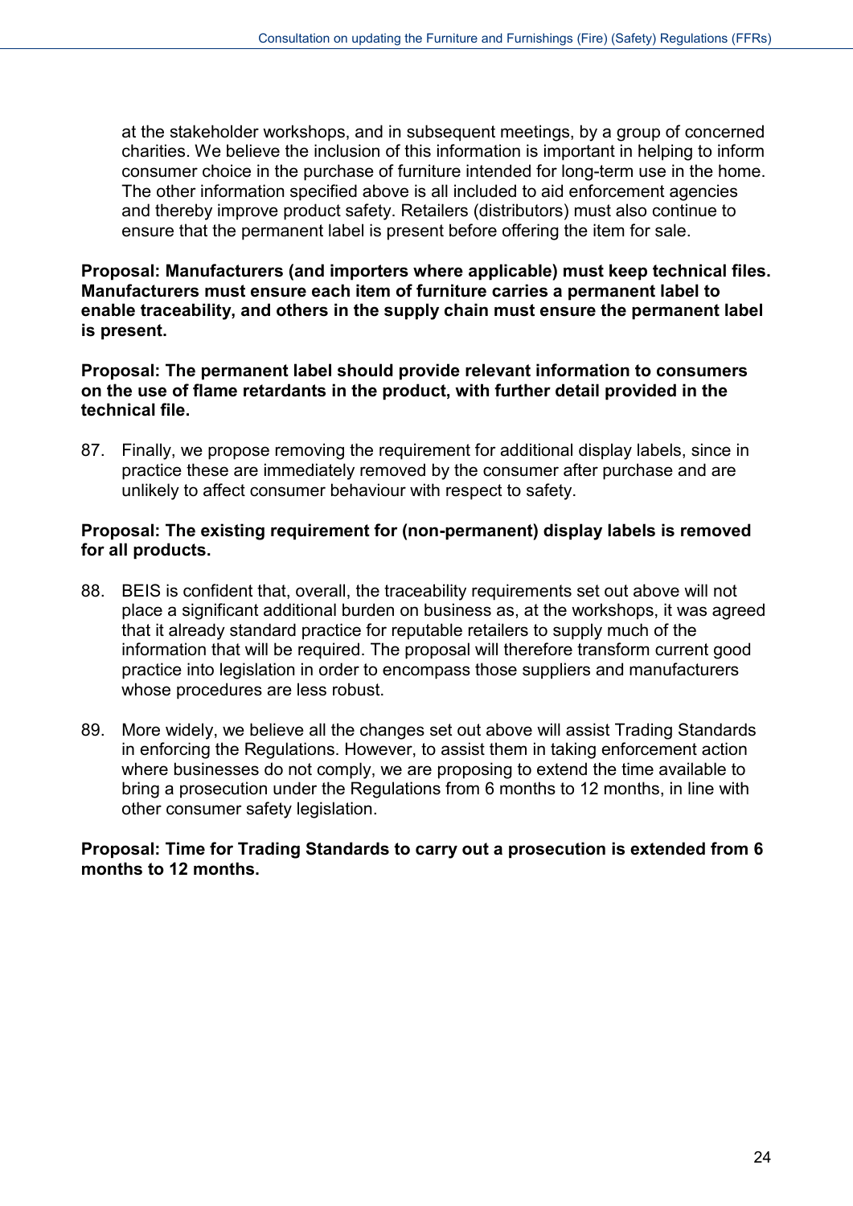at the stakeholder workshops, and in subsequent meetings, by a group of concerned charities. We believe the inclusion of this information is important in helping to inform consumer choice in the purchase of furniture intended for long-term use in the home. The other information specified above is all included to aid enforcement agencies and thereby improve product safety. Retailers (distributors) must also continue to ensure that the permanent label is present before offering the item for sale.

**Proposal: Manufacturers (and importers where applicable) must keep technical files. Manufacturers must ensure each item of furniture carries a permanent label to enable traceability, and others in the supply chain must ensure the permanent label is present.**

**Proposal: The permanent label should provide relevant information to consumers on the use of flame retardants in the product, with further detail provided in the technical file.**

87. Finally, we propose removing the requirement for additional display labels, since in practice these are immediately removed by the consumer after purchase and are unlikely to affect consumer behaviour with respect to safety.

**Proposal: The existing requirement for (non-permanent) display labels is removed for all products.**

88. BEIS is confident that, overall, the traceability requirements set out above will not place a significant additional burden on business as, at the workshops, it was agreed that it already standard practice for reputable retailers to supply much of the information that will be required. The proposal will therefore transform current good practice into legislation in order to encompass those suppliers and manufacturers whose procedures are less robust.

89. More widely, we believe all the changes set out above will assist Trading Standards in enforcing the Regulations. However, to assist them in taking enforcement action where businesses do not comply, we are proposing to extend the time available to bring a prosecution under the Regulations from 6 months to 12 months, in line with other consumer safety legislation.

**Proposal: Time for Trading Standards to carry out a prosecution is extended from 6 months to 12 months.**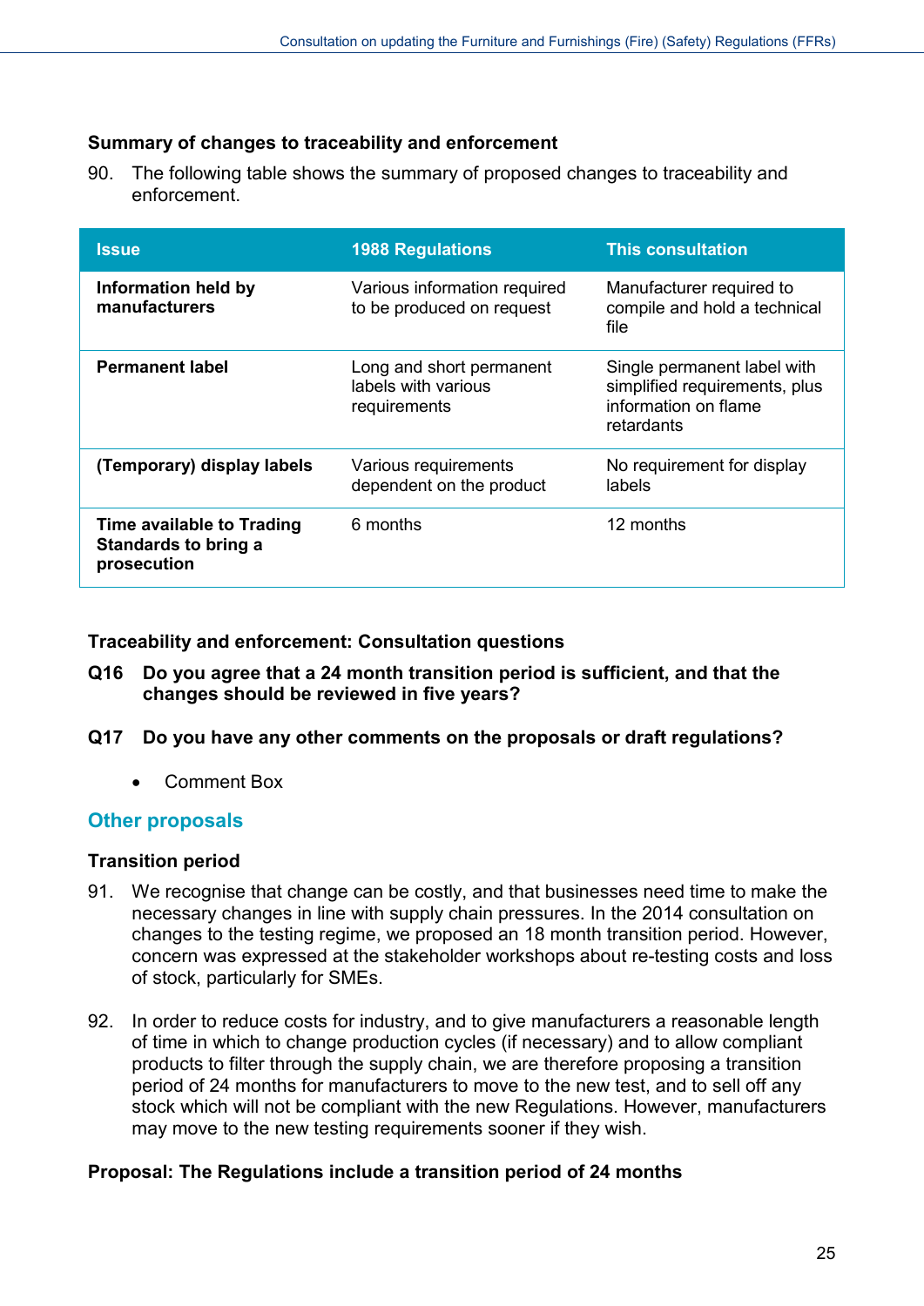### Summary of changes to traceability and enforcement

90. The following table shows the summary of proposed changes to traceability and enforcement.

| Issue | 1988 Regulations | This consultation |
|---|---|---|
| **Information held by manufacturers** | Various information required to be produced on request | Manufacturer required to compile and hold a technical file |
| **Permanent label** | Long and short permanent labels with various requirements | Single permanent label with simplified requirements, plus information on flame retardants |
| **(Temporary) display labels** | Various requirements dependent on the product | No requirement for display labels |
| **Time available to Trading Standards to bring a prosecution** | 6 months | 12 months |

### Traceability and enforcement: Consultation questions

**Q16 Do you agree that a 24 month transition period is sufficient, and that the changes should be reviewed in five years?**

**Q17 Do you have any other comments on the proposals or draft regulations?**

- Comment Box

## Other proposals

### Transition period

91. We recognise that change can be costly, and that businesses need time to make the necessary changes in line with supply chain pressures. In the 2014 consultation on changes to the testing regime, we proposed an 18 month transition period. However, concern was expressed at the stakeholder workshops about re-testing costs and loss of stock, particularly for SMEs.

92. In order to reduce costs for industry, and to give manufacturers a reasonable length of time in which to change production cycles (if necessary) and to allow compliant products to filter through the supply chain, we are therefore proposing a transition period of 24 months for manufacturers to move to the new test, and to sell off any stock which will not be compliant with the new Regulations. However, manufacturers may move to the new testing requirements sooner if they wish.

**Proposal: The Regulations include a transition period of 24 months**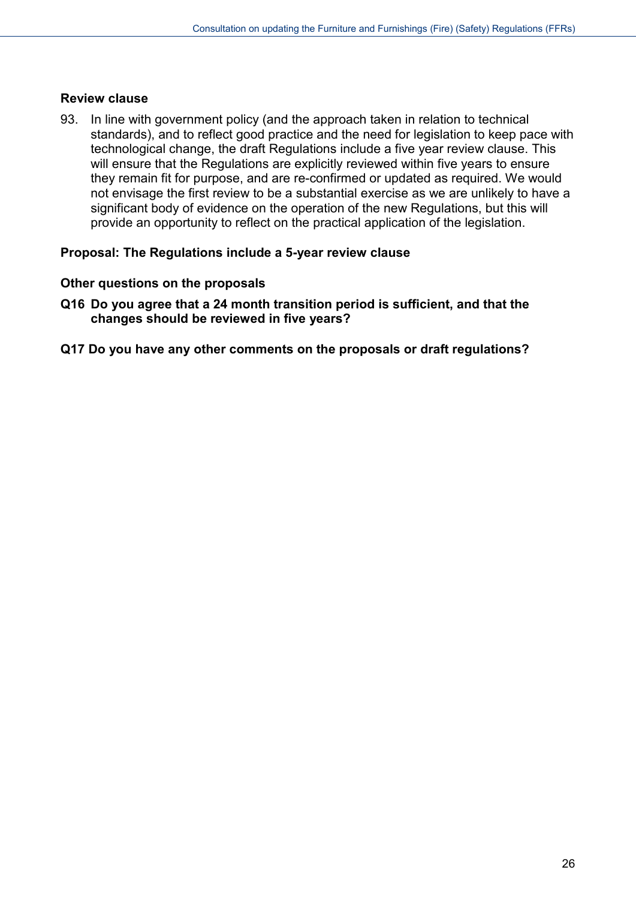### Review clause

93. In line with government policy (and the approach taken in relation to technical standards), and to reflect good practice and the need for legislation to keep pace with technological change, the draft Regulations include a five year review clause. This will ensure that the Regulations are explicitly reviewed within five years to ensure they remain fit for purpose, and are re-confirmed or updated as required. We would not envisage the first review to be a substantial exercise as we are unlikely to have a significant body of evidence on the operation of the new Regulations, but this will provide an opportunity to reflect on the practical application of the legislation.

**Proposal: The Regulations include a 5-year review clause**

### Other questions on the proposals

**Q16 Do you agree that a 24 month transition period is sufficient, and that the changes should be reviewed in five years?**

**Q17 Do you have any other comments on the proposals or draft regulations?**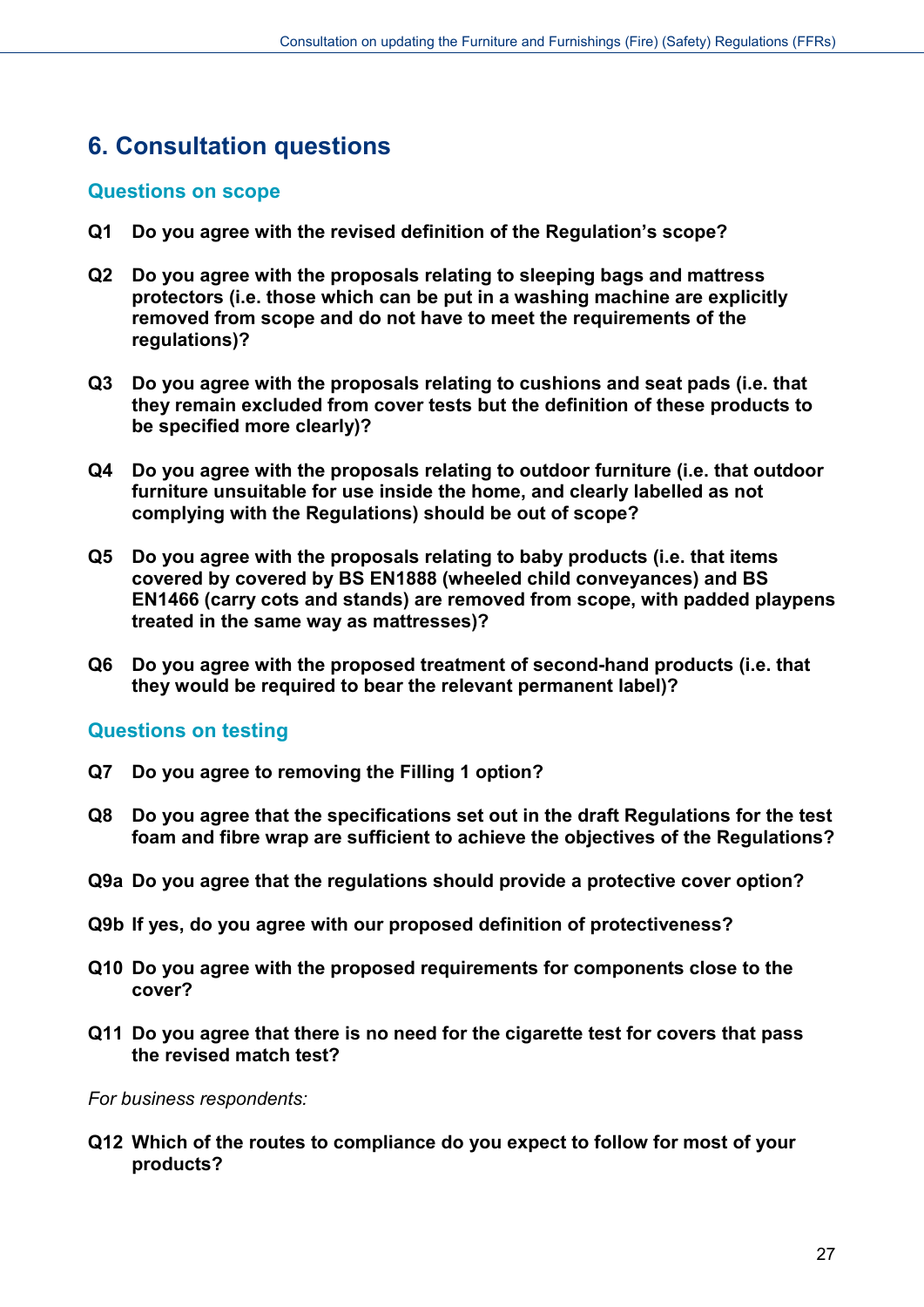## 6. Consultation questions

### Questions on scope

**Q1 Do you agree with the revised definition of the Regulation's scope?**

**Q2 Do you agree with the proposals relating to sleeping bags and mattress protectors (i.e. those which can be put in a washing machine are explicitly removed from scope and do not have to meet the requirements of the regulations)?**

**Q3 Do you agree with the proposals relating to cushions and seat pads (i.e. that they remain excluded from cover tests but the definition of these products to be specified more clearly)?**

**Q4 Do you agree with the proposals relating to outdoor furniture (i.e. that outdoor furniture unsuitable for use inside the home, and clearly labelled as not complying with the Regulations) should be out of scope?**

**Q5 Do you agree with the proposals relating to baby products (i.e. that items covered by covered by BS EN1888 (wheeled child conveyances) and BS EN1466 (carry cots and stands) are removed from scope, with padded playpens treated in the same way as mattresses)?**

**Q6 Do you agree with the proposed treatment of second-hand products (i.e. that they would be required to bear the relevant permanent label)?**

### Questions on testing

**Q7 Do you agree to removing the Filling 1 option?**

**Q8 Do you agree that the specifications set out in the draft Regulations for the test foam and fibre wrap are sufficient to achieve the objectives of the Regulations?**

**Q9a Do you agree that the regulations should provide a protective cover option?**

**Q9b If yes, do you agree with our proposed definition of protectiveness?**

**Q10 Do you agree with the proposed requirements for components close to the cover?**

**Q11 Do you agree that there is no need for the cigarette test for covers that pass the revised match test?**

*For business respondents:*

**Q12 Which of the routes to compliance do you expect to follow for most of your products?**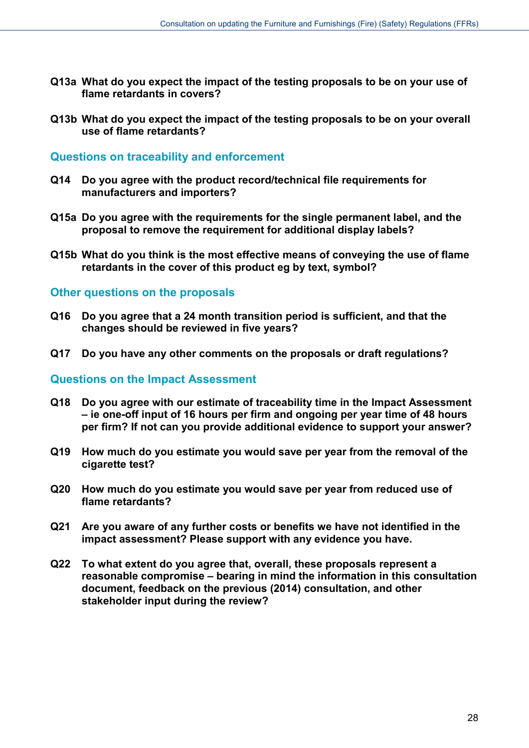**Q13a What do you expect the impact of the testing proposals to be on your use of flame retardants in covers?**

**Q13b What do you expect the impact of the testing proposals to be on your overall use of flame retardants?**

## Questions on traceability and enforcement

**Q14 Do you agree with the product record/technical file requirements for manufacturers and importers?**

**Q15a Do you agree with the requirements for the single permanent label, and the proposal to remove the requirement for additional display labels?**

**Q15b What do you think is the most effective means of conveying the use of flame retardants in the cover of this product eg by text, symbol?**

## Other questions on the proposals

**Q16 Do you agree that a 24 month transition period is sufficient, and that the changes should be reviewed in five years?**

**Q17 Do you have any other comments on the proposals or draft regulations?**

## Questions on the Impact Assessment

**Q18 Do you agree with our estimate of traceability time in the Impact Assessment – ie one-off input of 16 hours per firm and ongoing per year time of 48 hours per firm? If not can you provide additional evidence to support your answer?**

**Q19 How much do you estimate you would save per year from the removal of the cigarette test?**

**Q20 How much do you estimate you would save per year from reduced use of flame retardants?**

**Q21 Are you aware of any further costs or benefits we have not identified in the impact assessment? Please support with any evidence you have.**

**Q22 To what extent do you agree that, overall, these proposals represent a reasonable compromise – bearing in mind the information in this consultation document, feedback on the previous (2014) consultation, and other stakeholder input during the review?**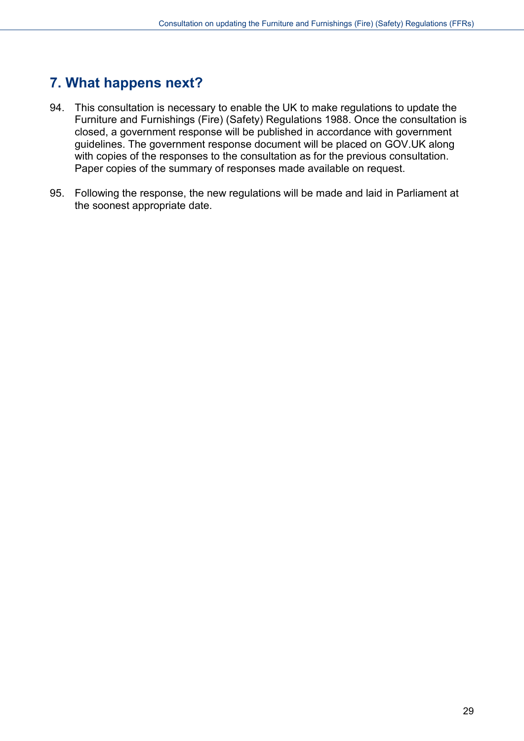## 7. What happens next?

94. This consultation is necessary to enable the UK to make regulations to update the Furniture and Furnishings (Fire) (Safety) Regulations 1988. Once the consultation is closed, a government response will be published in accordance with government guidelines. The government response document will be placed on GOV.UK along with copies of the responses to the consultation as for the previous consultation. Paper copies of the summary of responses made available on request.

95. Following the response, the new regulations will be made and laid in Parliament at the soonest appropriate date.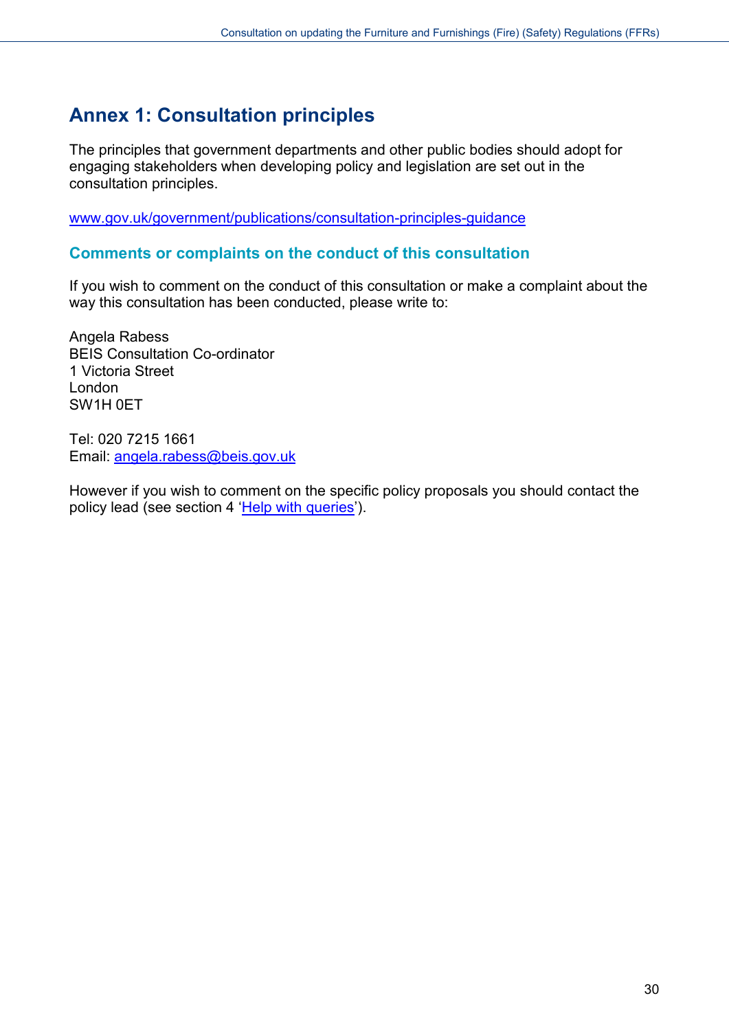# Annex 1: Consultation principles

The principles that government departments and other public bodies should adopt for engaging stakeholders when developing policy and legislation are set out in the consultation principles.

www.gov.uk/government/publications/consultation-principles-guidance

## Comments or complaints on the conduct of this consultation

If you wish to comment on the conduct of this consultation or make a complaint about the way this consultation has been conducted, please write to:

Angela Rabess
BEIS Consultation Co-ordinator
1 Victoria Street
London
SW1H 0ET

Tel: 020 7215 1661
Email: angela.rabess@beis.gov.uk

However if you wish to comment on the specific policy proposals you should contact the policy lead (see section 4 'Help with queries').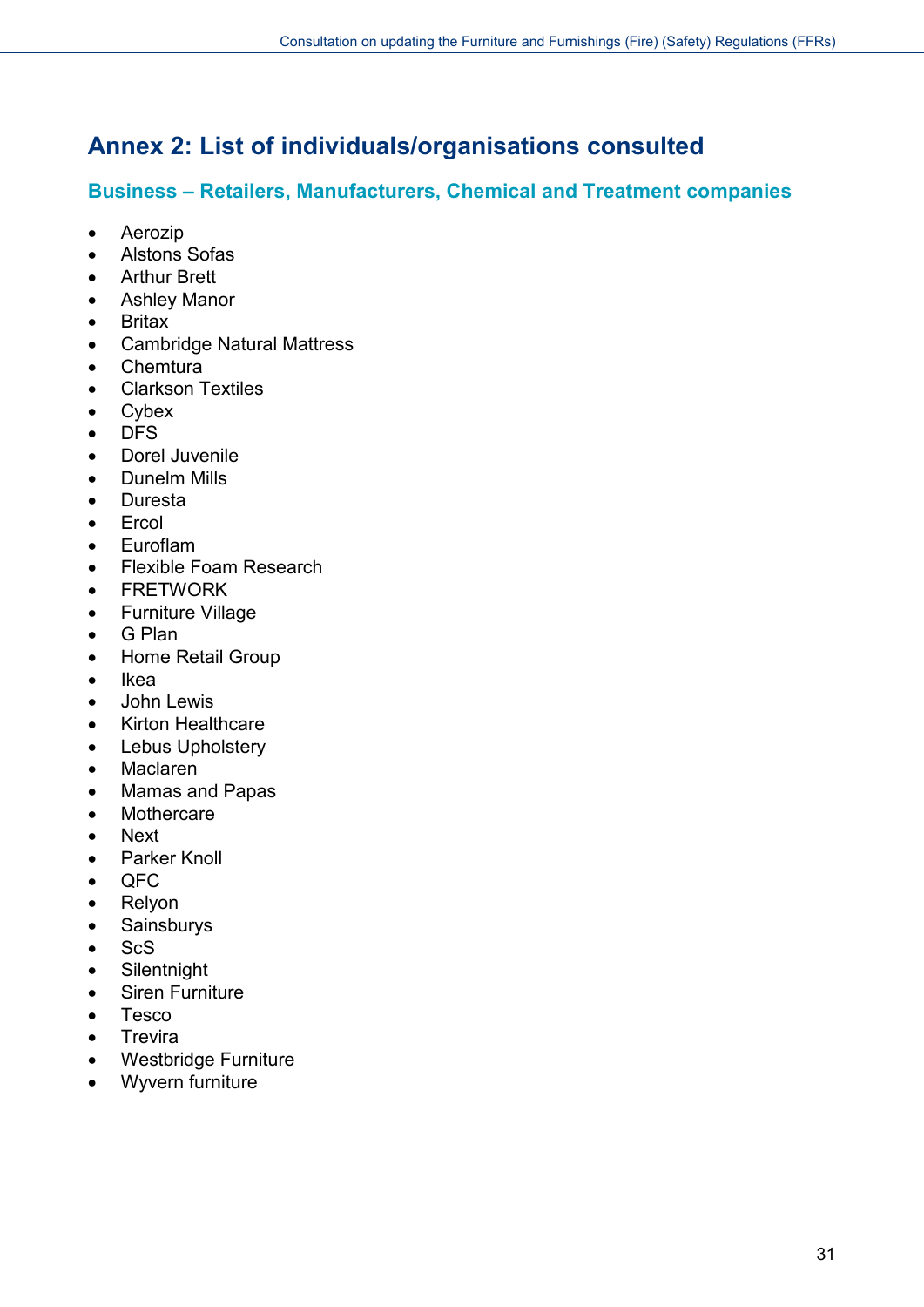# Annex 2: List of individuals/organisations consulted

## Business – Retailers, Manufacturers, Chemical and Treatment companies

- Aerozip
- Alstons Sofas
- Arthur Brett
- Ashley Manor
- Britax
- Cambridge Natural Mattress
- Chemtura
- Clarkson Textiles
- Cybex
- DFS
- Dorel Juvenile
- Dunelm Mills
- Duresta
- Ercol
- Euroflam
- Flexible Foam Research
- FRETWORK
- Furniture Village
- G Plan
- Home Retail Group
- Ikea
- John Lewis
- Kirton Healthcare
- Lebus Upholstery
- Maclaren
- Mamas and Papas
- Mothercare
- Next
- Parker Knoll
- QFC
- Relyon
- Sainsburys
- ScS
- Silentnight
- Siren Furniture
- Tesco
- Trevira
- Westbridge Furniture
- Wyvern furniture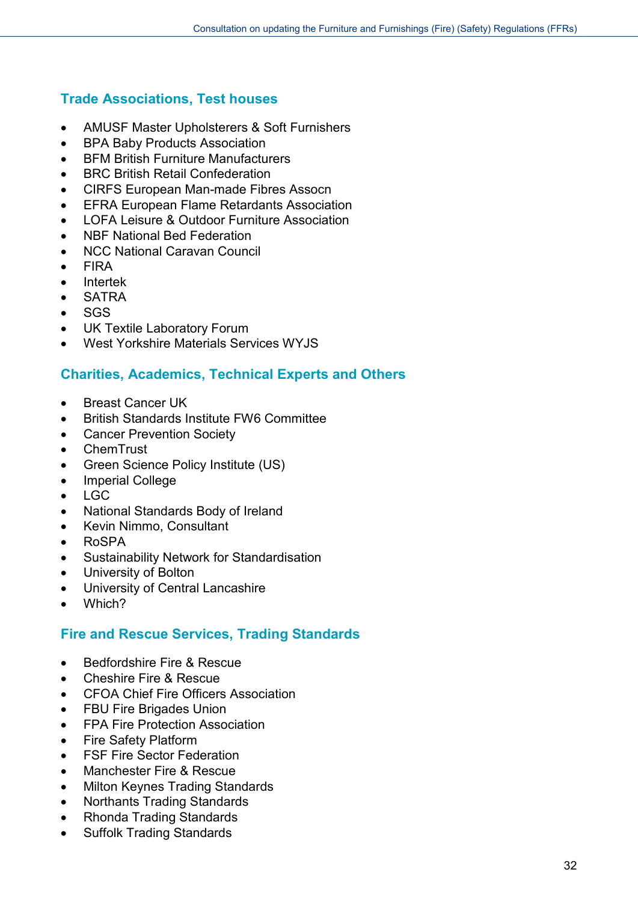### Trade Associations, Test houses

- AMUSF Master Upholsterers & Soft Furnishers
- BPA Baby Products Association
- BFM British Furniture Manufacturers
- BRC British Retail Confederation
- CIRFS European Man-made Fibres Assocn
- EFRA European Flame Retardants Association
- LOFA Leisure & Outdoor Furniture Association
- NBF National Bed Federation
- NCC National Caravan Council
- FIRA
- Intertek
- SATRA
- SGS
- UK Textile Laboratory Forum
- West Yorkshire Materials Services WYJS

### Charities, Academics, Technical Experts and Others

- Breast Cancer UK
- British Standards Institute FW6 Committee
- Cancer Prevention Society
- ChemTrust
- Green Science Policy Institute (US)
- Imperial College
- LGC
- National Standards Body of Ireland
- Kevin Nimmo, Consultant
- RoSPA
- Sustainability Network for Standardisation
- University of Bolton
- University of Central Lancashire
- Which?

### Fire and Rescue Services, Trading Standards

- Bedfordshire Fire & Rescue
- Cheshire Fire & Rescue
- CFOA Chief Fire Officers Association
- FBU Fire Brigades Union
- FPA Fire Protection Association
- Fire Safety Platform
- FSF Fire Sector Federation
- Manchester Fire & Rescue
- Milton Keynes Trading Standards
- Northants Trading Standards
- Rhonda Trading Standards
- Suffolk Trading Standards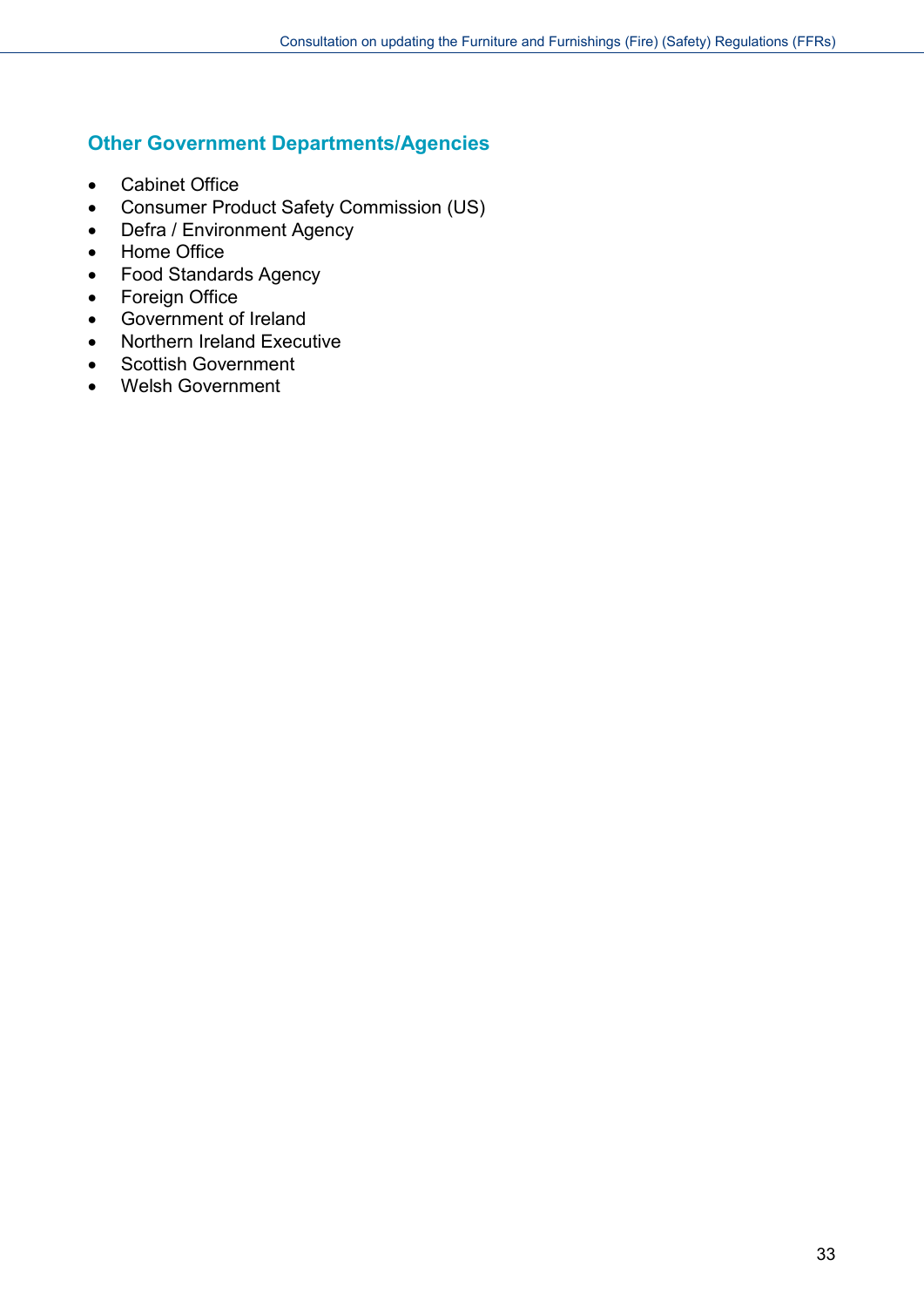### Other Government Departments/Agencies

- Cabinet Office
- Consumer Product Safety Commission (US)
- Defra / Environment Agency
- Home Office
- Food Standards Agency
- Foreign Office
- Government of Ireland
- Northern Ireland Executive
- Scottish Government
- Welsh Government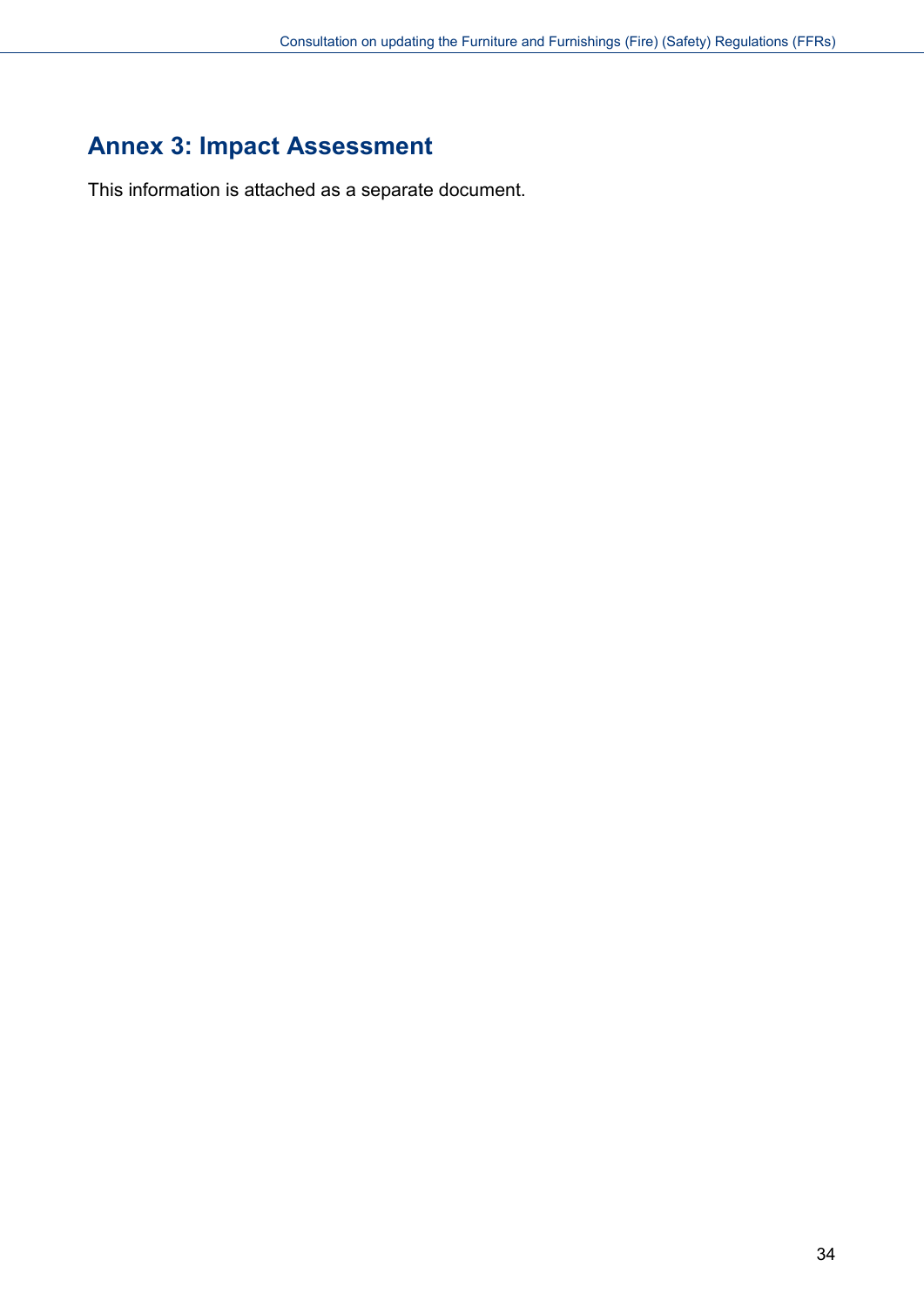# Annex 3: Impact Assessment

This information is attached as a separate document.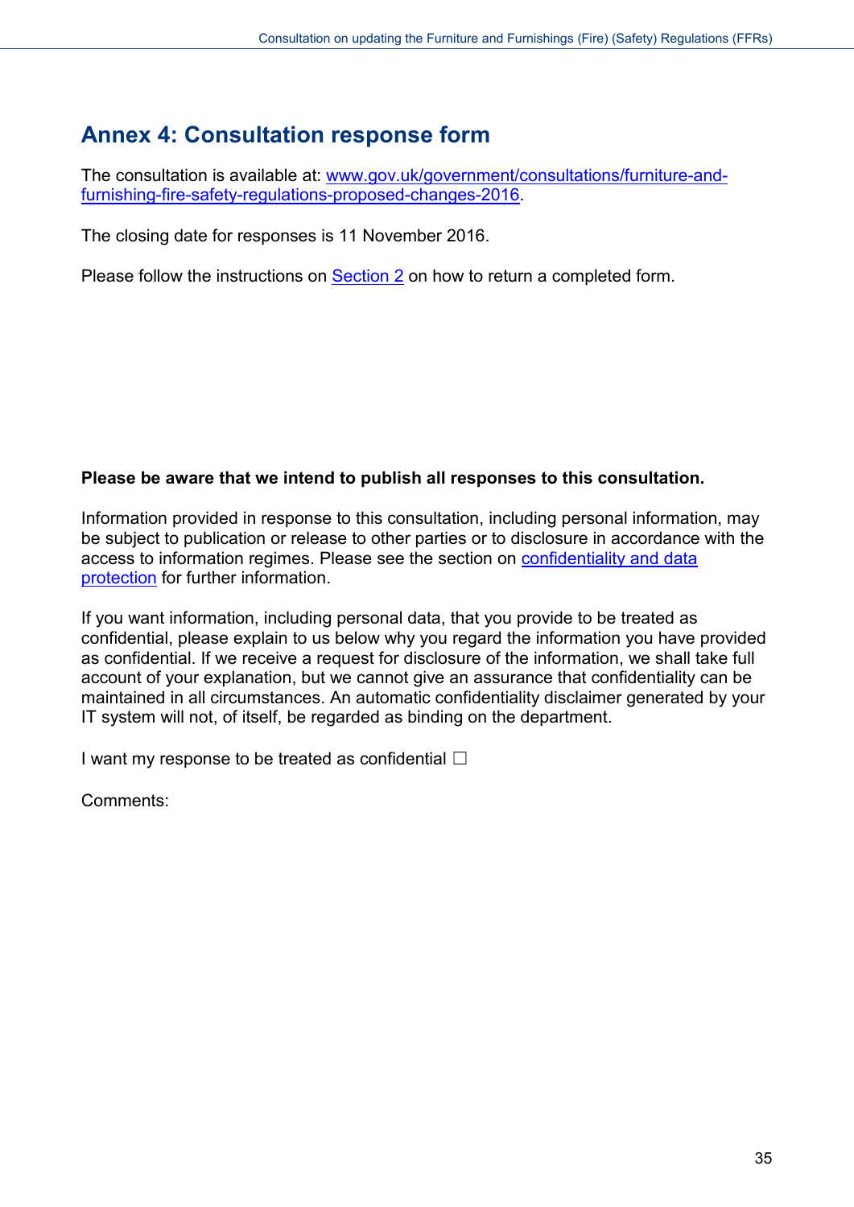## Annex 4: Consultation response form

The consultation is available at: [www.gov.uk/government/consultations/furniture-and-furnishing-fire-safety-regulations-proposed-changes-2016](www.gov.uk/government/consultations/furniture-and-furnishing-fire-safety-regulations-proposed-changes-2016).

The closing date for responses is 11 November 2016.

Please follow the instructions on Section 2 on how to return a completed form.

**Please be aware that we intend to publish all responses to this consultation.**

Information provided in response to this consultation, including personal information, may be subject to publication or release to other parties or to disclosure in accordance with the access to information regimes. Please see the section on confidentiality and data protection for further information.

If you want information, including personal data, that you provide to be treated as confidential, please explain to us below why you regard the information you have provided as confidential. If we receive a request for disclosure of the information, we shall take full account of your explanation, but we cannot give an assurance that confidentiality can be maintained in all circumstances. An automatic confidentiality disclaimer generated by your IT system will not, of itself, be regarded as binding on the department.

I want my response to be treated as confidential ☐

Comments: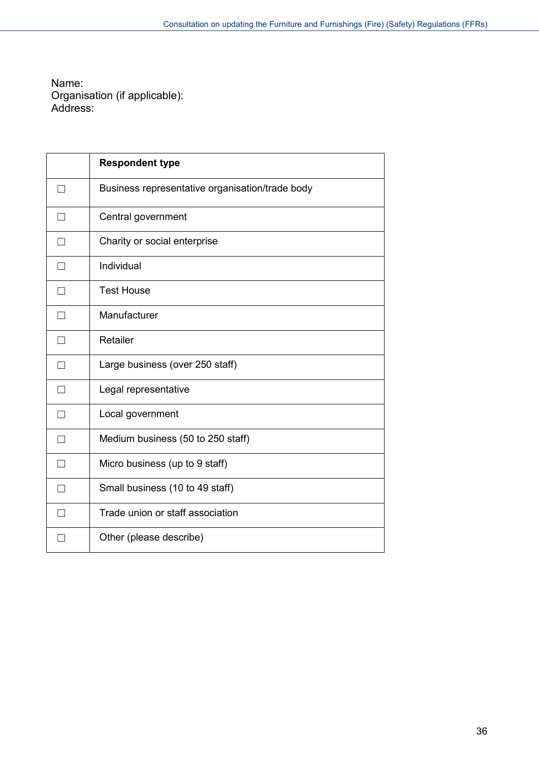Name:
Organisation (if applicable):
Address:

| | **Respondent type** |
|---|---|
| ☐ | Business representative organisation/trade body |
| ☐ | Central government |
| ☐ | Charity or social enterprise |
| ☐ | Individual |
| ☐ | Test House |
| ☐ | Manufacturer |
| ☐ | Retailer |
| ☐ | Large business (over 250 staff) |
| ☐ | Legal representative |
| ☐ | Local government |
| ☐ | Medium business (50 to 250 staff) |
| ☐ | Micro business (up to 9 staff) |
| ☐ | Small business (10 to 49 staff) |
| ☐ | Trade union or staff association |
| ☐ | Other (please describe) |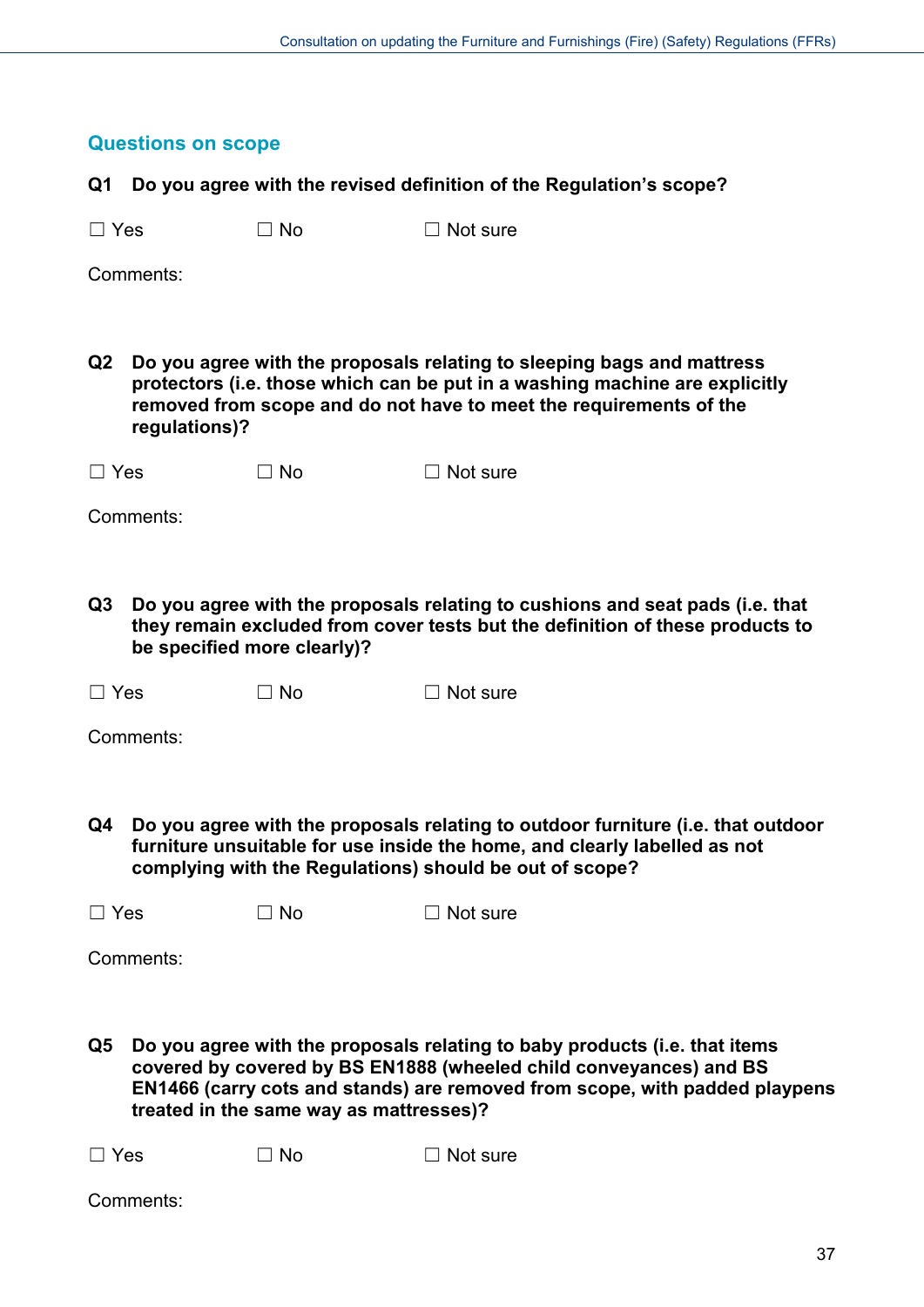## Questions on scope

**Q1 Do you agree with the revised definition of the Regulation's scope?**

☐ Yes ☐ No ☐ Not sure

Comments:

**Q2 Do you agree with the proposals relating to sleeping bags and mattress protectors (i.e. those which can be put in a washing machine are explicitly removed from scope and do not have to meet the requirements of the regulations)?**

☐ Yes ☐ No ☐ Not sure

Comments:

**Q3 Do you agree with the proposals relating to cushions and seat pads (i.e. that they remain excluded from cover tests but the definition of these products to be specified more clearly)?**

☐ Yes ☐ No ☐ Not sure

Comments:

**Q4 Do you agree with the proposals relating to outdoor furniture (i.e. that outdoor furniture unsuitable for use inside the home, and clearly labelled as not complying with the Regulations) should be out of scope?**

☐ Yes ☐ No ☐ Not sure

Comments:

**Q5 Do you agree with the proposals relating to baby products (i.e. that items covered by covered by BS EN1888 (wheeled child conveyances) and BS EN1466 (carry cots and stands) are removed from scope, with padded playpens treated in the same way as mattresses)?**

☐ Yes ☐ No ☐ Not sure

Comments: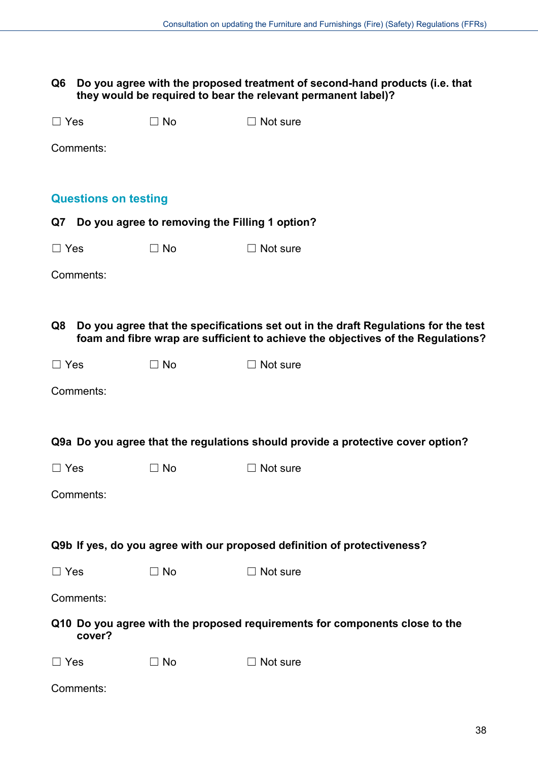**Q6 Do you agree with the proposed treatment of second-hand products (i.e. that they would be required to bear the relevant permanent label)?**

☐ Yes ☐ No ☐ Not sure

Comments:

## Questions on testing

**Q7 Do you agree to removing the Filling 1 option?**

☐ Yes ☐ No ☐ Not sure

Comments:

**Q8 Do you agree that the specifications set out in the draft Regulations for the test foam and fibre wrap are sufficient to achieve the objectives of the Regulations?**

☐ Yes ☐ No ☐ Not sure

Comments:

**Q9a Do you agree that the regulations should provide a protective cover option?**

☐ Yes ☐ No ☐ Not sure

Comments:

**Q9b If yes, do you agree with our proposed definition of protectiveness?**

☐ Yes ☐ No ☐ Not sure

Comments:

**Q10 Do you agree with the proposed requirements for components close to the cover?**

☐ Yes ☐ No ☐ Not sure

Comments: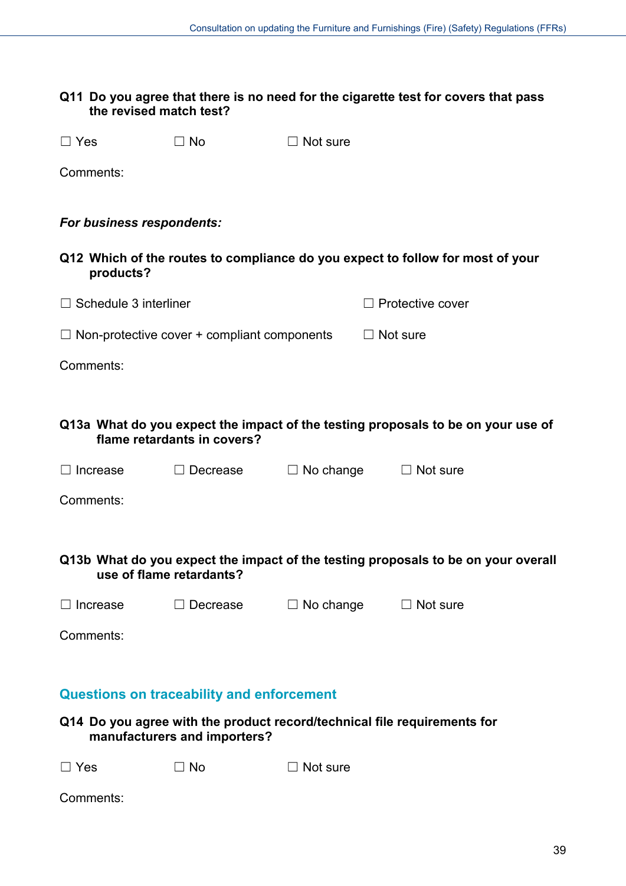**Q11 Do you agree that there is no need for the cigarette test for covers that pass the revised match test?**

☐ Yes ☐ No ☐ Not sure

Comments:

***For business respondents:***

**Q12 Which of the routes to compliance do you expect to follow for most of your products?**

☐ Schedule 3 interliner ☐ Protective cover

☐ Non-protective cover + compliant components ☐ Not sure

Comments:

**Q13a What do you expect the impact of the testing proposals to be on your use of flame retardants in covers?**

☐ Increase ☐ Decrease ☐ No change ☐ Not sure

Comments:

**Q13b What do you expect the impact of the testing proposals to be on your overall use of flame retardants?**

☐ Increase ☐ Decrease ☐ No change ☐ Not sure

Comments:

## Questions on traceability and enforcement

**Q14 Do you agree with the product record/technical file requirements for manufacturers and importers?**

☐ Yes ☐ No ☐ Not sure

Comments: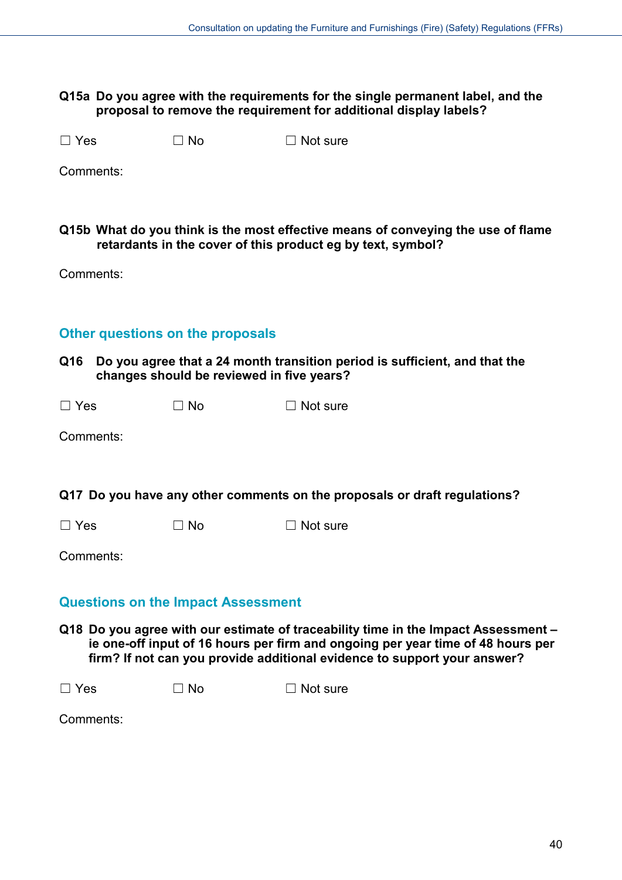**Q15a Do you agree with the requirements for the single permanent label, and the proposal to remove the requirement for additional display labels?**

☐ Yes ☐ No ☐ Not sure

Comments:

**Q15b What do you think is the most effective means of conveying the use of flame retardants in the cover of this product eg by text, symbol?**

Comments:

## Other questions on the proposals

**Q16 Do you agree that a 24 month transition period is sufficient, and that the changes should be reviewed in five years?**

☐ Yes ☐ No ☐ Not sure

Comments:

**Q17 Do you have any other comments on the proposals or draft regulations?**

☐ Yes ☐ No ☐ Not sure

Comments:

## Questions on the Impact Assessment

**Q18 Do you agree with our estimate of traceability time in the Impact Assessment – ie one-off input of 16 hours per firm and ongoing per year time of 48 hours per firm? If not can you provide additional evidence to support your answer?**

☐ Yes ☐ No ☐ Not sure

Comments: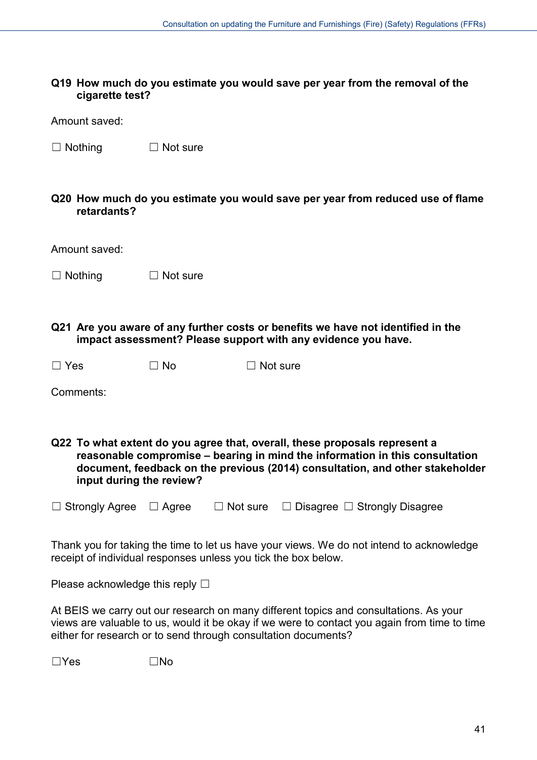**Q19 How much do you estimate you would save per year from the removal of the cigarette test?**

Amount saved:

☐ Nothing ☐ Not sure

**Q20 How much do you estimate you would save per year from reduced use of flame retardants?**

Amount saved:

☐ Nothing ☐ Not sure

**Q21 Are you aware of any further costs or benefits we have not identified in the impact assessment? Please support with any evidence you have.**

☐ Yes ☐ No ☐ Not sure

Comments:

**Q22 To what extent do you agree that, overall, these proposals represent a reasonable compromise – bearing in mind the information in this consultation document, feedback on the previous (2014) consultation, and other stakeholder input during the review?**

☐ Strongly Agree ☐ Agree ☐ Not sure ☐ Disagree ☐ Strongly Disagree

Thank you for taking the time to let us have your views. We do not intend to acknowledge receipt of individual responses unless you tick the box below.

Please acknowledge this reply ☐

At BEIS we carry out our research on many different topics and consultations. As your views are valuable to us, would it be okay if we were to contact you again from time to time either for research or to send through consultation documents?

☐Yes ☐No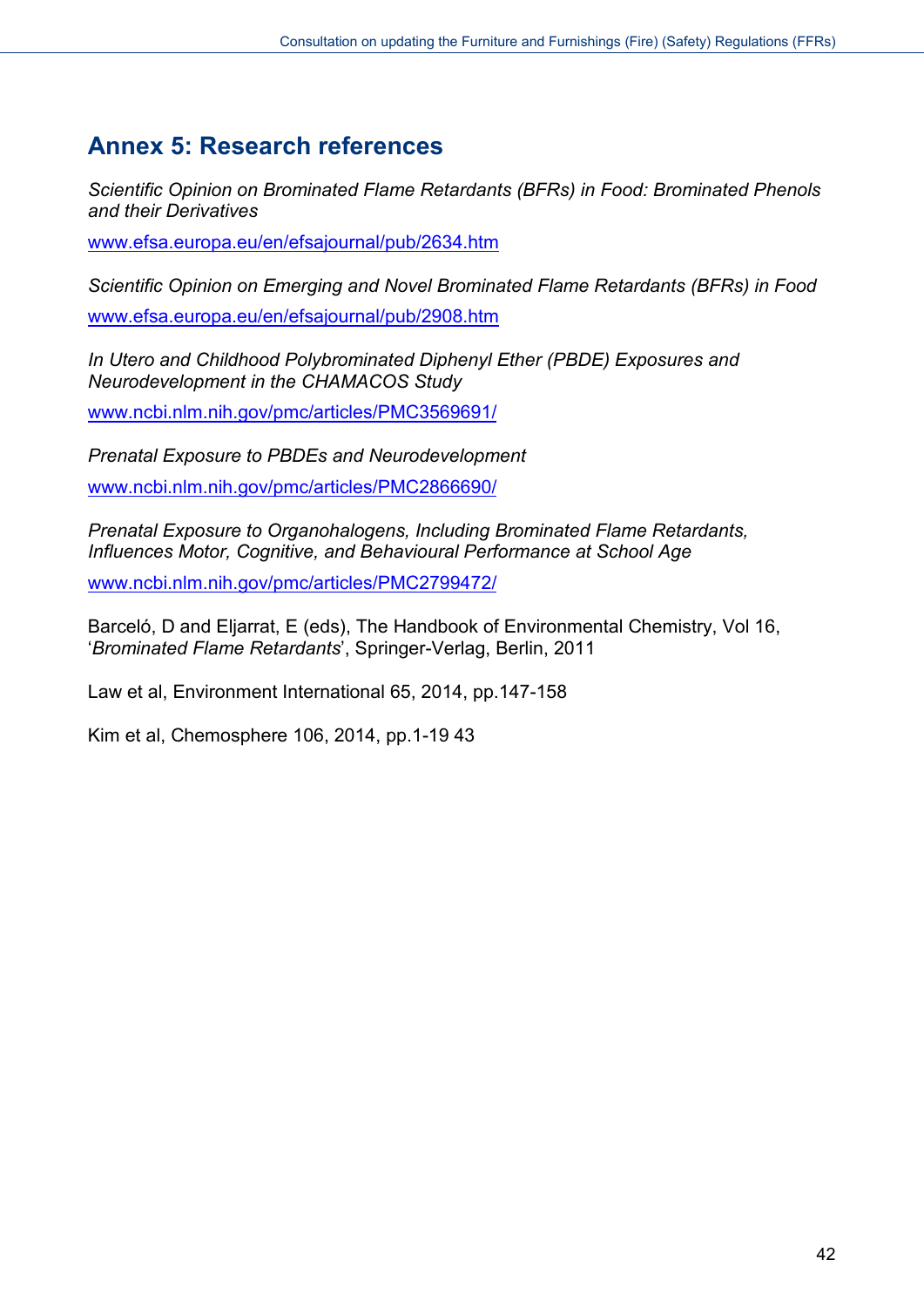## Annex 5: Research references

*Scientific Opinion on Brominated Flame Retardants (BFRs) in Food: Brominated Phenols and their Derivatives*

www.efsa.europa.eu/en/efsajournal/pub/2634.htm

*Scientific Opinion on Emerging and Novel Brominated Flame Retardants (BFRs) in Food*

www.efsa.europa.eu/en/efsajournal/pub/2908.htm

*In Utero and Childhood Polybrominated Diphenyl Ether (PBDE) Exposures and Neurodevelopment in the CHAMACOS Study*

www.ncbi.nlm.nih.gov/pmc/articles/PMC3569691/

*Prenatal Exposure to PBDEs and Neurodevelopment*

www.ncbi.nlm.nih.gov/pmc/articles/PMC2866690/

*Prenatal Exposure to Organohalogens, Including Brominated Flame Retardants, Influences Motor, Cognitive, and Behavioural Performance at School Age*

www.ncbi.nlm.nih.gov/pmc/articles/PMC2799472/

Barceló, D and Eljarrat, E (eds), The Handbook of Environmental Chemistry, Vol 16, '*Brominated Flame Retardants*', Springer-Verlag, Berlin, 2011

Law et al, Environment International 65, 2014, pp.147-158

Kim et al, Chemosphere 106, 2014, pp.1-19 43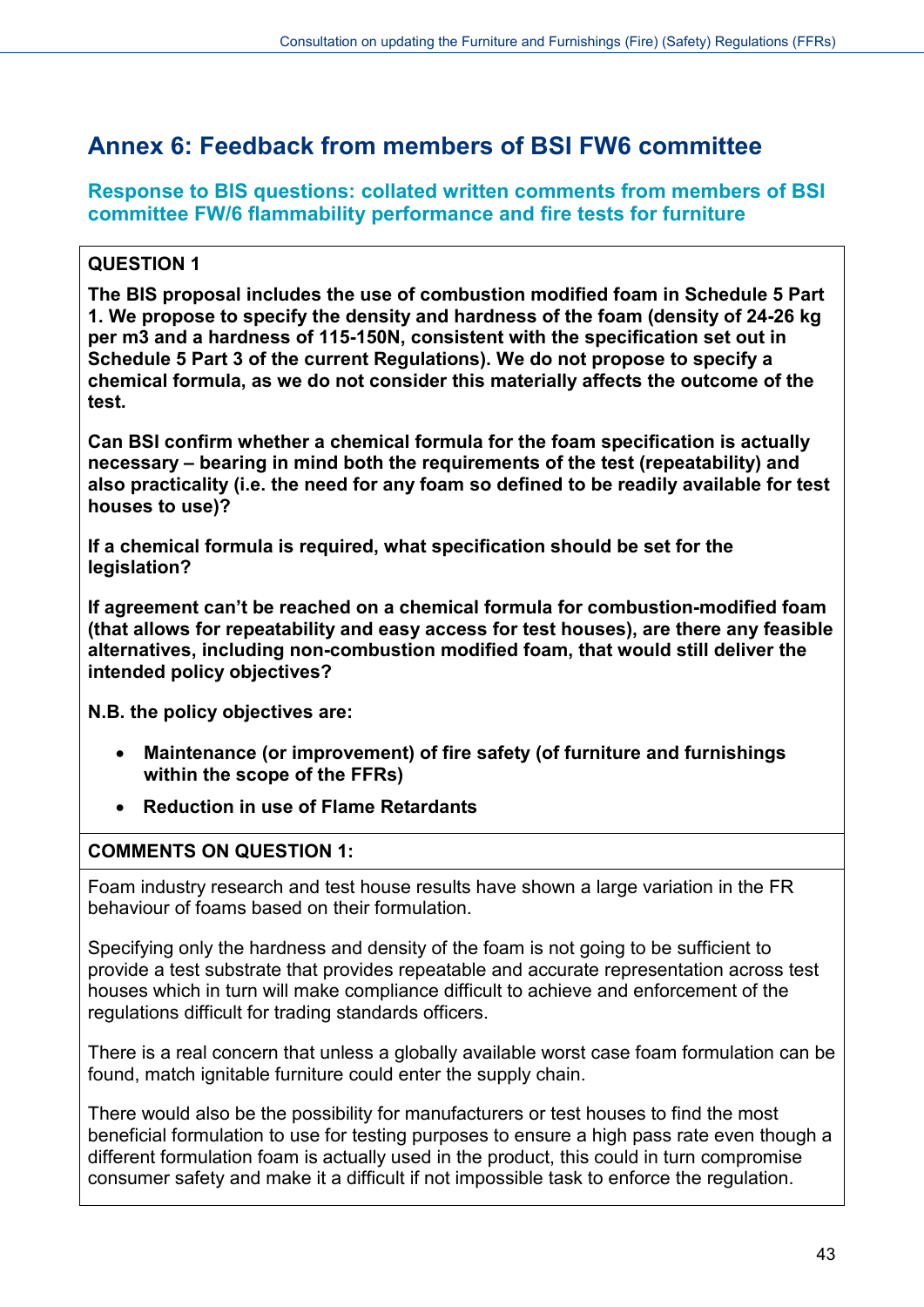## Annex 6: Feedback from members of BSI FW6 committee

### Response to BIS questions: collated written comments from members of BSI committee FW/6 flammability performance and fire tests for furniture

**QUESTION 1**

**The BIS proposal includes the use of combustion modified foam in Schedule 5 Part 1. We propose to specify the density and hardness of the foam (density of 24-26 kg per m3 and a hardness of 115-150N, consistent with the specification set out in Schedule 5 Part 3 of the current Regulations). We do not propose to specify a chemical formula, as we do not consider this materially affects the outcome of the test.**

**Can BSI confirm whether a chemical formula for the foam specification is actually necessary – bearing in mind both the requirements of the test (repeatability) and also practicality (i.e. the need for any foam so defined to be readily available for test houses to use)?**

**If a chemical formula is required, what specification should be set for the legislation?**

**If agreement can't be reached on a chemical formula for combustion-modified foam (that allows for repeatability and easy access for test houses), are there any feasible alternatives, including non-combustion modified foam, that would still deliver the intended policy objectives?**

**N.B. the policy objectives are:**

- **Maintenance (or improvement) of fire safety (of furniture and furnishings within the scope of the FFRs)**
- **Reduction in use of Flame Retardants**

**COMMENTS ON QUESTION 1:**

Foam industry research and test house results have shown a large variation in the FR behaviour of foams based on their formulation.

Specifying only the hardness and density of the foam is not going to be sufficient to provide a test substrate that provides repeatable and accurate representation across test houses which in turn will make compliance difficult to achieve and enforcement of the regulations difficult for trading standards officers.

There is a real concern that unless a globally available worst case foam formulation can be found, match ignitable furniture could enter the supply chain.

There would also be the possibility for manufacturers or test houses to find the most beneficial formulation to use for testing purposes to ensure a high pass rate even though a different formulation foam is actually used in the product, this could in turn compromise consumer safety and make it a difficult if not impossible task to enforce the regulation.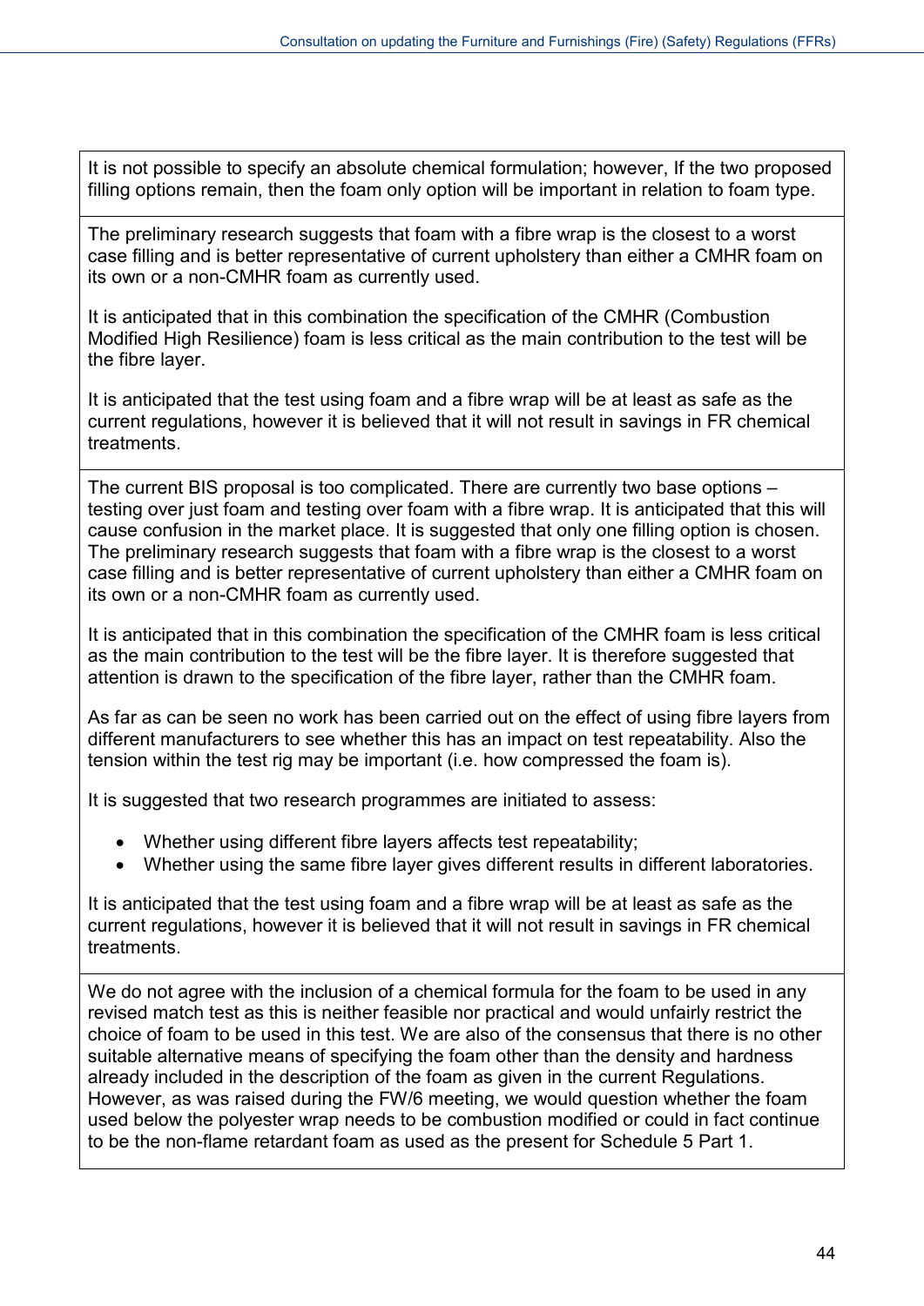| |
|---|
| It is not possible to specify an absolute chemical formulation; however, If the two proposed filling options remain, then the foam only option will be important in relation to foam type. |
| The preliminary research suggests that foam with a fibre wrap is the closest to a worst case filling and is better representative of current upholstery than either a CMHR foam on its own or a non-CMHR foam as currently used.<br><br>It is anticipated that in this combination the specification of the CMHR (Combustion Modified High Resilience) foam is less critical as the main contribution to the test will be the fibre layer.<br><br>It is anticipated that the test using foam and a fibre wrap will be at least as safe as the current regulations, however it is believed that it will not result in savings in FR chemical treatments. |
| The current BIS proposal is too complicated. There are currently two base options – testing over just foam and testing over foam with a fibre wrap. It is anticipated that this will cause confusion in the market place. It is suggested that only one filling option is chosen. The preliminary research suggests that foam with a fibre wrap is the closest to a worst case filling and is better representative of current upholstery than either a CMHR foam on its own or a non-CMHR foam as currently used.<br><br>It is anticipated that in this combination the specification of the CMHR foam is less critical as the main contribution to the test will be the fibre layer. It is therefore suggested that attention is drawn to the specification of the fibre layer, rather than the CMHR foam.<br><br>As far as can be seen no work has been carried out on the effect of using fibre layers from different manufacturers to see whether this has an impact on test repeatability. Also the tension within the test rig may be important (i.e. how compressed the foam is).<br><br>It is suggested that two research programmes are initiated to assess:<br><br>• Whether using different fibre layers affects test repeatability;<br>• Whether using the same fibre layer gives different results in different laboratories.<br><br>It is anticipated that the test using foam and a fibre wrap will be at least as safe as the current regulations, however it is believed that it will not result in savings in FR chemical treatments. |
| We do not agree with the inclusion of a chemical formula for the foam to be used in any revised match test as this is neither feasible nor practical and would unfairly restrict the choice of foam to be used in this test. We are also of the consensus that there is no other suitable alternative means of specifying the foam other than the density and hardness already included in the description of the foam as given in the current Regulations. However, as was raised during the FW/6 meeting, we would question whether the foam used below the polyester wrap needs to be combustion modified or could in fact continue to be the non-flame retardant foam as used as the present for Schedule 5 Part 1. |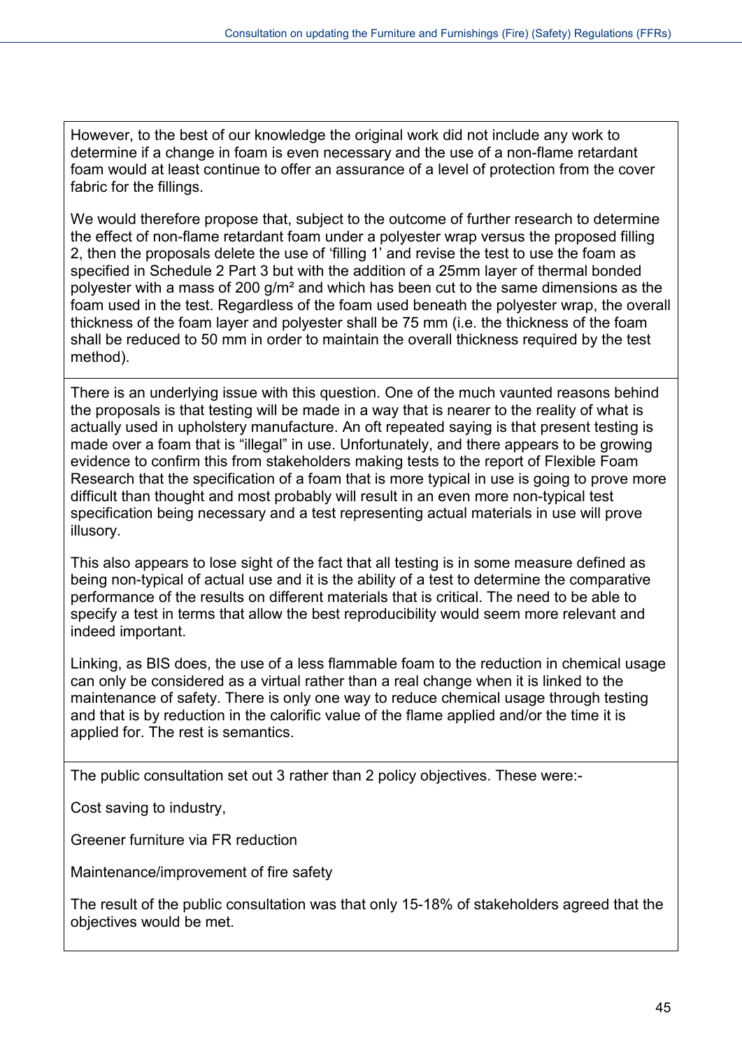However, to the best of our knowledge the original work did not include any work to determine if a change in foam is even necessary and the use of a non-flame retardant foam would at least continue to offer an assurance of a level of protection from the cover fabric for the fillings.

We would therefore propose that, subject to the outcome of further research to determine the effect of non-flame retardant foam under a polyester wrap versus the proposed filling 2, then the proposals delete the use of 'filling 1' and revise the test to use the foam as specified in Schedule 2 Part 3 but with the addition of a 25mm layer of thermal bonded polyester with a mass of 200 g/m² and which has been cut to the same dimensions as the foam used in the test. Regardless of the foam used beneath the polyester wrap, the overall thickness of the foam layer and polyester shall be 75 mm (i.e. the thickness of the foam shall be reduced to 50 mm in order to maintain the overall thickness required by the test method).

---

There is an underlying issue with this question. One of the much vaunted reasons behind the proposals is that testing will be made in a way that is nearer to the reality of what is actually used in upholstery manufacture. An oft repeated saying is that present testing is made over a foam that is "illegal" in use. Unfortunately, and there appears to be growing evidence to confirm this from stakeholders making tests to the report of Flexible Foam Research that the specification of a foam that is more typical in use is going to prove more difficult than thought and most probably will result in an even more non-typical test specification being necessary and a test representing actual materials in use will prove illusory.

This also appears to lose sight of the fact that all testing is in some measure defined as being non-typical of actual use and it is the ability of a test to determine the comparative performance of the results on different materials that is critical. The need to be able to specify a test in terms that allow the best reproducibility would seem more relevant and indeed important.

Linking, as BIS does, the use of a less flammable foam to the reduction in chemical usage can only be considered as a virtual rather than a real change when it is linked to the maintenance of safety. There is only one way to reduce chemical usage through testing and that is by reduction in the calorific value of the flame applied and/or the time it is applied for. The rest is semantics.

---

The public consultation set out 3 rather than 2 policy objectives. These were:-

Cost saving to industry,

Greener furniture via FR reduction

Maintenance/improvement of fire safety

The result of the public consultation was that only 15-18% of stakeholders agreed that the objectives would be met.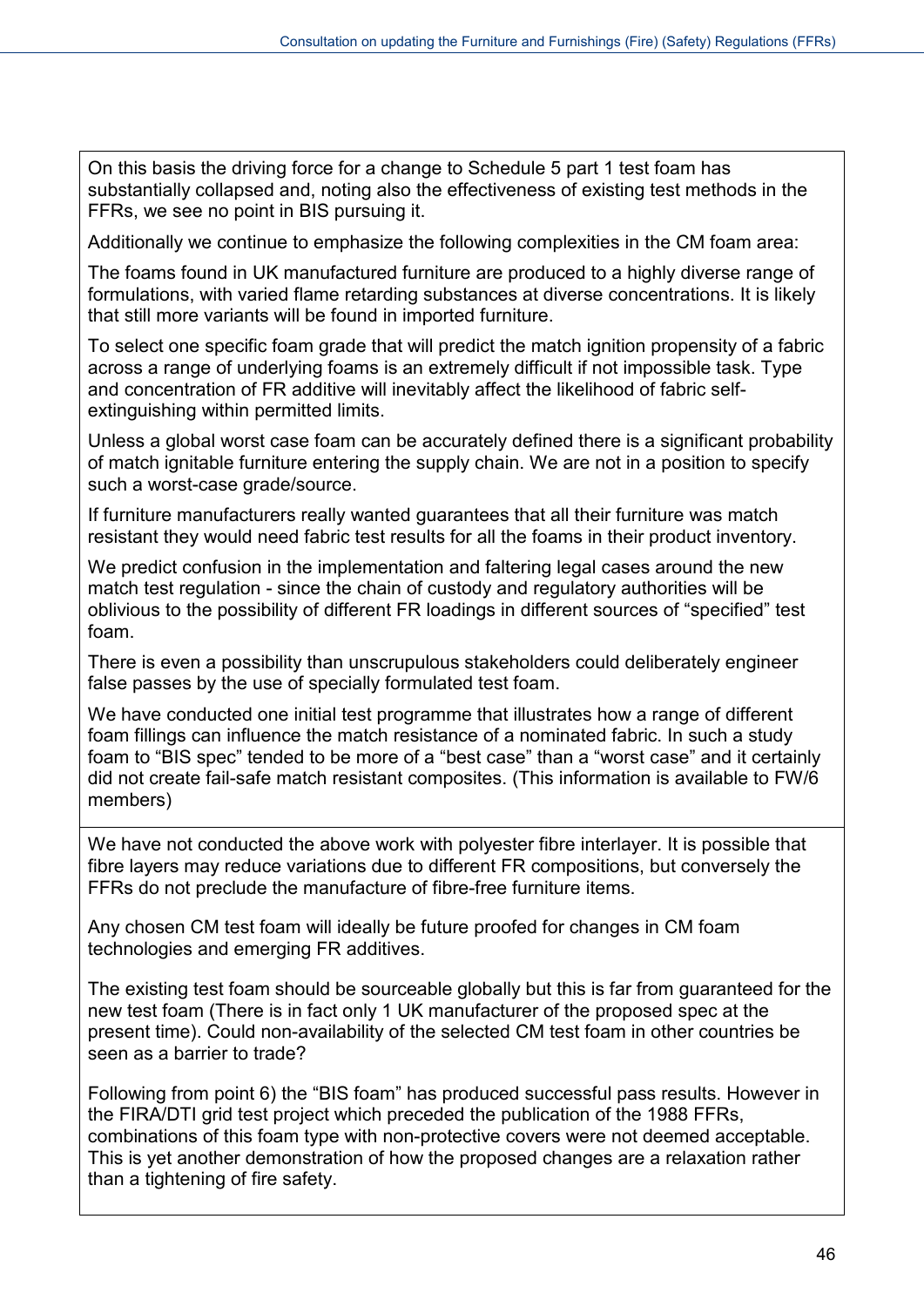On this basis the driving force for a change to Schedule 5 part 1 test foam has substantially collapsed and, noting also the effectiveness of existing test methods in the FFRs, we see no point in BIS pursuing it.

Additionally we continue to emphasize the following complexities in the CM foam area:

The foams found in UK manufactured furniture are produced to a highly diverse range of formulations, with varied flame retarding substances at diverse concentrations. It is likely that still more variants will be found in imported furniture.

To select one specific foam grade that will predict the match ignition propensity of a fabric across a range of underlying foams is an extremely difficult if not impossible task. Type and concentration of FR additive will inevitably affect the likelihood of fabric self-extinguishing within permitted limits.

Unless a global worst case foam can be accurately defined there is a significant probability of match ignitable furniture entering the supply chain. We are not in a position to specify such a worst-case grade/source.

If furniture manufacturers really wanted guarantees that all their furniture was match resistant they would need fabric test results for all the foams in their product inventory.

We predict confusion in the implementation and faltering legal cases around the new match test regulation - since the chain of custody and regulatory authorities will be oblivious to the possibility of different FR loadings in different sources of "specified" test foam.

There is even a possibility than unscrupulous stakeholders could deliberately engineer false passes by the use of specially formulated test foam.

We have conducted one initial test programme that illustrates how a range of different foam fillings can influence the match resistance of a nominated fabric. In such a study foam to "BIS spec" tended to be more of a "best case" than a "worst case" and it certainly did not create fail-safe match resistant composites. (This information is available to FW/6 members)

We have not conducted the above work with polyester fibre interlayer. It is possible that fibre layers may reduce variations due to different FR compositions, but conversely the FFRs do not preclude the manufacture of fibre-free furniture items.

Any chosen CM test foam will ideally be future proofed for changes in CM foam technologies and emerging FR additives.

The existing test foam should be sourceable globally but this is far from guaranteed for the new test foam (There is in fact only 1 UK manufacturer of the proposed spec at the present time). Could non-availability of the selected CM test foam in other countries be seen as a barrier to trade?

Following from point 6) the "BIS foam" has produced successful pass results. However in the FIRA/DTI grid test project which preceded the publication of the 1988 FFRs, combinations of this foam type with non-protective covers were not deemed acceptable. This is yet another demonstration of how the proposed changes are a relaxation rather than a tightening of fire safety.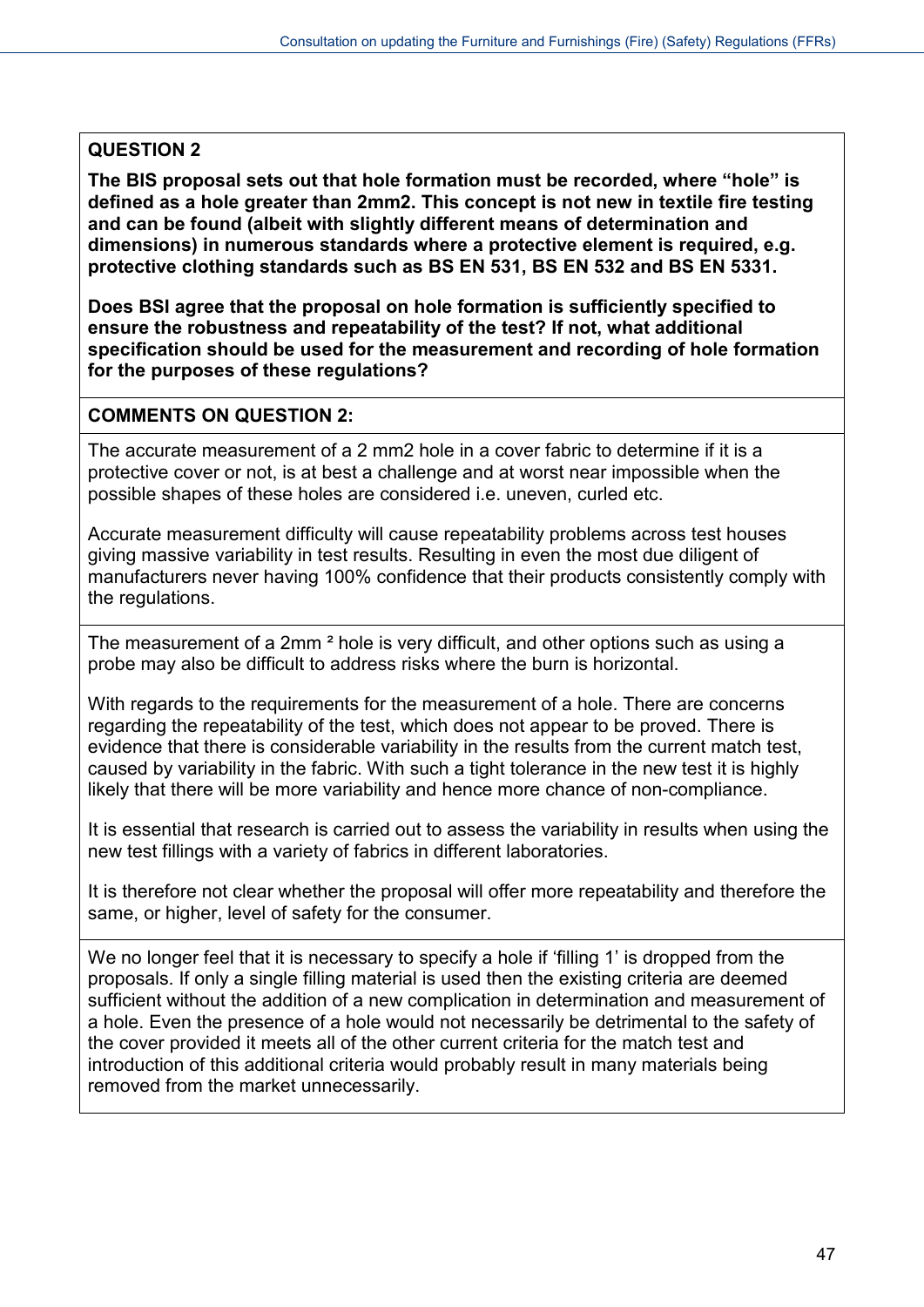**QUESTION 2**

**The BIS proposal sets out that hole formation must be recorded, where "hole" is defined as a hole greater than 2mm2. This concept is not new in textile fire testing and can be found (albeit with slightly different means of determination and dimensions) in numerous standards where a protective element is required, e.g. protective clothing standards such as BS EN 531, BS EN 532 and BS EN 5331.**

**Does BSI agree that the proposal on hole formation is sufficiently specified to ensure the robustness and repeatability of the test? If not, what additional specification should be used for the measurement and recording of hole formation for the purposes of these regulations?**

**COMMENTS ON QUESTION 2:**

The accurate measurement of a 2 mm2 hole in a cover fabric to determine if it is a protective cover or not, is at best a challenge and at worst near impossible when the possible shapes of these holes are considered i.e. uneven, curled etc.

Accurate measurement difficulty will cause repeatability problems across test houses giving massive variability in test results. Resulting in even the most due diligent of manufacturers never having 100% confidence that their products consistently comply with the regulations.

---

The measurement of a 2mm $^2$ hole is very difficult, and other options such as using a probe may also be difficult to address risks where the burn is horizontal.

With regards to the requirements for the measurement of a hole. There are concerns regarding the repeatability of the test, which does not appear to be proved. There is evidence that there is considerable variability in the results from the current match test, caused by variability in the fabric. With such a tight tolerance in the new test it is highly likely that there will be more variability and hence more chance of non-compliance.

It is essential that research is carried out to assess the variability in results when using the new test fillings with a variety of fabrics in different laboratories.

It is therefore not clear whether the proposal will offer more repeatability and therefore the same, or higher, level of safety for the consumer.

---

We no longer feel that it is necessary to specify a hole if 'filling 1' is dropped from the proposals. If only a single filling material is used then the existing criteria are deemed sufficient without the addition of a new complication in determination and measurement of a hole. Even the presence of a hole would not necessarily be detrimental to the safety of the cover provided it meets all of the other current criteria for the match test and introduction of this additional criteria would probably result in many materials being removed from the market unnecessarily.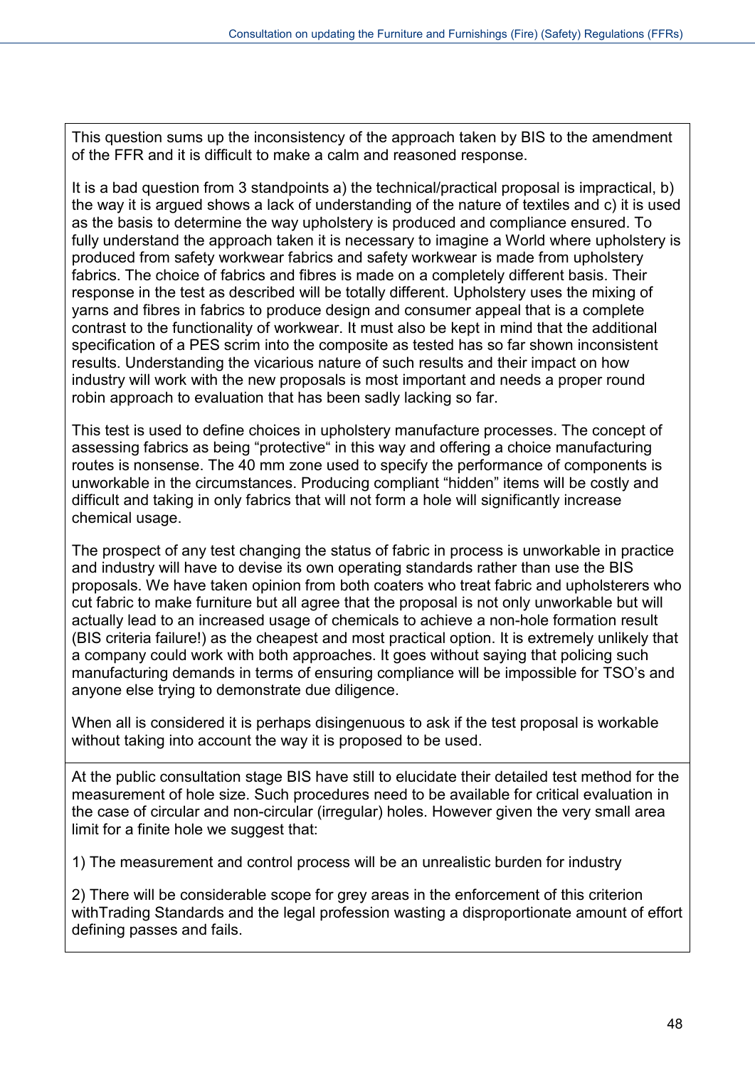This question sums up the inconsistency of the approach taken by BIS to the amendment of the FFR and it is difficult to make a calm and reasoned response.

It is a bad question from 3 standpoints a) the technical/practical proposal is impractical, b) the way it is argued shows a lack of understanding of the nature of textiles and c) it is used as the basis to determine the way upholstery is produced and compliance ensured. To fully understand the approach taken it is necessary to imagine a World where upholstery is produced from safety workwear fabrics and safety workwear is made from upholstery fabrics. The choice of fabrics and fibres is made on a completely different basis. Their response in the test as described will be totally different. Upholstery uses the mixing of yarns and fibres in fabrics to produce design and consumer appeal that is a complete contrast to the functionality of workwear. It must also be kept in mind that the additional specification of a PES scrim into the composite as tested has so far shown inconsistent results. Understanding the vicarious nature of such results and their impact on how industry will work with the new proposals is most important and needs a proper round robin approach to evaluation that has been sadly lacking so far.

This test is used to define choices in upholstery manufacture processes. The concept of assessing fabrics as being "protective" in this way and offering a choice manufacturing routes is nonsense. The 40 mm zone used to specify the performance of components is unworkable in the circumstances. Producing compliant "hidden" items will be costly and difficult and taking in only fabrics that will not form a hole will significantly increase chemical usage.

The prospect of any test changing the status of fabric in process is unworkable in practice and industry will have to devise its own operating standards rather than use the BIS proposals. We have taken opinion from both coaters who treat fabric and upholsterers who cut fabric to make furniture but all agree that the proposal is not only unworkable but will actually lead to an increased usage of chemicals to achieve a non-hole formation result (BIS criteria failure!) as the cheapest and most practical option. It is extremely unlikely that a company could work with both approaches. It goes without saying that policing such manufacturing demands in terms of ensuring compliance will be impossible for TSO's and anyone else trying to demonstrate due diligence.

When all is considered it is perhaps disingenuous to ask if the test proposal is workable without taking into account the way it is proposed to be used.

At the public consultation stage BIS have still to elucidate their detailed test method for the measurement of hole size. Such procedures need to be available for critical evaluation in the case of circular and non-circular (irregular) holes. However given the very small area limit for a finite hole we suggest that:

1) The measurement and control process will be an unrealistic burden for industry

2) There will be considerable scope for grey areas in the enforcement of this criterion withTrading Standards and the legal profession wasting a disproportionate amount of effort defining passes and fails.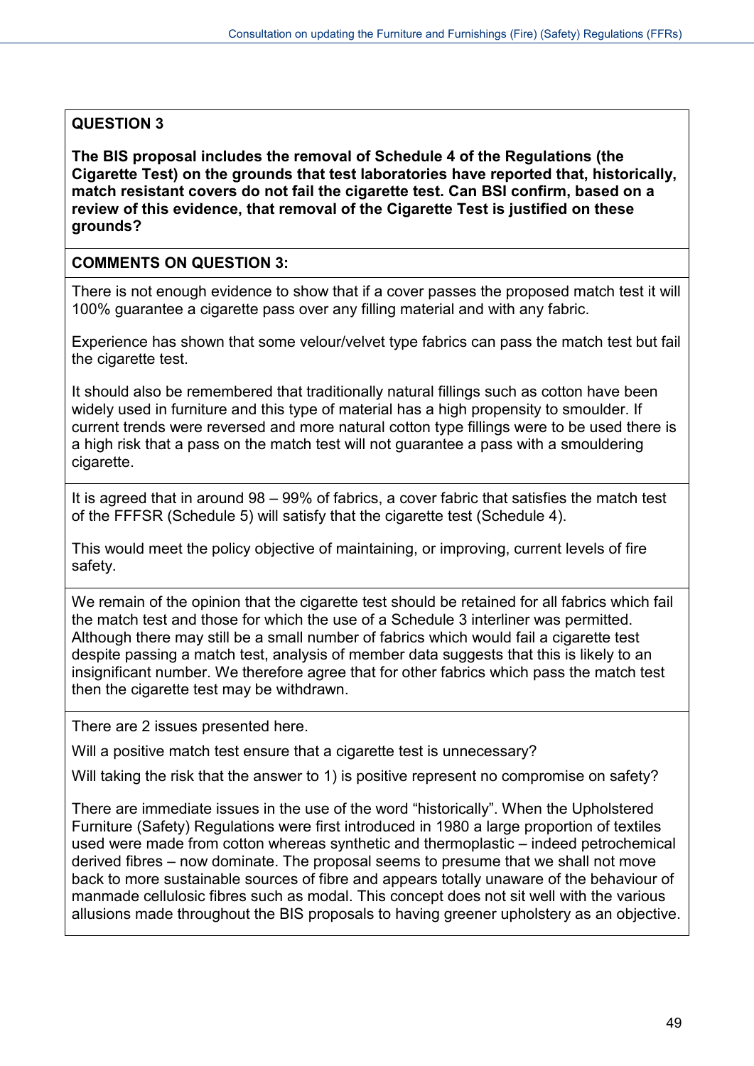**QUESTION 3**

**The BIS proposal includes the removal of Schedule 4 of the Regulations (the Cigarette Test) on the grounds that test laboratories have reported that, historically, match resistant covers do not fail the cigarette test. Can BSI confirm, based on a review of this evidence, that removal of the Cigarette Test is justified on these grounds?**

**COMMENTS ON QUESTION 3:**

There is not enough evidence to show that if a cover passes the proposed match test it will 100% guarantee a cigarette pass over any filling material and with any fabric.

Experience has shown that some velour/velvet type fabrics can pass the match test but fail the cigarette test.

It should also be remembered that traditionally natural fillings such as cotton have been widely used in furniture and this type of material has a high propensity to smoulder. If current trends were reversed and more natural cotton type fillings were to be used there is a high risk that a pass on the match test will not guarantee a pass with a smouldering cigarette.

---

It is agreed that in around 98 – 99% of fabrics, a cover fabric that satisfies the match test of the FFFSR (Schedule 5) will satisfy that the cigarette test (Schedule 4).

This would meet the policy objective of maintaining, or improving, current levels of fire safety.

---

We remain of the opinion that the cigarette test should be retained for all fabrics which fail the match test and those for which the use of a Schedule 3 interliner was permitted. Although there may still be a small number of fabrics which would fail a cigarette test despite passing a match test, analysis of member data suggests that this is likely to an insignificant number. We therefore agree that for other fabrics which pass the match test then the cigarette test may be withdrawn.

---

There are 2 issues presented here.

Will a positive match test ensure that a cigarette test is unnecessary?

Will taking the risk that the answer to 1) is positive represent no compromise on safety?

There are immediate issues in the use of the word "historically". When the Upholstered Furniture (Safety) Regulations were first introduced in 1980 a large proportion of textiles used were made from cotton whereas synthetic and thermoplastic – indeed petrochemical derived fibres – now dominate. The proposal seems to presume that we shall not move back to more sustainable sources of fibre and appears totally unaware of the behaviour of manmade cellulosic fibres such as modal. This concept does not sit well with the various allusions made throughout the BIS proposals to having greener upholstery as an objective.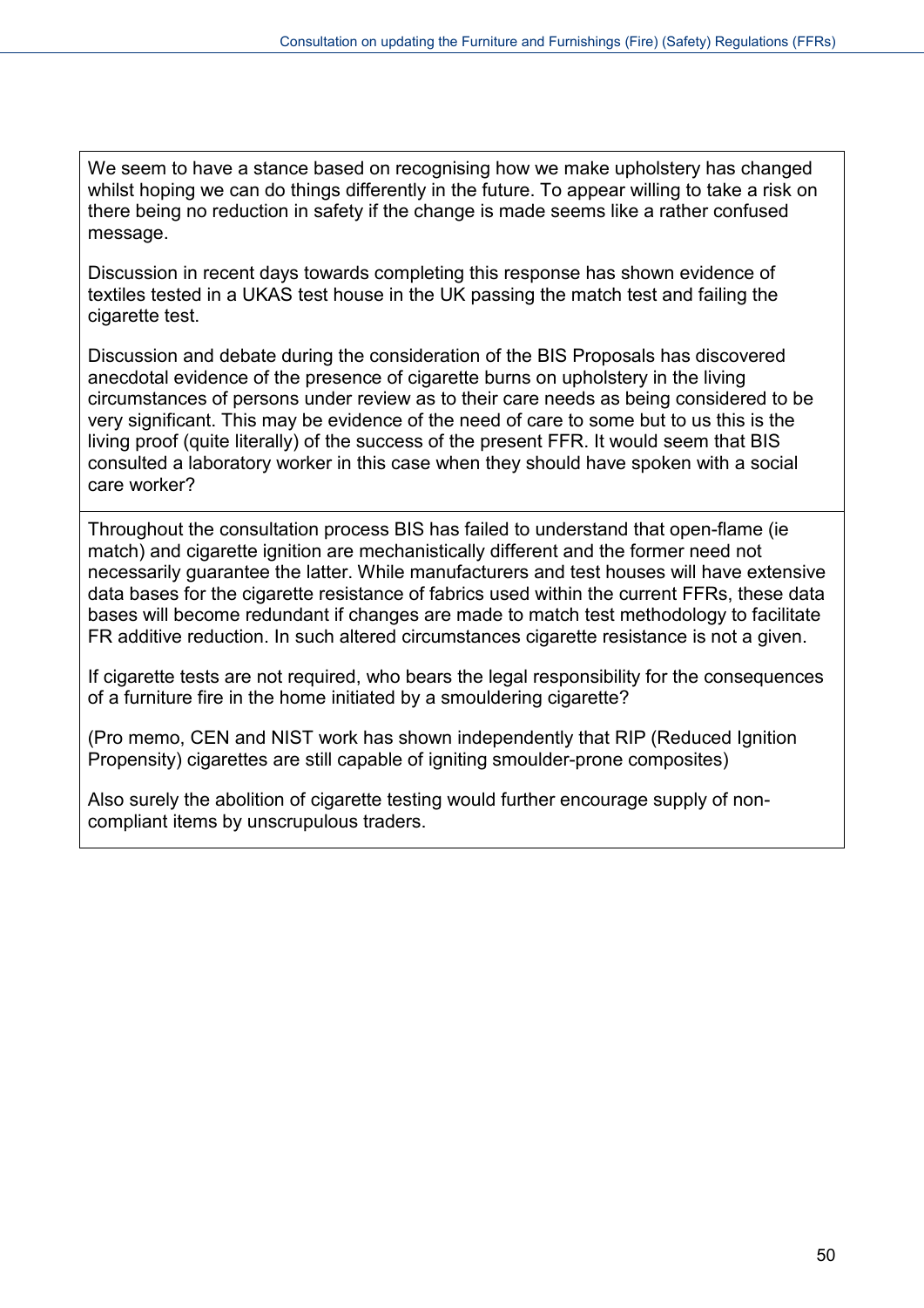We seem to have a stance based on recognising how we make upholstery has changed whilst hoping we can do things differently in the future. To appear willing to take a risk on there being no reduction in safety if the change is made seems like a rather confused message.

Discussion in recent days towards completing this response has shown evidence of textiles tested in a UKAS test house in the UK passing the match test and failing the cigarette test.

Discussion and debate during the consideration of the BIS Proposals has discovered anecdotal evidence of the presence of cigarette burns on upholstery in the living circumstances of persons under review as to their care needs as being considered to be very significant. This may be evidence of the need of care to some but to us this is the living proof (quite literally) of the success of the present FFR. It would seem that BIS consulted a laboratory worker in this case when they should have spoken with a social care worker?

Throughout the consultation process BIS has failed to understand that open-flame (ie match) and cigarette ignition are mechanistically different and the former need not necessarily guarantee the latter. While manufacturers and test houses will have extensive data bases for the cigarette resistance of fabrics used within the current FFRs, these data bases will become redundant if changes are made to match test methodology to facilitate FR additive reduction. In such altered circumstances cigarette resistance is not a given.

If cigarette tests are not required, who bears the legal responsibility for the consequences of a furniture fire in the home initiated by a smouldering cigarette?

(Pro memo, CEN and NIST work has shown independently that RIP (Reduced Ignition Propensity) cigarettes are still capable of igniting smoulder-prone composites)

Also surely the abolition of cigarette testing would further encourage supply of non-compliant items by unscrupulous traders.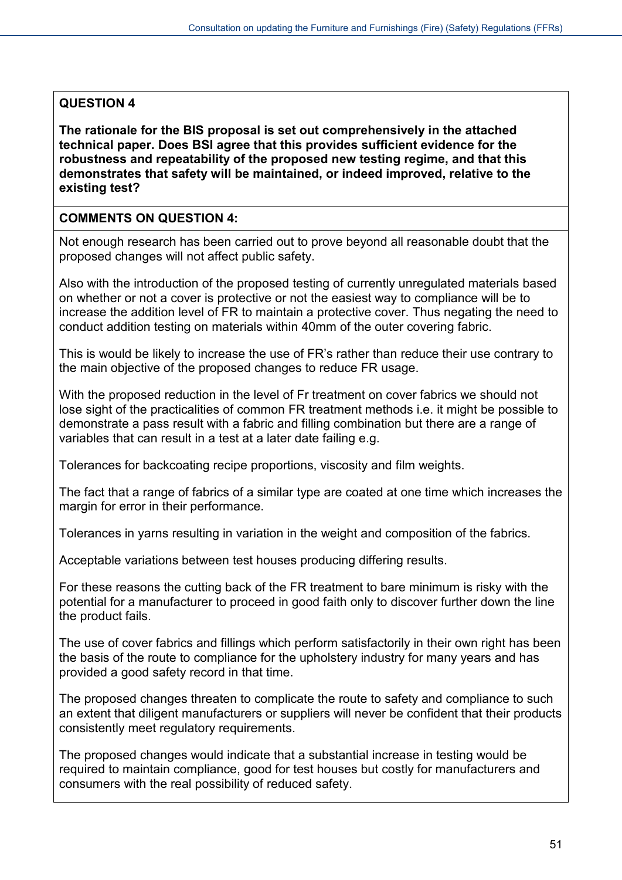**QUESTION 4**

**The rationale for the BIS proposal is set out comprehensively in the attached technical paper. Does BSI agree that this provides sufficient evidence for the robustness and repeatability of the proposed new testing regime, and that this demonstrates that safety will be maintained, or indeed improved, relative to the existing test?**

**COMMENTS ON QUESTION 4:**

Not enough research has been carried out to prove beyond all reasonable doubt that the proposed changes will not affect public safety.

Also with the introduction of the proposed testing of currently unregulated materials based on whether or not a cover is protective or not the easiest way to compliance will be to increase the addition level of FR to maintain a protective cover. Thus negating the need to conduct addition testing on materials within 40mm of the outer covering fabric.

This is would be likely to increase the use of FR's rather than reduce their use contrary to the main objective of the proposed changes to reduce FR usage.

With the proposed reduction in the level of Fr treatment on cover fabrics we should not lose sight of the practicalities of common FR treatment methods i.e. it might be possible to demonstrate a pass result with a fabric and filling combination but there are a range of variables that can result in a test at a later date failing e.g.

Tolerances for backcoating recipe proportions, viscosity and film weights.

The fact that a range of fabrics of a similar type are coated at one time which increases the margin for error in their performance.

Tolerances in yarns resulting in variation in the weight and composition of the fabrics.

Acceptable variations between test houses producing differing results.

For these reasons the cutting back of the FR treatment to bare minimum is risky with the potential for a manufacturer to proceed in good faith only to discover further down the line the product fails.

The use of cover fabrics and fillings which perform satisfactorily in their own right has been the basis of the route to compliance for the upholstery industry for many years and has provided a good safety record in that time.

The proposed changes threaten to complicate the route to safety and compliance to such an extent that diligent manufacturers or suppliers will never be confident that their products consistently meet regulatory requirements.

The proposed changes would indicate that a substantial increase in testing would be required to maintain compliance, good for test houses but costly for manufacturers and consumers with the real possibility of reduced safety.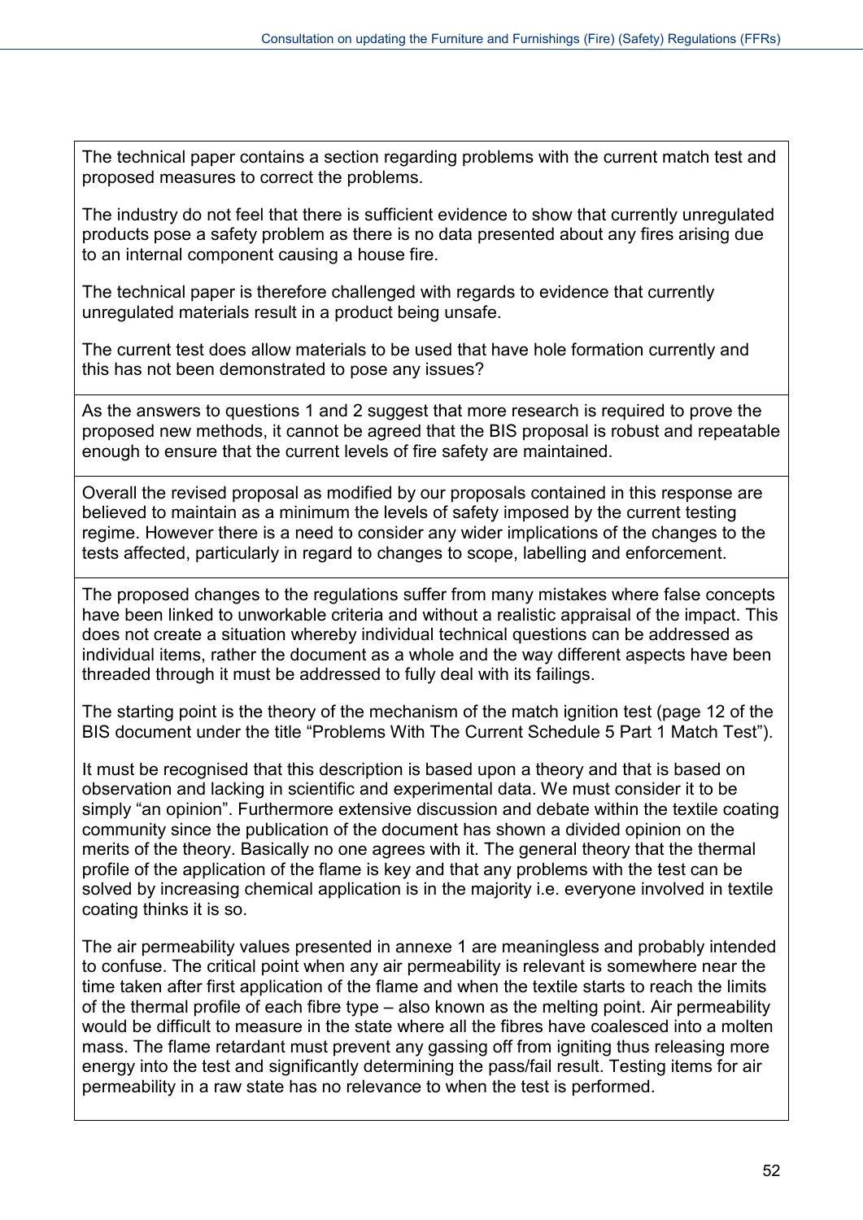| |
|---|
| The technical paper contains a section regarding problems with the current match test and proposed measures to correct the problems.<br><br>The industry do not feel that there is sufficient evidence to show that currently unregulated products pose a safety problem as there is no data presented about any fires arising due to an internal component causing a house fire.<br><br>The technical paper is therefore challenged with regards to evidence that currently unregulated materials result in a product being unsafe.<br><br>The current test does allow materials to be used that have hole formation currently and this has not been demonstrated to pose any issues? |
| As the answers to questions 1 and 2 suggest that more research is required to prove the proposed new methods, it cannot be agreed that the BIS proposal is robust and repeatable enough to ensure that the current levels of fire safety are maintained. |
| Overall the revised proposal as modified by our proposals contained in this response are believed to maintain as a minimum the levels of safety imposed by the current testing regime. However there is a need to consider any wider implications of the changes to the tests affected, particularly in regard to changes to scope, labelling and enforcement. |
| The proposed changes to the regulations suffer from many mistakes where false concepts have been linked to unworkable criteria and without a realistic appraisal of the impact. This does not create a situation whereby individual technical questions can be addressed as individual items, rather the document as a whole and the way different aspects have been threaded through it must be addressed to fully deal with its failings.<br><br>The starting point is the theory of the mechanism of the match ignition test (page 12 of the BIS document under the title “Problems With The Current Schedule 5 Part 1 Match Test”).<br><br>It must be recognised that this description is based upon a theory and that is based on observation and lacking in scientific and experimental data. We must consider it to be simply “an opinion”. Furthermore extensive discussion and debate within the textile coating community since the publication of the document has shown a divided opinion on the merits of the theory. Basically no one agrees with it. The general theory that the thermal profile of the application of the flame is key and that any problems with the test can be solved by increasing chemical application is in the majority i.e. everyone involved in textile coating thinks it is so.<br><br>The air permeability values presented in annexe 1 are meaningless and probably intended to confuse. The critical point when any air permeability is relevant is somewhere near the time taken after first application of the flame and when the textile starts to reach the limits of the thermal profile of each fibre type – also known as the melting point. Air permeability would be difficult to measure in the state where all the fibres have coalesced into a molten mass. The flame retardant must prevent any gassing off from igniting thus releasing more energy into the test and significantly determining the pass/fail result. Testing items for air permeability in a raw state has no relevance to when the test is performed. |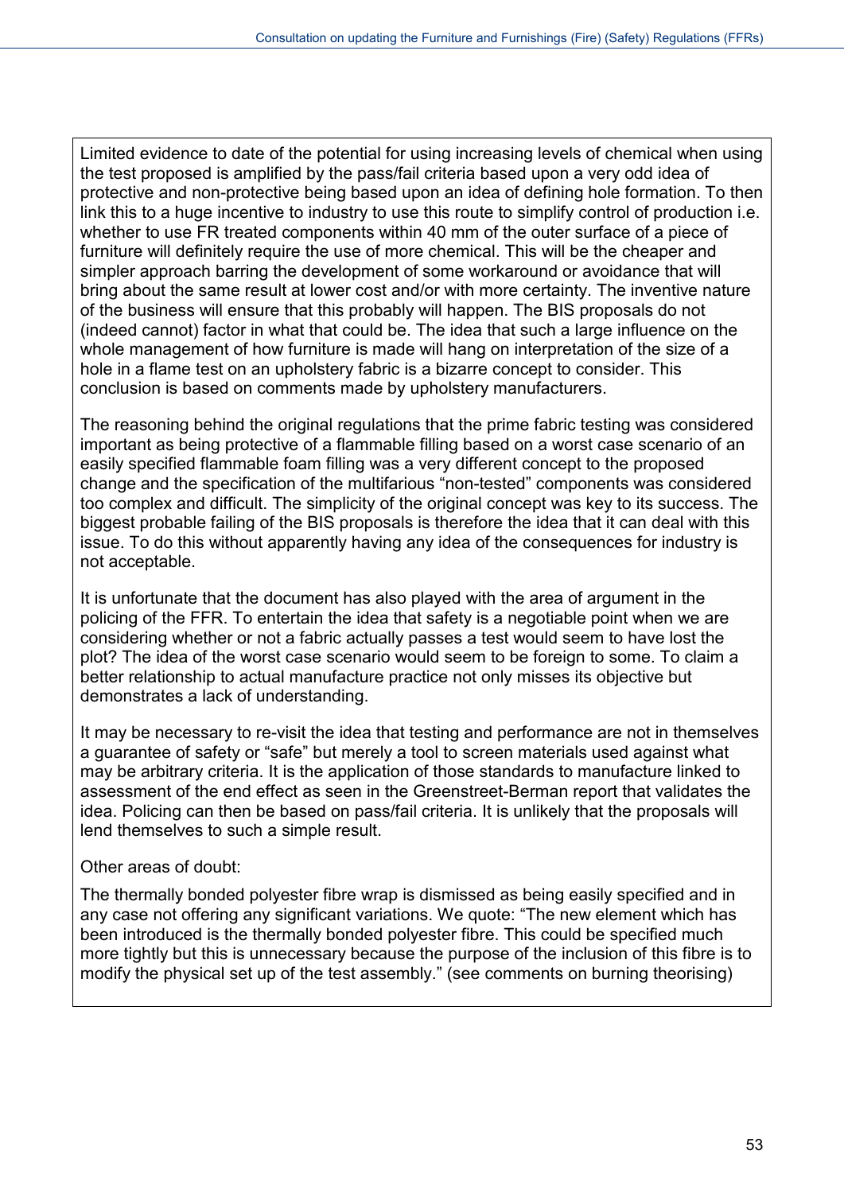Limited evidence to date of the potential for using increasing levels of chemical when using the test proposed is amplified by the pass/fail criteria based upon a very odd idea of protective and non-protective being based upon an idea of defining hole formation. To then link this to a huge incentive to industry to use this route to simplify control of production i.e. whether to use FR treated components within 40 mm of the outer surface of a piece of furniture will definitely require the use of more chemical. This will be the cheaper and simpler approach barring the development of some workaround or avoidance that will bring about the same result at lower cost and/or with more certainty. The inventive nature of the business will ensure that this probably will happen. The BIS proposals do not (indeed cannot) factor in what that could be. The idea that such a large influence on the whole management of how furniture is made will hang on interpretation of the size of a hole in a flame test on an upholstery fabric is a bizarre concept to consider. This conclusion is based on comments made by upholstery manufacturers.

The reasoning behind the original regulations that the prime fabric testing was considered important as being protective of a flammable filling based on a worst case scenario of an easily specified flammable foam filling was a very different concept to the proposed change and the specification of the multifarious "non-tested" components was considered too complex and difficult. The simplicity of the original concept was key to its success. The biggest probable failing of the BIS proposals is therefore the idea that it can deal with this issue. To do this without apparently having any idea of the consequences for industry is not acceptable.

It is unfortunate that the document has also played with the area of argument in the policing of the FFR. To entertain the idea that safety is a negotiable point when we are considering whether or not a fabric actually passes a test would seem to have lost the plot? The idea of the worst case scenario would seem to be foreign to some. To claim a better relationship to actual manufacture practice not only misses its objective but demonstrates a lack of understanding.

It may be necessary to re-visit the idea that testing and performance are not in themselves a guarantee of safety or "safe" but merely a tool to screen materials used against what may be arbitrary criteria. It is the application of those standards to manufacture linked to assessment of the end effect as seen in the Greenstreet-Berman report that validates the idea. Policing can then be based on pass/fail criteria. It is unlikely that the proposals will lend themselves to such a simple result.

Other areas of doubt:

The thermally bonded polyester fibre wrap is dismissed as being easily specified and in any case not offering any significant variations. We quote: "The new element which has been introduced is the thermally bonded polyester fibre. This could be specified much more tightly but this is unnecessary because the purpose of the inclusion of this fibre is to modify the physical set up of the test assembly." (see comments on burning theorising)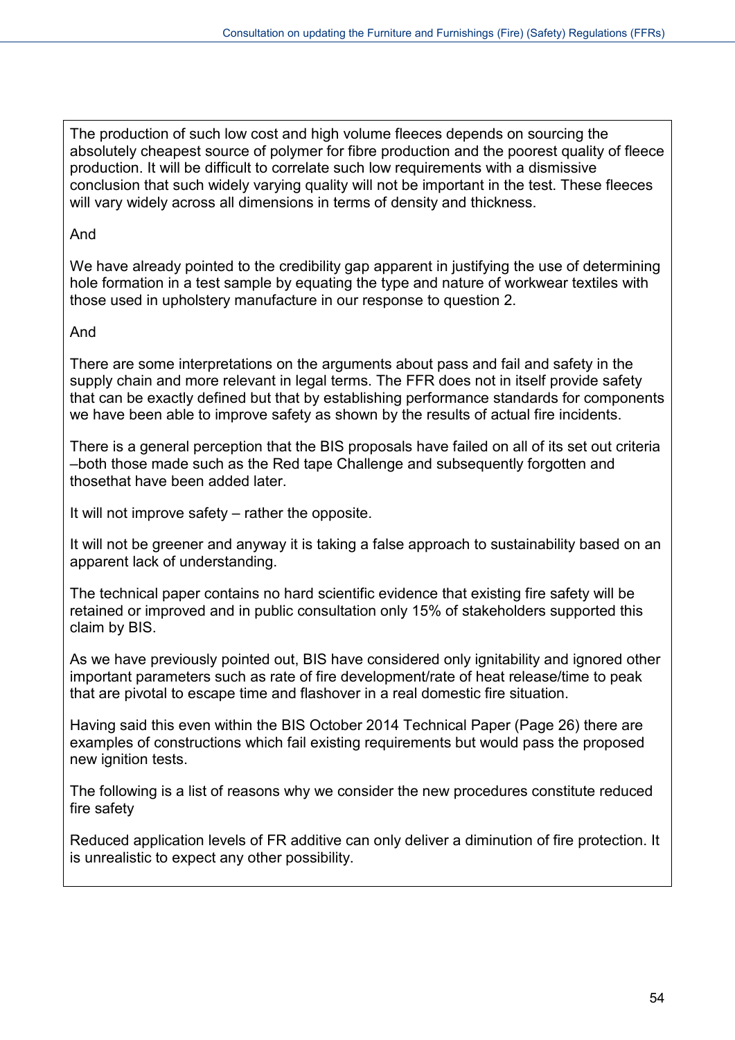The production of such low cost and high volume fleeces depends on sourcing the absolutely cheapest source of polymer for fibre production and the poorest quality of fleece production. It will be difficult to correlate such low requirements with a dismissive conclusion that such widely varying quality will not be important in the test. These fleeces will vary widely across all dimensions in terms of density and thickness.

And

We have already pointed to the credibility gap apparent in justifying the use of determining hole formation in a test sample by equating the type and nature of workwear textiles with those used in upholstery manufacture in our response to question 2.

And

There are some interpretations on the arguments about pass and fail and safety in the supply chain and more relevant in legal terms. The FFR does not in itself provide safety that can be exactly defined but that by establishing performance standards for components we have been able to improve safety as shown by the results of actual fire incidents.

There is a general perception that the BIS proposals have failed on all of its set out criteria –both those made such as the Red tape Challenge and subsequently forgotten and thosethat have been added later.

It will not improve safety – rather the opposite.

It will not be greener and anyway it is taking a false approach to sustainability based on an apparent lack of understanding.

The technical paper contains no hard scientific evidence that existing fire safety will be retained or improved and in public consultation only 15% of stakeholders supported this claim by BIS.

As we have previously pointed out, BIS have considered only ignitability and ignored other important parameters such as rate of fire development/rate of heat release/time to peak that are pivotal to escape time and flashover in a real domestic fire situation.

Having said this even within the BIS October 2014 Technical Paper (Page 26) there are examples of constructions which fail existing requirements but would pass the proposed new ignition tests.

The following is a list of reasons why we consider the new procedures constitute reduced fire safety

Reduced application levels of FR additive can only deliver a diminution of fire protection. It is unrealistic to expect any other possibility.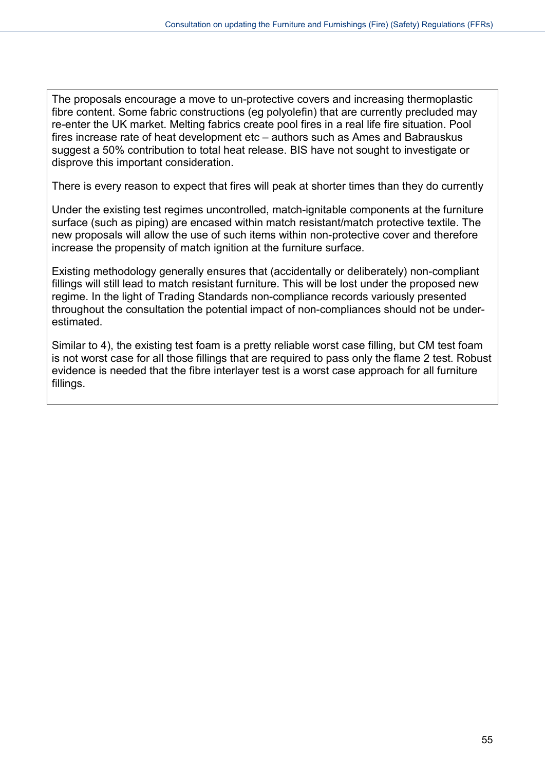The proposals encourage a move to un-protective covers and increasing thermoplastic fibre content. Some fabric constructions (eg polyolefin) that are currently precluded may re-enter the UK market. Melting fabrics create pool fires in a real life fire situation. Pool fires increase rate of heat development etc – authors such as Ames and Babrauskus suggest a 50% contribution to total heat release. BIS have not sought to investigate or disprove this important consideration.

There is every reason to expect that fires will peak at shorter times than they do currently

Under the existing test regimes uncontrolled, match-ignitable components at the furniture surface (such as piping) are encased within match resistant/match protective textile. The new proposals will allow the use of such items within non-protective cover and therefore increase the propensity of match ignition at the furniture surface.

Existing methodology generally ensures that (accidentally or deliberately) non-compliant fillings will still lead to match resistant furniture. This will be lost under the proposed new regime. In the light of Trading Standards non-compliance records variously presented throughout the consultation the potential impact of non-compliances should not be under-estimated.

Similar to 4), the existing test foam is a pretty reliable worst case filling, but CM test foam is not worst case for all those fillings that are required to pass only the flame 2 test. Robust evidence is needed that the fibre interlayer test is a worst case approach for all furniture fillings.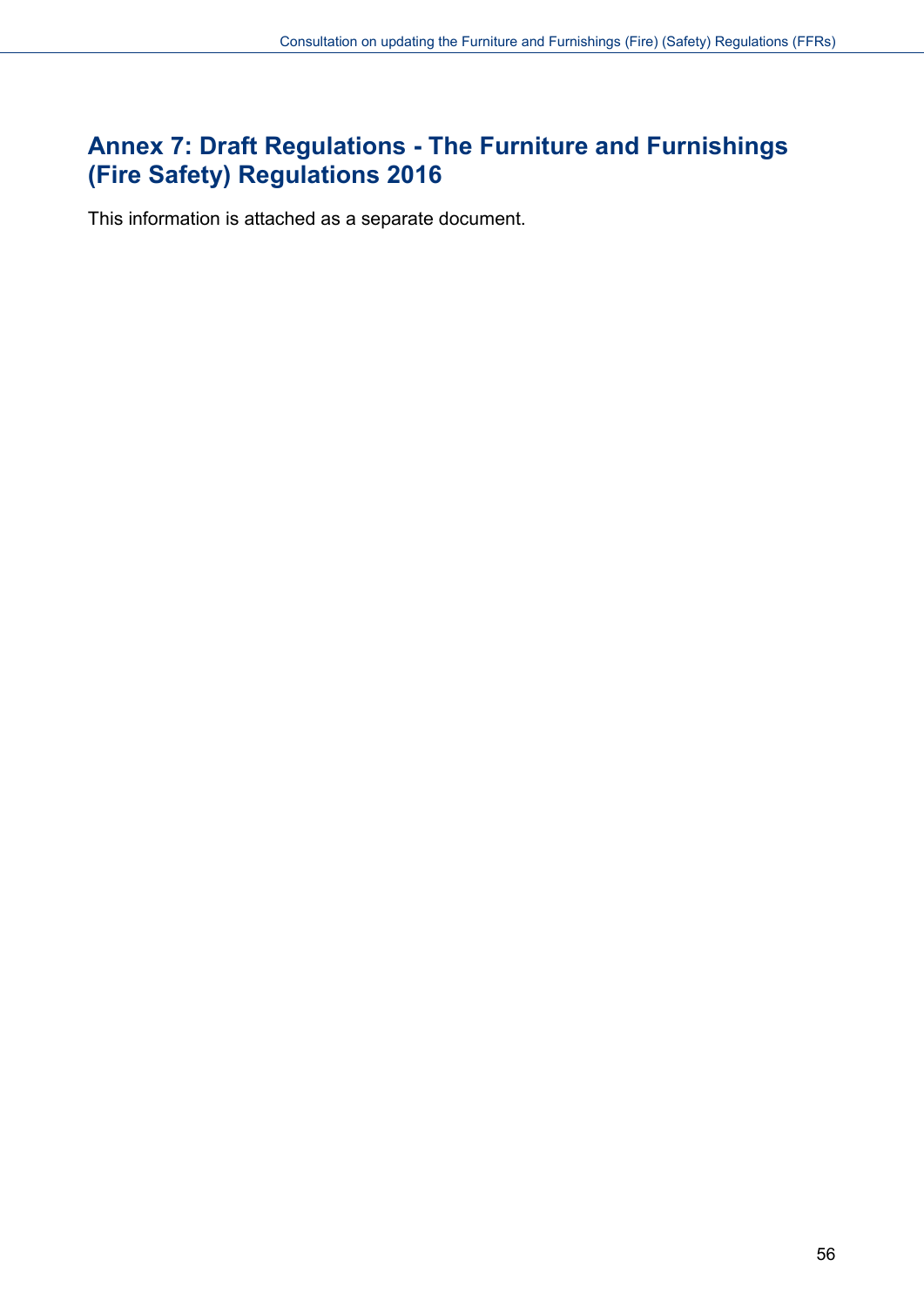## Annex 7: Draft Regulations - The Furniture and Furnishings (Fire Safety) Regulations 2016

This information is attached as a separate document.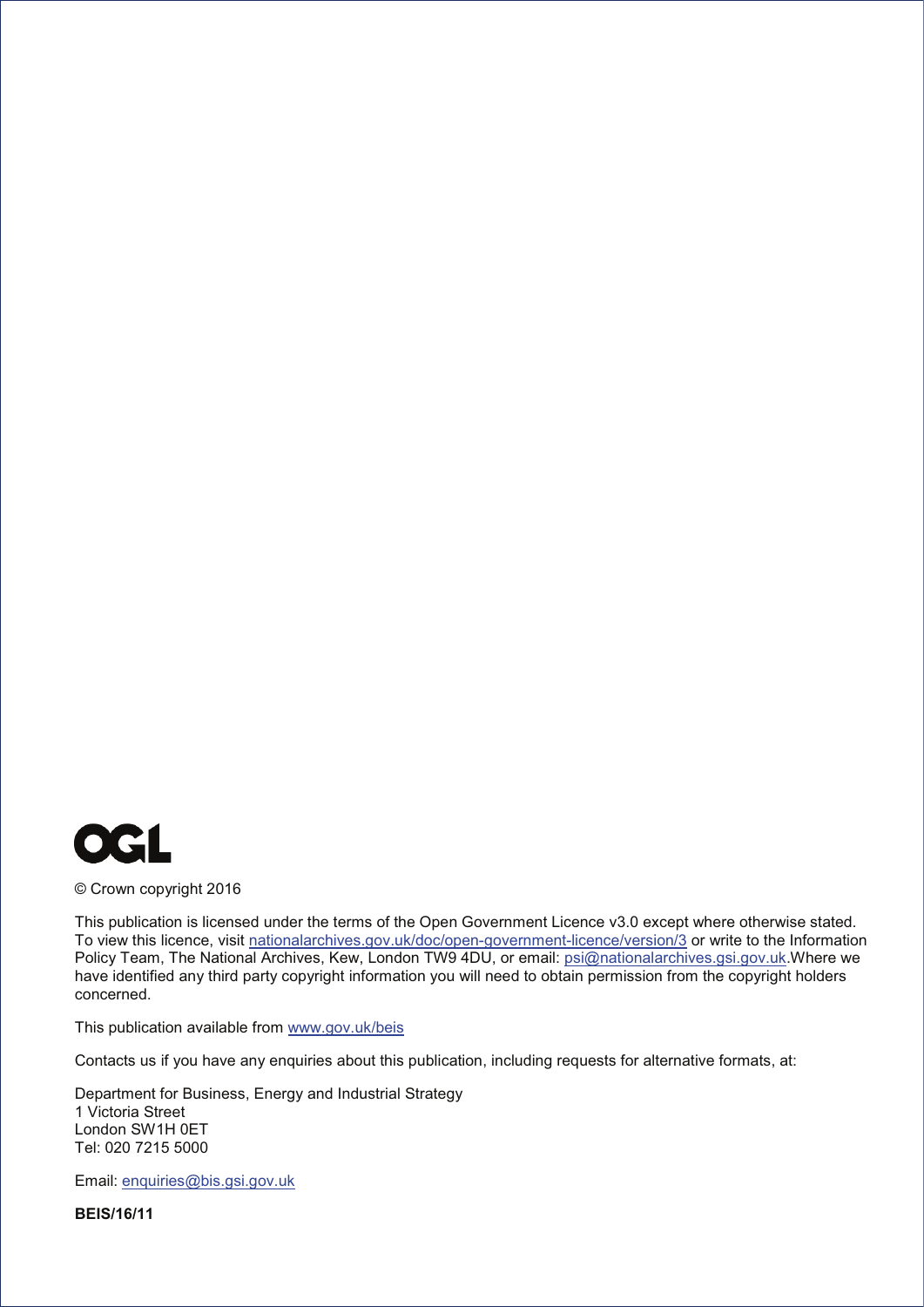OGL

© Crown copyright 2016

This publication is licensed under the terms of the Open Government Licence v3.0 except where otherwise stated. To view this licence, visit nationalarchives.gov.uk/doc/open-government-licence/version/3 or write to the Information Policy Team, The National Archives, Kew, London TW9 4DU, or email: psi@nationalarchives.gsi.gov.uk.Where we have identified any third party copyright information you will need to obtain permission from the copyright holders concerned.

This publication available from www.gov.uk/beis

Contacts us if you have any enquiries about this publication, including requests for alternative formats, at:

Department for Business, Energy and Industrial Strategy
1 Victoria Street
London SW1H 0ET
Tel: 020 7215 5000

Email: enquiries@bis.gsi.gov.uk

**BEIS/16/11**